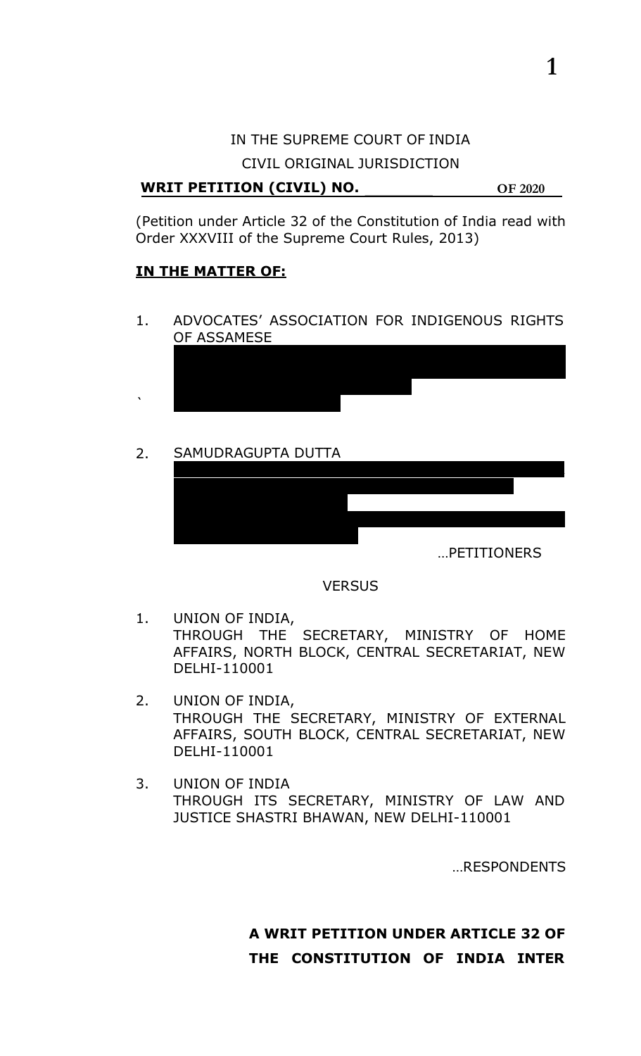IN THE SUPREME COURT OF INDIA

CIVIL ORIGINAL JURISDICTION

**WRIT PETITION (CIVIL) NO. \_\_\_\_\_\_\_ OF 2020**

(Petition under Article 32 of the Constitution of India read with Order XXXVIII of the Supreme Court Rules, 2013)

**IN THE MATTER OF:**

1. ADVOCATES' ASSOCIATION FOR INDIGENOUS RIGHTS OF ASSAMESE

2. SAMUDRAGUPTA DUTTA

...PETITIONERS

VERSUS

1. UNION OF INDIA, THROUGH THE SECRETARY, MINISTRY OF HOME AFFAIRS, NORTH BLOCK, CENTRAL SECRETARIAT, NEW DELHI-110001

2. UNION OF INDIA, THROUGH THE SECRETARY, MINISTRY OF EXTERNAL AFFAIRS, SOUTH BLOCK, CENTRAL SECRETARIAT, NEW DELHI-110001

3. UNION OF INDIA THROUGH ITS SECRETARY, MINISTRY OF LAW AND JUSTICE SHASTRI BHAWAN, NEW DELHI-110001

...RESPONDENTS

**A WRIT PETITION UNDER ARTICLE 32 OF THE CONSTITUTION OF INDIA INTER**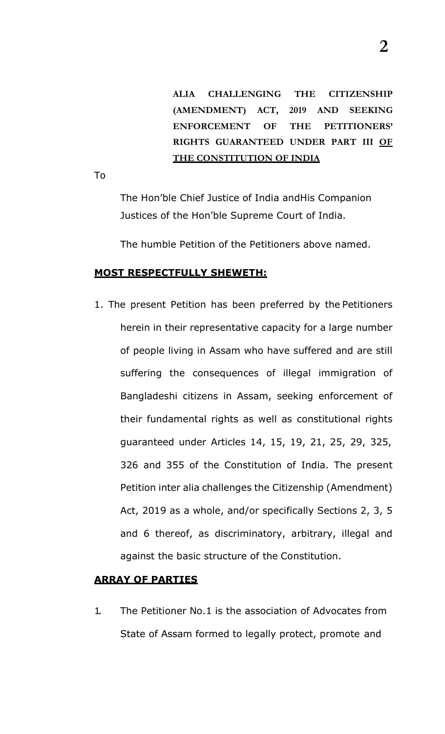**ALIA CHALLENGING THE CITIZENSHIP (AMENDMENT) ACT, 2019 AND SEEKING ENFORCEMENT OF THE PETITIONERS' RIGHTS GUARANTEED UNDER PART III <u>OF THE CONSTITUTION OF INDIA</u>**

To

The Hon'ble Chief Justice of India andHis Companion Justices of the Hon'ble Supreme Court of India.

The humble Petition of the Petitioners above named.

**<u>MOST RESPECTFULLY SHEWETH:</u>**

1. The present Petition has been preferred by the Petitioners herein in their representative capacity for a large number of people living in Assam who have suffered and are still suffering the consequences of illegal immigration of Bangladeshi citizens in Assam, seeking enforcement of their fundamental rights as well as constitutional rights guaranteed under Articles 14, 15, 19, 21, 25, 29, 325, 326 and 355 of the Constitution of India. The present Petition inter alia challenges the Citizenship (Amendment) Act, 2019 as a whole, and/or specifically Sections 2, 3, 5 and 6 thereof, as discriminatory, arbitrary, illegal and against the basic structure of the Constitution.

**<u>ARRAY OF PARTIES</u>**

1. The Petitioner No.1 is the association of Advocates from State of Assam formed to legally protect, promote and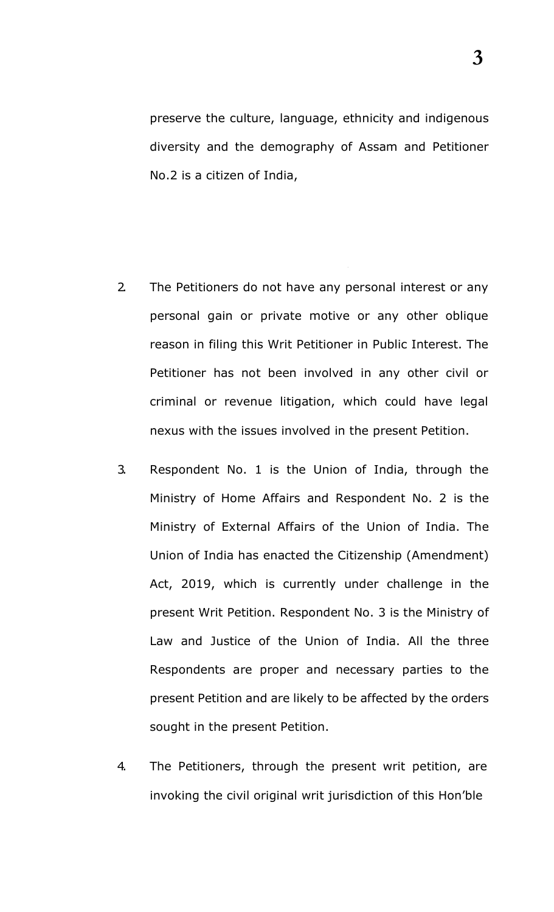preserve the culture, language, ethnicity and indigenous diversity and the demography of Assam and Petitioner No.2 is a citizen of India,

2. The Petitioners do not have any personal interest or any personal gain or private motive or any other oblique reason in filing this Writ Petitioner in Public Interest. The Petitioner has not been involved in any other civil or criminal or revenue litigation, which could have legal nexus with the issues involved in the present Petition.

3. Respondent No. 1 is the Union of India, through the Ministry of Home Affairs and Respondent No. 2 is the Ministry of External Affairs of the Union of India. The Union of India has enacted the Citizenship (Amendment) Act, 2019, which is currently under challenge in the present Writ Petition. Respondent No. 3 is the Ministry of Law and Justice of the Union of India. All the three Respondents are proper and necessary parties to the present Petition and are likely to be affected by the orders sought in the present Petition.

4. The Petitioners, through the present writ petition, are invoking the civil original writ jurisdiction of this Hon'ble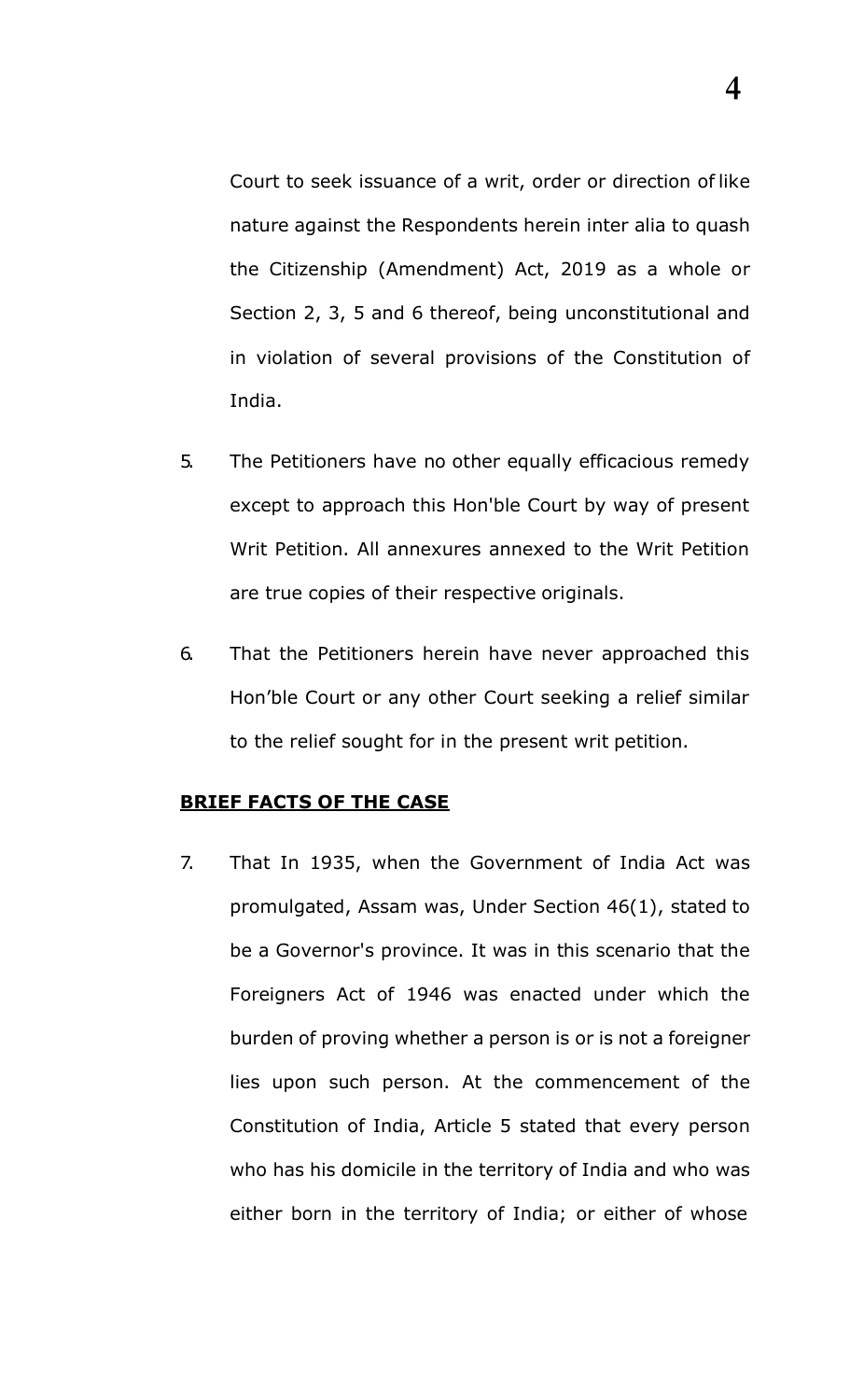Court to seek issuance of a writ, order or direction of like nature against the Respondents herein inter alia to quash the Citizenship (Amendment) Act, 2019 as a whole or Section 2, 3, 5 and 6 thereof, being unconstitutional and in violation of several provisions of the Constitution of India.

5. The Petitioners have no other equally efficacious remedy except to approach this Hon'ble Court by way of present Writ Petition. All annexures annexed to the Writ Petition are true copies of their respective originals.

6. That the Petitioners herein have never approached this Hon'ble Court or any other Court seeking a relief similar to the relief sought for in the present writ petition.

**BRIEF FACTS OF THE CASE**

7. That In 1935, when the Government of India Act was promulgated, Assam was, Under Section 46(1), stated to be a Governor's province. It was in this scenario that the Foreigners Act of 1946 was enacted under which the burden of proving whether a person is or is not a foreigner lies upon such person. At the commencement of the Constitution of India, Article 5 stated that every person who has his domicile in the territory of India and who was either born in the territory of India; or either of whose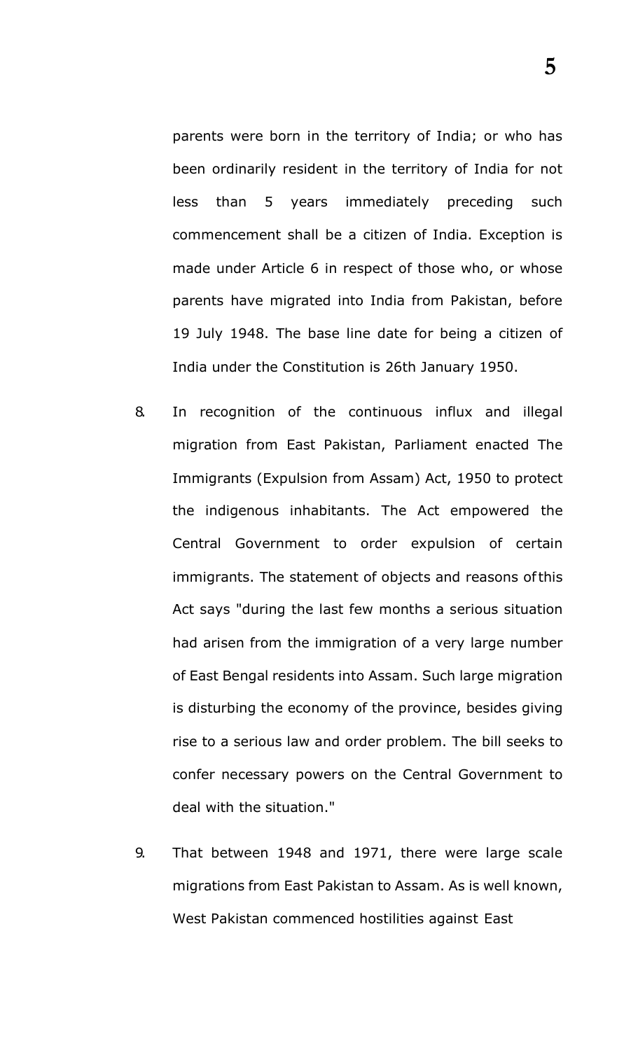parents were born in the territory of India; or who has been ordinarily resident in the territory of India for not less than 5 years immediately preceding such commencement shall be a citizen of India. Exception is made under Article 6 in respect of those who, or whose parents have migrated into India from Pakistan, before 19 July 1948. The base line date for being a citizen of India under the Constitution is 26th January 1950.

8. In recognition of the continuous influx and illegal migration from East Pakistan, Parliament enacted The Immigrants (Expulsion from Assam) Act, 1950 to protect the indigenous inhabitants. The Act empowered the Central Government to order expulsion of certain immigrants. The statement of objects and reasons of this Act says "during the last few months a serious situation had arisen from the immigration of a very large number of East Bengal residents into Assam. Such large migration is disturbing the economy of the province, besides giving rise to a serious law and order problem. The bill seeks to confer necessary powers on the Central Government to deal with the situation."

9. That between 1948 and 1971, there were large scale migrations from East Pakistan to Assam. As is well known, West Pakistan commenced hostilities against East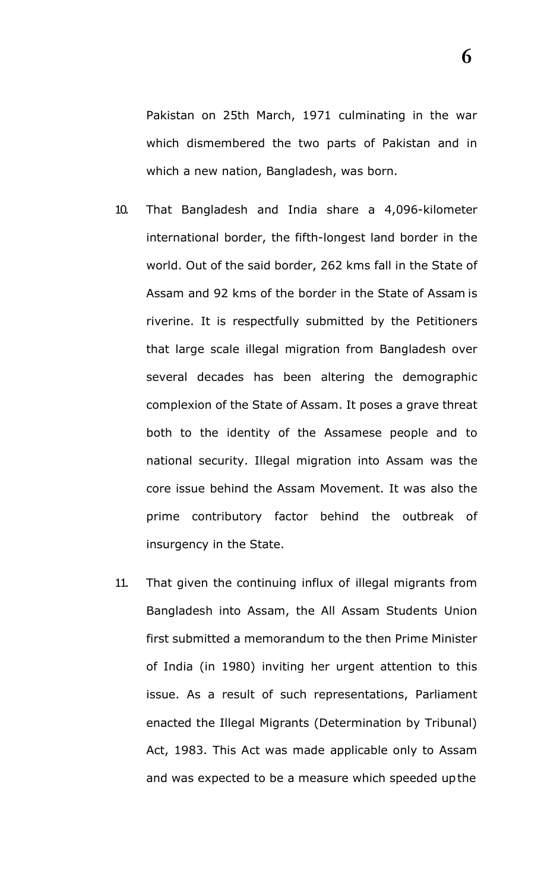Pakistan on 25th March, 1971 culminating in the war which dismembered the two parts of Pakistan and in which a new nation, Bangladesh, was born.

10. That Bangladesh and India share a 4,096-kilometer international border, the fifth-longest land border in the world. Out of the said border, 262 kms fall in the State of Assam and 92 kms of the border in the State of Assam is riverine. It is respectfully submitted by the Petitioners that large scale illegal migration from Bangladesh over several decades has been altering the demographic complexion of the State of Assam. It poses a grave threat both to the identity of the Assamese people and to national security. Illegal migration into Assam was the core issue behind the Assam Movement. It was also the prime contributory factor behind the outbreak of insurgency in the State.

11. That given the continuing influx of illegal migrants from Bangladesh into Assam, the All Assam Students Union first submitted a memorandum to the then Prime Minister of India (in 1980) inviting her urgent attention to this issue. As a result of such representations, Parliament enacted the Illegal Migrants (Determination by Tribunal) Act, 1983. This Act was made applicable only to Assam and was expected to be a measure which speeded up the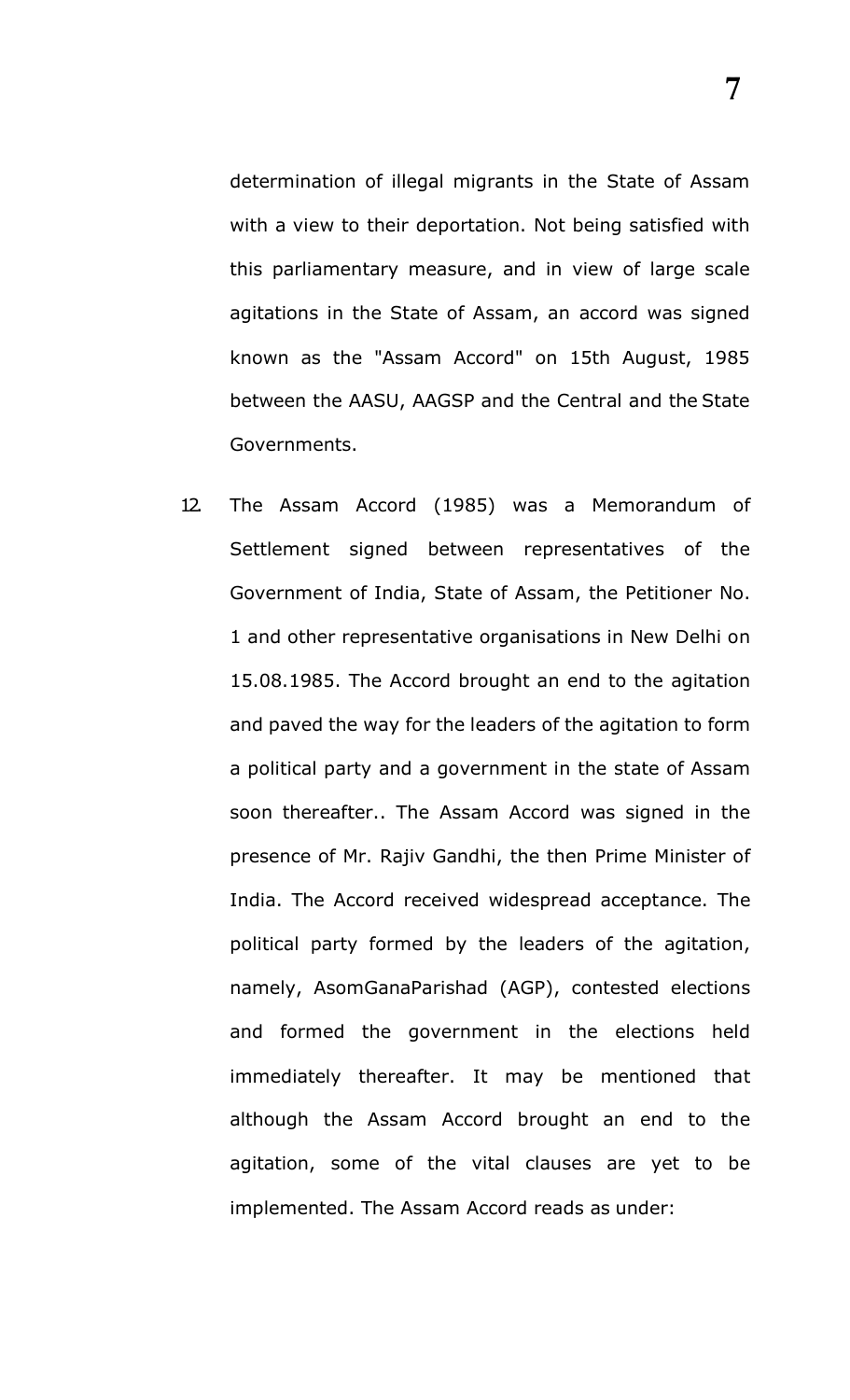determination of illegal migrants in the State of Assam with a view to their deportation. Not being satisfied with this parliamentary measure, and in view of large scale agitations in the State of Assam, an accord was signed known as the "Assam Accord" on 15th August, 1985 between the AASU, AAGSP and the Central and the State Governments.

12. The Assam Accord (1985) was a Memorandum of Settlement signed between representatives of the Government of India, State of Assam, the Petitioner No. 1 and other representative organisations in New Delhi on 15.08.1985. The Accord brought an end to the agitation and paved the way for the leaders of the agitation to form a political party and a government in the state of Assam soon thereafter.. The Assam Accord was signed in the presence of Mr. Rajiv Gandhi, the then Prime Minister of India. The Accord received widespread acceptance. The political party formed by the leaders of the agitation, namely, AsomGanaParishad (AGP), contested elections and formed the government in the elections held immediately thereafter. It may be mentioned that although the Assam Accord brought an end to the agitation, some of the vital clauses are yet to be implemented. The Assam Accord reads as under: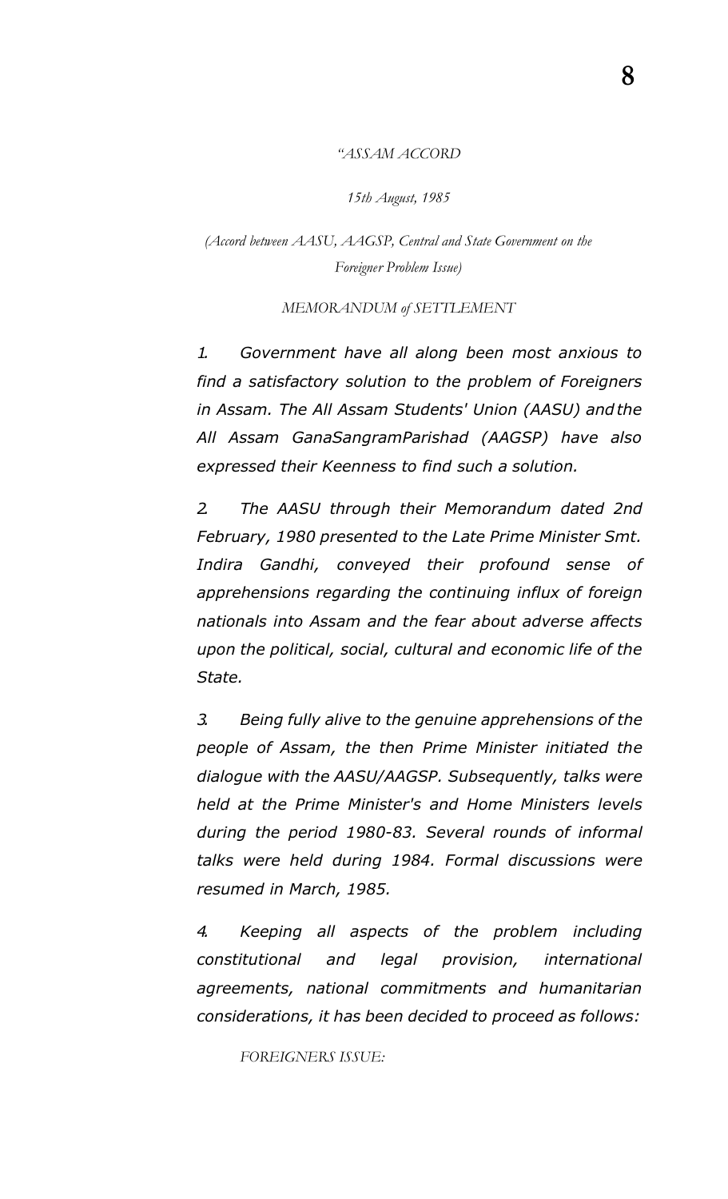*"ASSAM ACCORD*

*15th August, 1985*

*(Accord between AASU, AAGSP, Central and State Government on the Foreigner Problem Issue)*

*MEMORANDUM of SETTLEMENT*

*1. Government have all along been most anxious to find a satisfactory solution to the problem of Foreigners in Assam. The All Assam Students' Union (AASU) and the All Assam GanaSangramParishad (AAGSP) have also expressed their Keenness to find such a solution.*

*2. The AASU through their Memorandum dated 2nd February, 1980 presented to the Late Prime Minister Smt. Indira Gandhi, conveyed their profound sense of apprehensions regarding the continuing influx of foreign nationals into Assam and the fear about adverse affects upon the political, social, cultural and economic life of the State.*

*3. Being fully alive to the genuine apprehensions of the people of Assam, the then Prime Minister initiated the dialogue with the AASU/AAGSP. Subsequently, talks were held at the Prime Minister's and Home Ministers levels during the period 1980-83. Several rounds of informal talks were held during 1984. Formal discussions were resumed in March, 1985.*

*4. Keeping all aspects of the problem including constitutional and legal provision, international agreements, national commitments and humanitarian considerations, it has been decided to proceed as follows:*

*FOREIGNERS ISSUE:*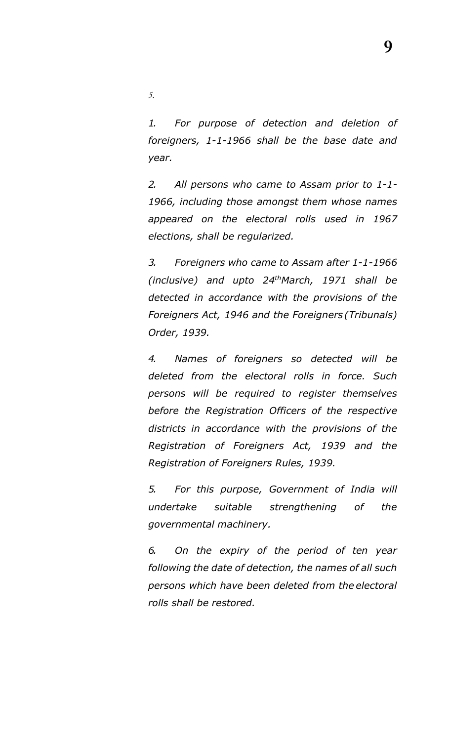5.

*1. For purpose of detection and deletion of foreigners, 1-1-1966 shall be the base date and year.*

*2. All persons who came to Assam prior to 1-1-1966, including those amongst them whose names appeared on the electoral rolls used in 1967 elections, shall be regularized.*

*3. Foreigners who came to Assam after 1-1-1966 (inclusive) and upto 24th March, 1971 shall be detected in accordance with the provisions of the Foreigners Act, 1946 and the Foreigners (Tribunals) Order, 1939.*

*4. Names of foreigners so detected will be deleted from the electoral rolls in force. Such persons will be required to register themselves before the Registration Officers of the respective districts in accordance with the provisions of the Registration of Foreigners Act, 1939 and the Registration of Foreigners Rules, 1939.*

*5. For this purpose, Government of India will undertake suitable strengthening of the governmental machinery.*

*6. On the expiry of the period of ten year following the date of detection, the names of all such persons which have been deleted from the electoral rolls shall be restored.*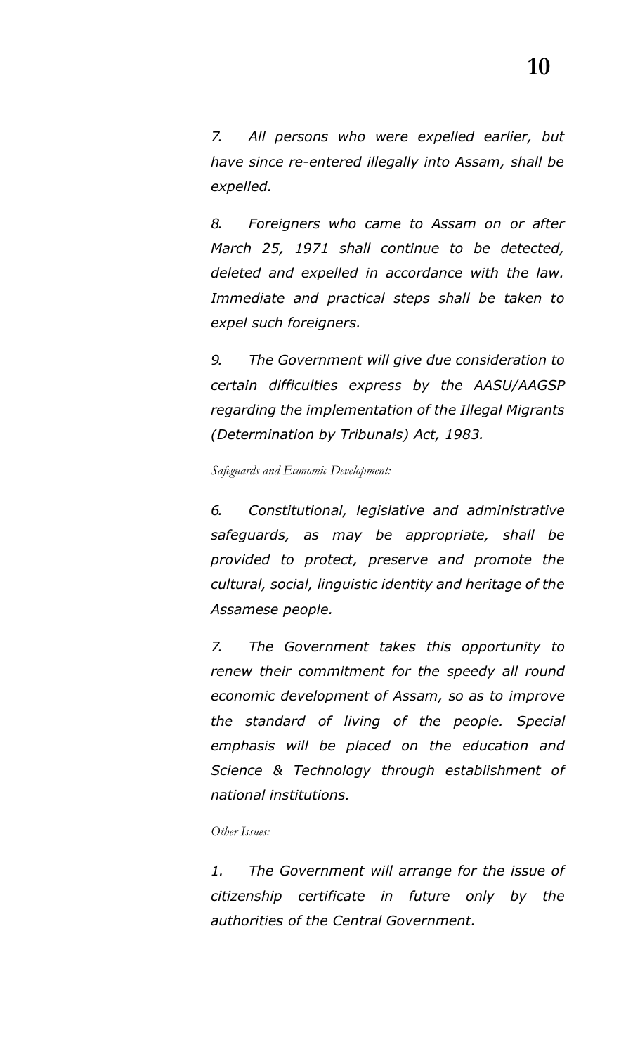*7. All persons who were expelled earlier, but have since re-entered illegally into Assam, shall be expelled.*

*8. Foreigners who came to Assam on or after March 25, 1971 shall continue to be detected, deleted and expelled in accordance with the law. Immediate and practical steps shall be taken to expel such foreigners.*

*9. The Government will give due consideration to certain difficulties express by the AASU/AAGSP regarding the implementation of the Illegal Migrants (Determination by Tribunals) Act, 1983.*

*Safeguards and Economic Development:*

*6. Constitutional, legislative and administrative safeguards, as may be appropriate, shall be provided to protect, preserve and promote the cultural, social, linguistic identity and heritage of the Assamese people.*

*7. The Government takes this opportunity to renew their commitment for the speedy all round economic development of Assam, so as to improve the standard of living of the people. Special emphasis will be placed on the education and Science & Technology through establishment of national institutions.*

*Other Issues:*

*1. The Government will arrange for the issue of citizenship certificate in future only by the authorities of the Central Government.*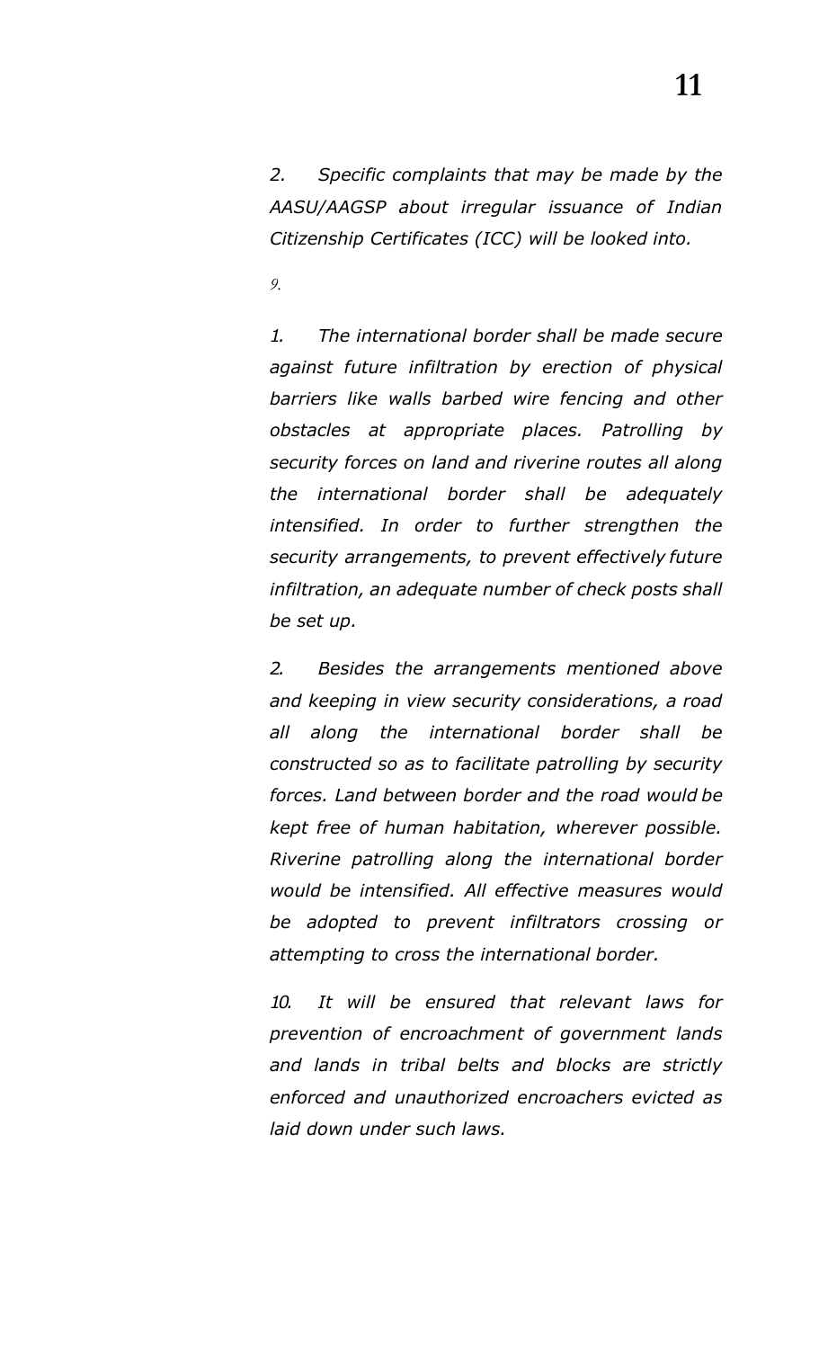*2. Specific complaints that may be made by the AASU/AAGSP about irregular issuance of Indian Citizenship Certificates (ICC) will be looked into.*

*9.*

*1. The international border shall be made secure against future infiltration by erection of physical barriers like walls barbed wire fencing and other obstacles at appropriate places. Patrolling by security forces on land and riverine routes all along the international border shall be adequately intensified. In order to further strengthen the security arrangements, to prevent effectively future infiltration, an adequate number of check posts shall be set up.*

*2. Besides the arrangements mentioned above and keeping in view security considerations, a road all along the international border shall be constructed so as to facilitate patrolling by security forces. Land between border and the road would be kept free of human habitation, wherever possible. Riverine patrolling along the international border would be intensified. All effective measures would be adopted to prevent infiltrators crossing or attempting to cross the international border.*

*10. It will be ensured that relevant laws for prevention of encroachment of government lands and lands in tribal belts and blocks are strictly enforced and unauthorized encroachers evicted as laid down under such laws.*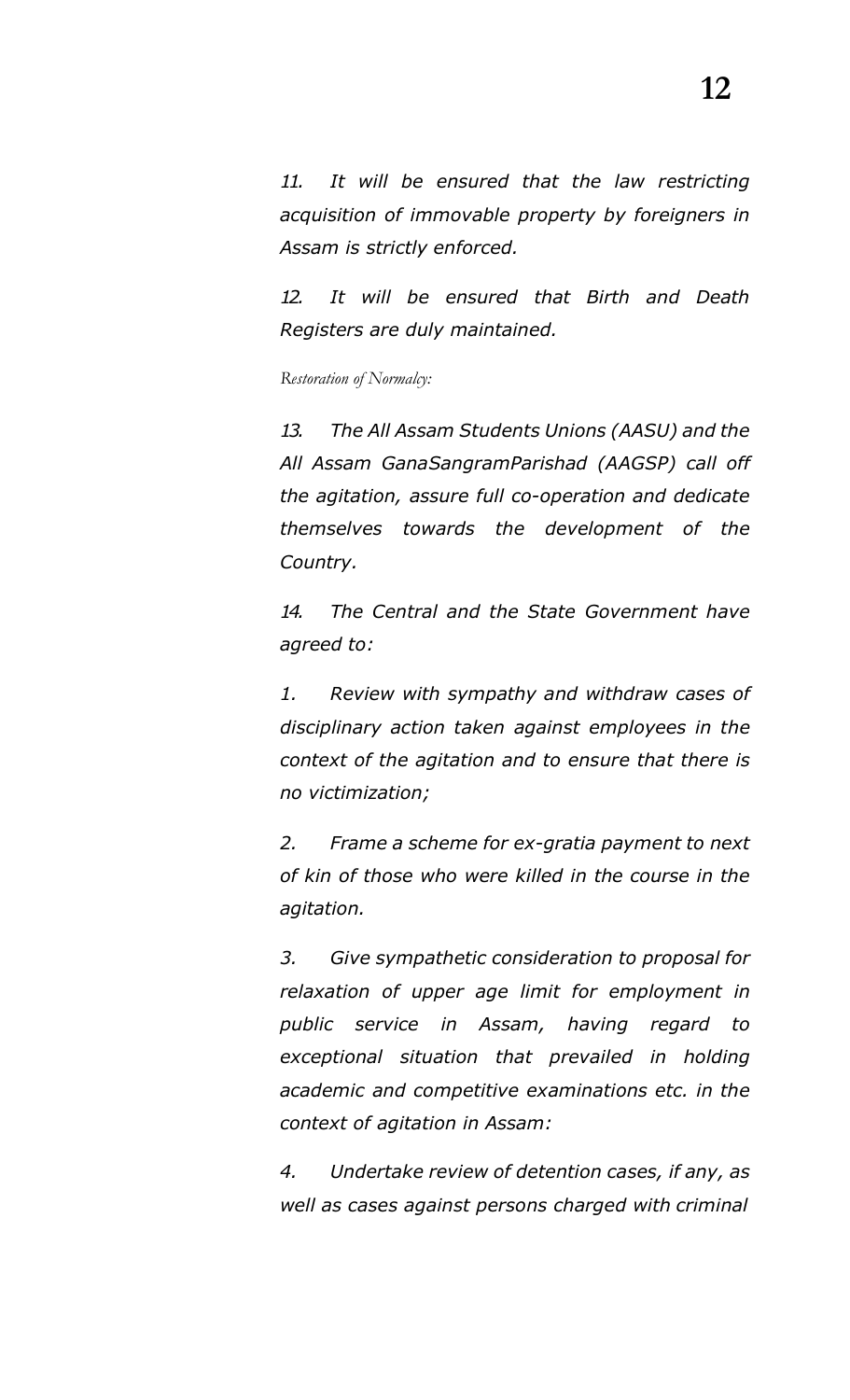*11. It will be ensured that the law restricting acquisition of immovable property by foreigners in Assam is strictly enforced.*

*12. It will be ensured that Birth and Death Registers are duly maintained.*

*Restoration of Normalcy:*

*13. The All Assam Students Unions (AASU) and the All Assam GanaSangramParishad (AAGSP) call off the agitation, assure full co-operation and dedicate themselves towards the development of the Country.*

*14. The Central and the State Government have agreed to:*

*1. Review with sympathy and withdraw cases of disciplinary action taken against employees in the context of the agitation and to ensure that there is no victimization;*

*2. Frame a scheme for ex-gratia payment to next of kin of those who were killed in the course in the agitation.*

*3. Give sympathetic consideration to proposal for relaxation of upper age limit for employment in public service in Assam, having regard to exceptional situation that prevailed in holding academic and competitive examinations etc. in the context of agitation in Assam:*

*4. Undertake review of detention cases, if any, as well as cases against persons charged with criminal*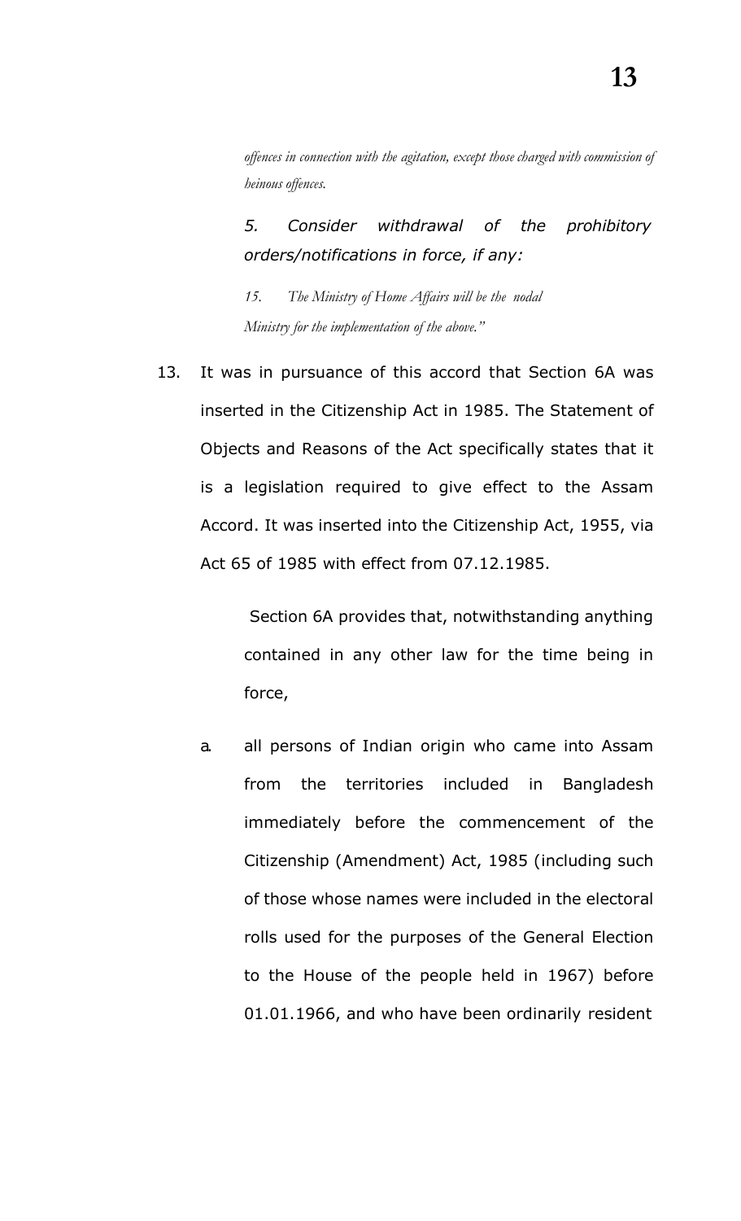*offences in connection with the agitation, except those charged with commission of heinous offences.*

*5. Consider withdrawal of the prohibitory orders/notifications in force, if any:*

*15. The Ministry of Home Affairs will be the nodal Ministry for the implementation of the above."*

13. It was in pursuance of this accord that Section 6A was inserted in the Citizenship Act in 1985. The Statement of Objects and Reasons of the Act specifically states that it is a legislation required to give effect to the Assam Accord. It was inserted into the Citizenship Act, 1955, via Act 65 of 1985 with effect from 07.12.1985.

   Section 6A provides that, notwithstanding anything contained in any other law for the time being in force,

   a. all persons of Indian origin who came into Assam from the territories included in Bangladesh immediately before the commencement of the Citizenship (Amendment) Act, 1985 (including such of those whose names were included in the electoral rolls used for the purposes of the General Election to the House of the people held in 1967) before 01.01.1966, and who have been ordinarily resident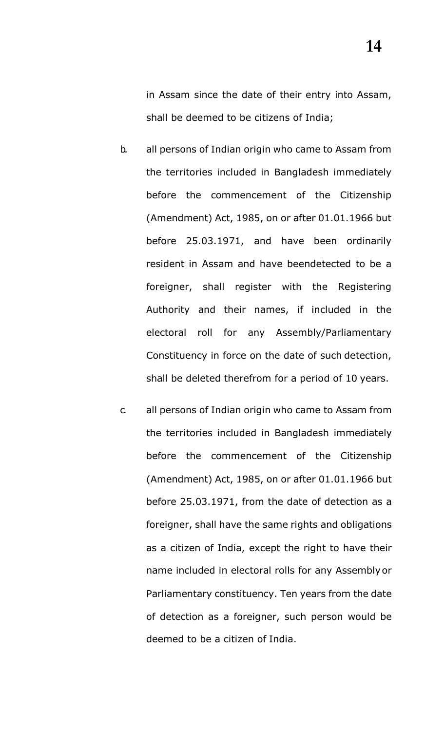in Assam since the date of their entry into Assam, shall be deemed to be citizens of India;

b. all persons of Indian origin who came to Assam from the territories included in Bangladesh immediately before the commencement of the Citizenship (Amendment) Act, 1985, on or after 01.01.1966 but before 25.03.1971, and have been ordinarily resident in Assam and have beendetected to be a foreigner, shall register with the Registering Authority and their names, if included in the electoral roll for any Assembly/Parliamentary Constituency in force on the date of such detection, shall be deleted therefrom for a period of 10 years.

c. all persons of Indian origin who came to Assam from the territories included in Bangladesh immediately before the commencement of the Citizenship (Amendment) Act, 1985, on or after 01.01.1966 but before 25.03.1971, from the date of detection as a foreigner, shall have the same rights and obligations as a citizen of India, except the right to have their name included in electoral rolls for any Assembly or Parliamentary constituency. Ten years from the date of detection as a foreigner, such person would be deemed to be a citizen of India.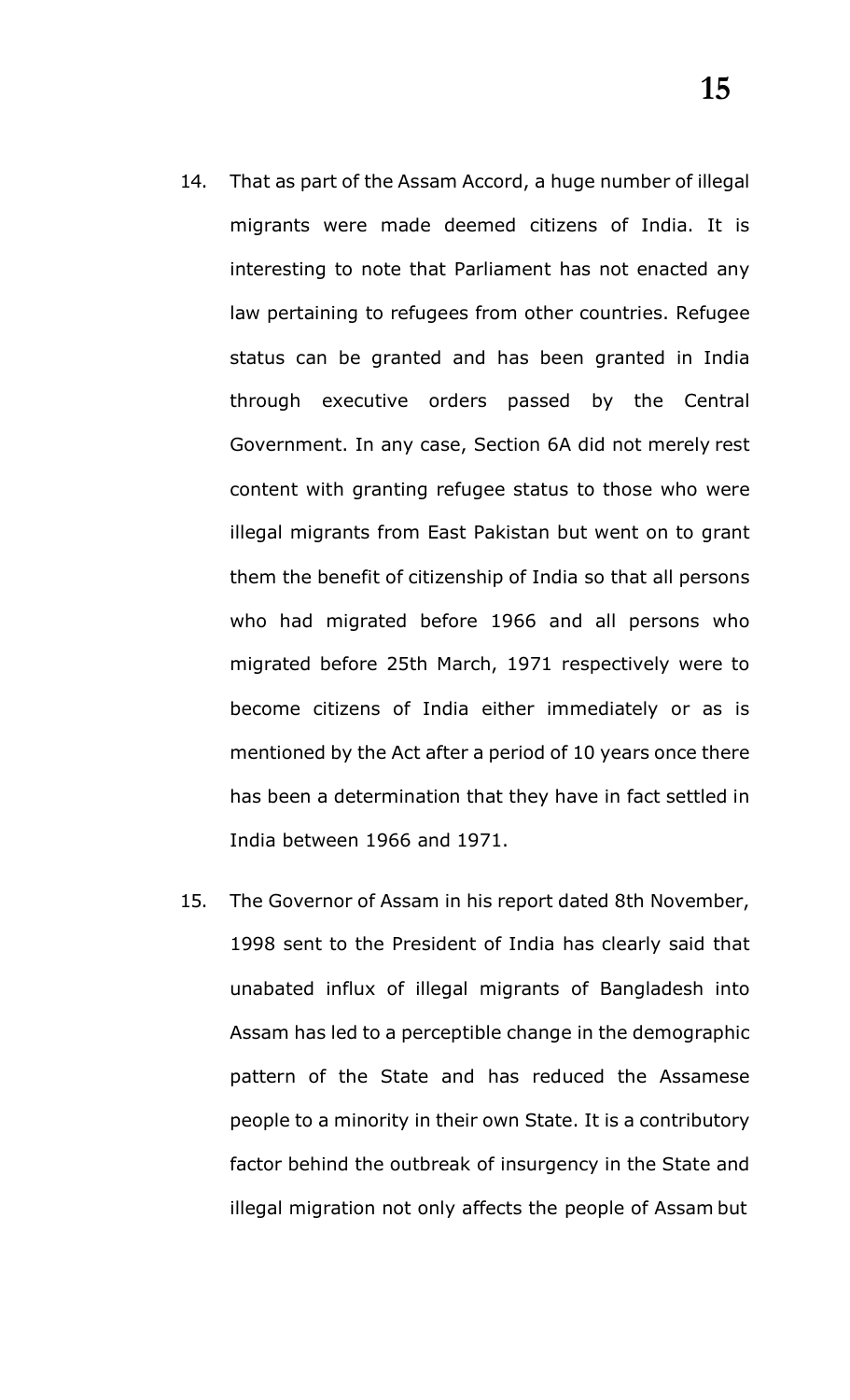14. That as part of the Assam Accord, a huge number of illegal migrants were made deemed citizens of India. It is interesting to note that Parliament has not enacted any law pertaining to refugees from other countries. Refugee status can be granted and has been granted in India through executive orders passed by the Central Government. In any case, Section 6A did not merely rest content with granting refugee status to those who were illegal migrants from East Pakistan but went on to grant them the benefit of citizenship of India so that all persons who had migrated before 1966 and all persons who migrated before 25th March, 1971 respectively were to become citizens of India either immediately or as is mentioned by the Act after a period of 10 years once there has been a determination that they have in fact settled in India between 1966 and 1971.

15. The Governor of Assam in his report dated 8th November, 1998 sent to the President of India has clearly said that unabated influx of illegal migrants of Bangladesh into Assam has led to a perceptible change in the demographic pattern of the State and has reduced the Assamese people to a minority in their own State. It is a contributory factor behind the outbreak of insurgency in the State and illegal migration not only affects the people of Assam but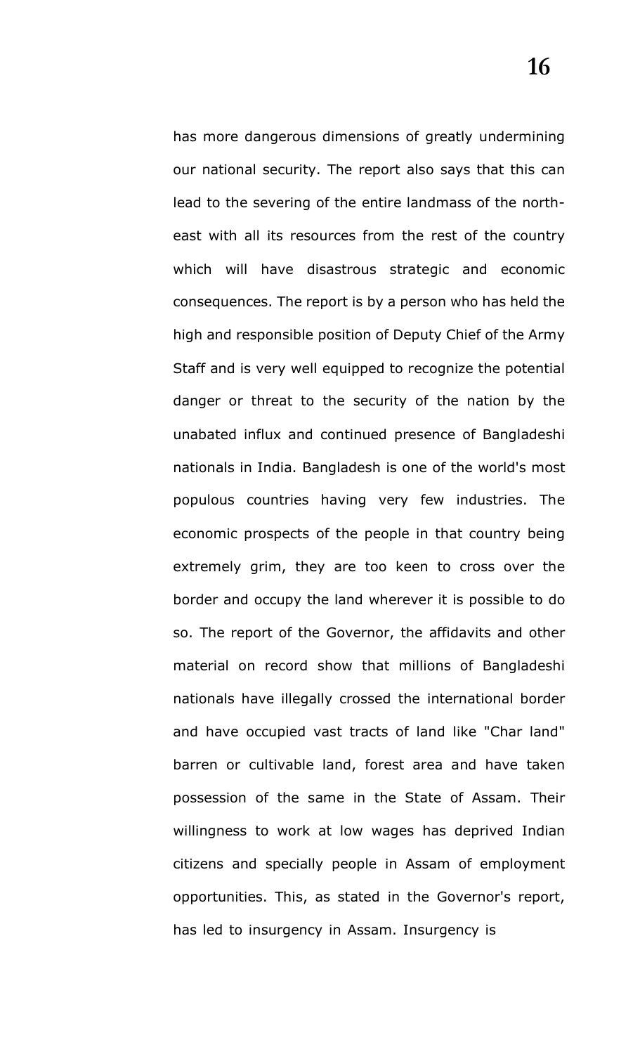has more dangerous dimensions of greatly undermining our national security. The report also says that this can lead to the severing of the entire landmass of the north-east with all its resources from the rest of the country which will have disastrous strategic and economic consequences. The report is by a person who has held the high and responsible position of Deputy Chief of the Army Staff and is very well equipped to recognize the potential danger or threat to the security of the nation by the unabated influx and continued presence of Bangladeshi nationals in India. Bangladesh is one of the world's most populous countries having very few industries. The economic prospects of the people in that country being extremely grim, they are too keen to cross over the border and occupy the land wherever it is possible to do so. The report of the Governor, the affidavits and other material on record show that millions of Bangladeshi nationals have illegally crossed the international border and have occupied vast tracts of land like "Char land" barren or cultivable land, forest area and have taken possession of the same in the State of Assam. Their willingness to work at low wages has deprived Indian citizens and specially people in Assam of employment opportunities. This, as stated in the Governor's report, has led to insurgency in Assam. Insurgency is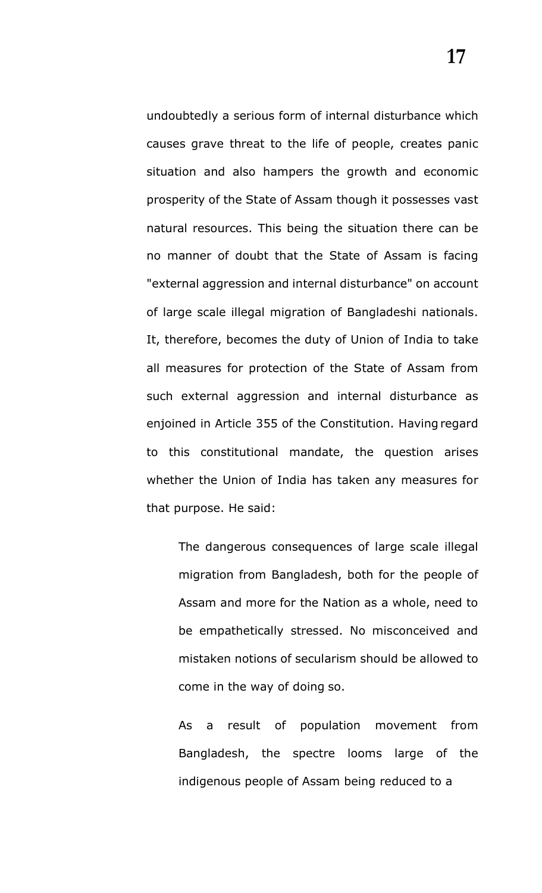undoubtedly a serious form of internal disturbance which causes grave threat to the life of people, creates panic situation and also hampers the growth and economic prosperity of the State of Assam though it possesses vast natural resources. This being the situation there can be no manner of doubt that the State of Assam is facing "external aggression and internal disturbance" on account of large scale illegal migration of Bangladeshi nationals. It, therefore, becomes the duty of Union of India to take all measures for protection of the State of Assam from such external aggression and internal disturbance as enjoined in Article 355 of the Constitution. Having regard to this constitutional mandate, the question arises whether the Union of India has taken any measures for that purpose. He said:

> The dangerous consequences of large scale illegal migration from Bangladesh, both for the people of Assam and more for the Nation as a whole, need to be empathetically stressed. No misconceived and mistaken notions of secularism should be allowed to come in the way of doing so.
>
> As a result of population movement from Bangladesh, the spectre looms large of the indigenous people of Assam being reduced to a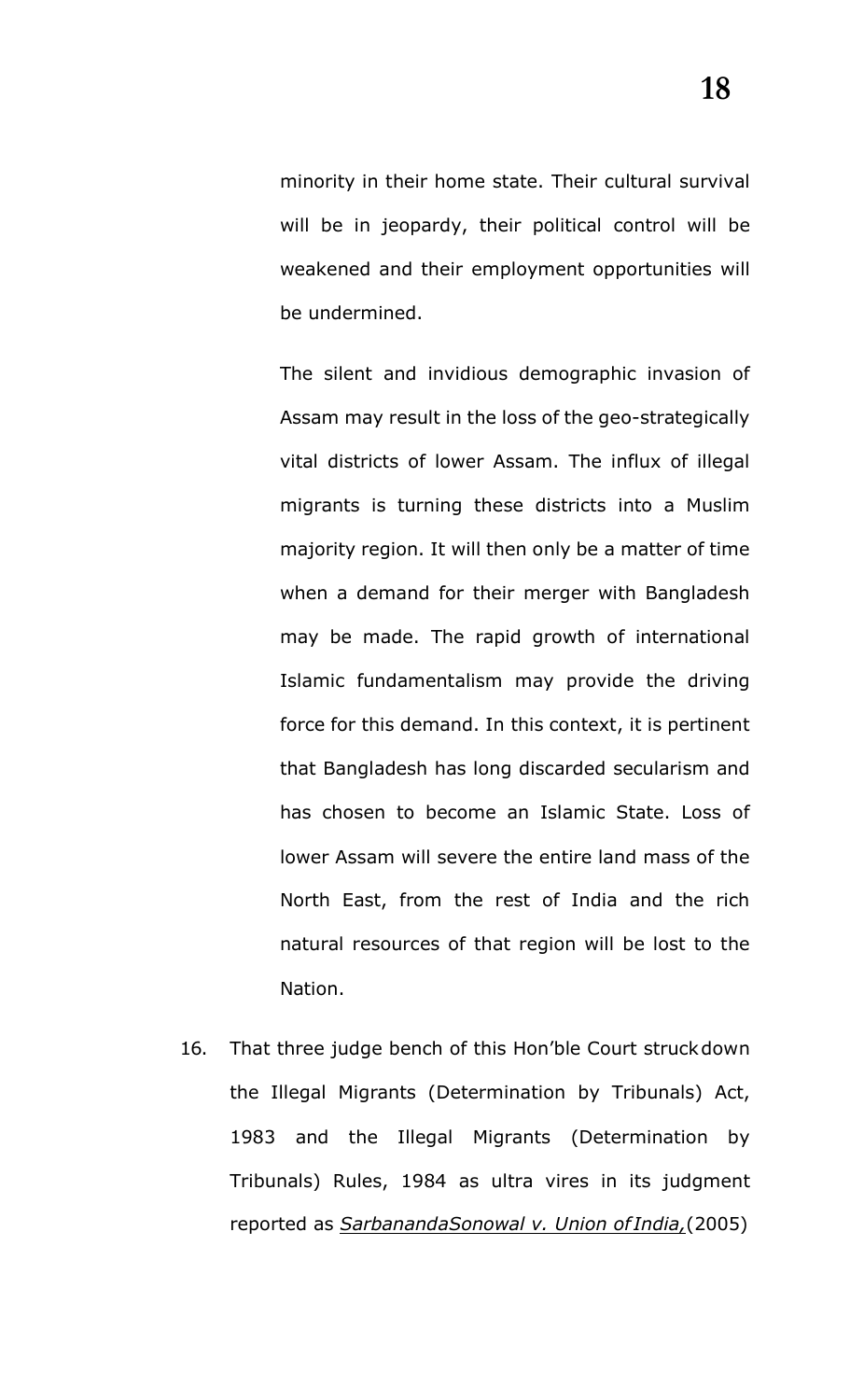minority in their home state. Their cultural survival will be in jeopardy, their political control will be weakened and their employment opportunities will be undermined.

The silent and invidious demographic invasion of Assam may result in the loss of the geo-strategically vital districts of lower Assam. The influx of illegal migrants is turning these districts into a Muslim majority region. It will then only be a matter of time when a demand for their merger with Bangladesh may be made. The rapid growth of international Islamic fundamentalism may provide the driving force for this demand. In this context, it is pertinent that Bangladesh has long discarded secularism and has chosen to become an Islamic State. Loss of lower Assam will severe the entire land mass of the North East, from the rest of India and the rich natural resources of that region will be lost to the Nation.

16. That three judge bench of this Hon'ble Court struck down the Illegal Migrants (Determination by Tribunals) Act, 1983 and the Illegal Migrants (Determination by Tribunals) Rules, 1984 as ultra vires in its judgment reported as *SarbanandaSonowal v. Union of India,*(2005)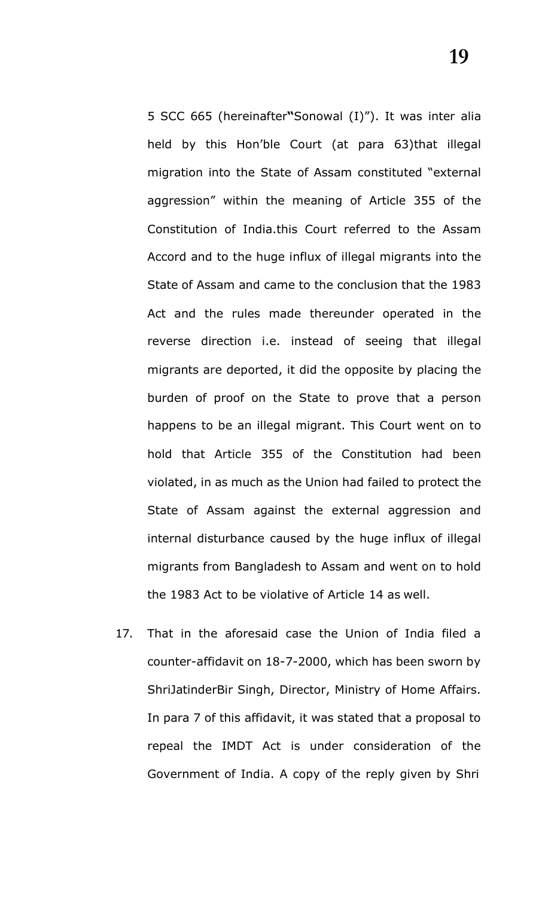5 SCC 665 (hereinafter"Sonowal (I)"). It was inter alia held by this Hon'ble Court (at para 63)that illegal migration into the State of Assam constituted "external aggression" within the meaning of Article 355 of the Constitution of India.this Court referred to the Assam Accord and to the huge influx of illegal migrants into the State of Assam and came to the conclusion that the 1983 Act and the rules made thereunder operated in the reverse direction i.e. instead of seeing that illegal migrants are deported, it did the opposite by placing the burden of proof on the State to prove that a person happens to be an illegal migrant. This Court went on to hold that Article 355 of the Constitution had been violated, in as much as the Union had failed to protect the State of Assam against the external aggression and internal disturbance caused by the huge influx of illegal migrants from Bangladesh to Assam and went on to hold the 1983 Act to be violative of Article 14 as well.

17. That in the aforesaid case the Union of India filed a counter-affidavit on 18-7-2000, which has been sworn by ShriJatinderBir Singh, Director, Ministry of Home Affairs. In para 7 of this affidavit, it was stated that a proposal to repeal the IMDT Act is under consideration of the Government of India. A copy of the reply given by Shri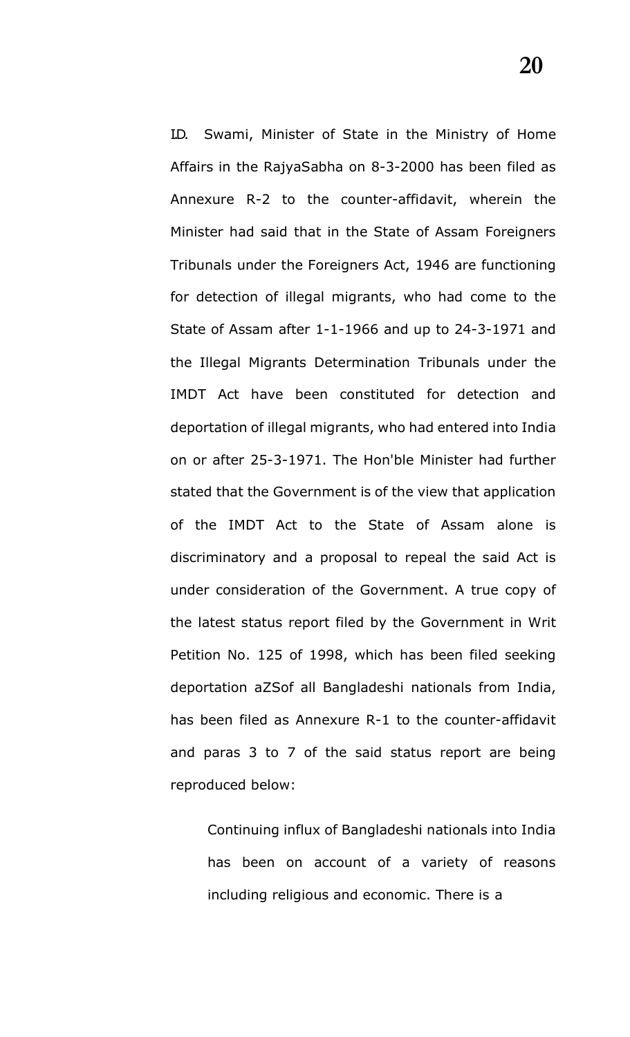I.D. Swami, Minister of State in the Ministry of Home Affairs in the RajyaSabha on 8-3-2000 has been filed as Annexure R-2 to the counter-affidavit, wherein the Minister had said that in the State of Assam Foreigners Tribunals under the Foreigners Act, 1946 are functioning for detection of illegal migrants, who had come to the State of Assam after 1-1-1966 and up to 24-3-1971 and the Illegal Migrants Determination Tribunals under the IMDT Act have been constituted for detection and deportation of illegal migrants, who had entered into India on or after 25-3-1971. The Hon'ble Minister had further stated that the Government is of the view that application of the IMDT Act to the State of Assam alone is discriminatory and a proposal to repeal the said Act is under consideration of the Government. A true copy of the latest status report filed by the Government in Writ Petition No. 125 of 1998, which has been filed seeking deportation aZSof all Bangladeshi nationals from India, has been filed as Annexure R-1 to the counter-affidavit and paras 3 to 7 of the said status report are being reproduced below:

> Continuing influx of Bangladeshi nationals into India has been on account of a variety of reasons including religious and economic. There is a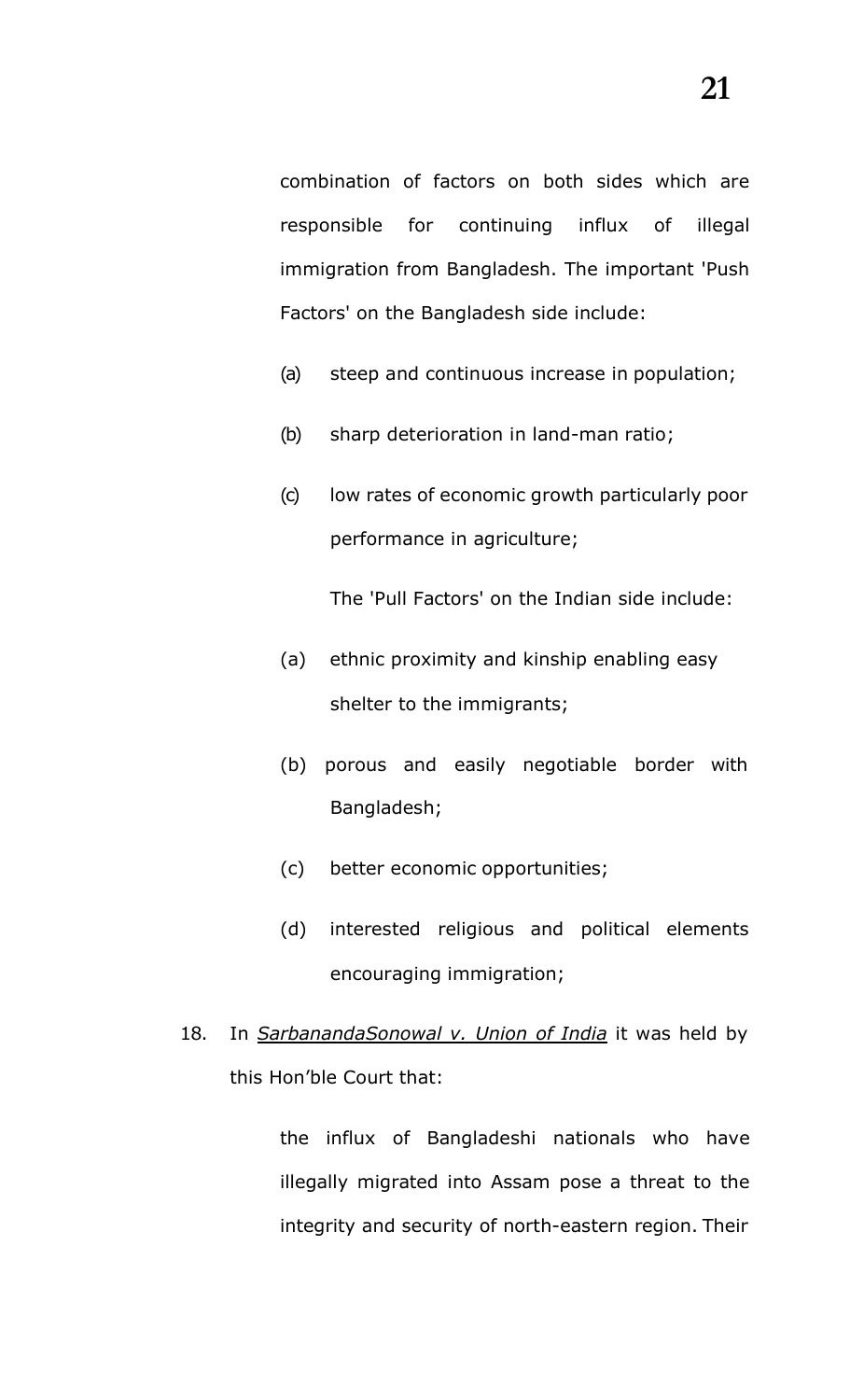combination of factors on both sides which are responsible for continuing influx of illegal immigration from Bangladesh. The important 'Push Factors' on the Bangladesh side include:

(a) steep and continuous increase in population;

(b) sharp deterioration in land-man ratio;

(c) low rates of economic growth particularly poor performance in agriculture;

The 'Pull Factors' on the Indian side include:

(a) ethnic proximity and kinship enabling easy shelter to the immigrants;

(b) porous and easily negotiable border with Bangladesh;

(c) better economic opportunities;

(d) interested religious and political elements encouraging immigration;

18. In *<u>SarbanandaSonowal v. Union of India</u>* it was held by this Hon'ble Court that:

> the influx of Bangladeshi nationals who have illegally migrated into Assam pose a threat to the integrity and security of north-eastern region. Their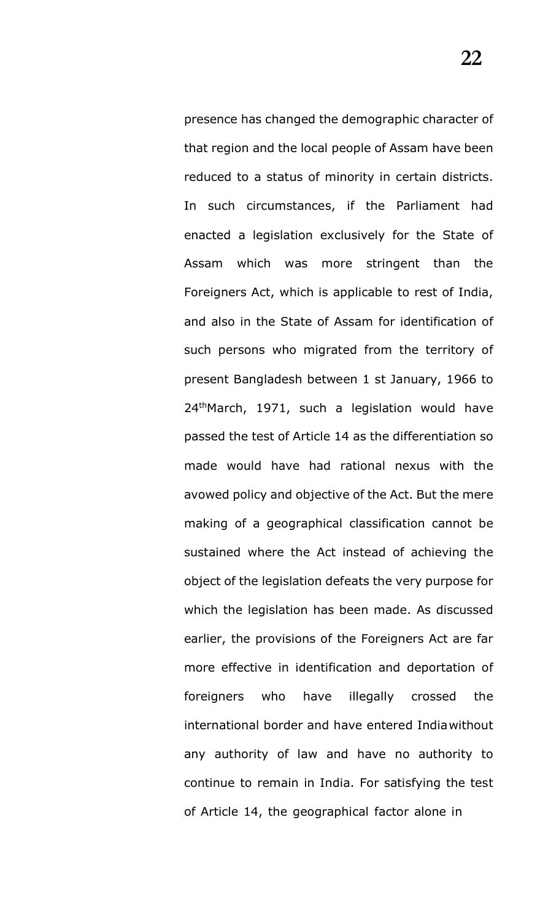presence has changed the demographic character of that region and the local people of Assam have been reduced to a status of minority in certain districts. In such circumstances, if the Parliament had enacted a legislation exclusively for the State of Assam which was more stringent than the Foreigners Act, which is applicable to rest of India, and also in the State of Assam for identification of such persons who migrated from the territory of present Bangladesh between 1 st January, 1966 to 24thMarch, 1971, such a legislation would have passed the test of Article 14 as the differentiation so made would have had rational nexus with the avowed policy and objective of the Act. But the mere making of a geographical classification cannot be sustained where the Act instead of achieving the object of the legislation defeats the very purpose for which the legislation has been made. As discussed earlier, the provisions of the Foreigners Act are far more effective in identification and deportation of foreigners who have illegally crossed the international border and have entered India without any authority of law and have no authority to continue to remain in India. For satisfying the test of Article 14, the geographical factor alone in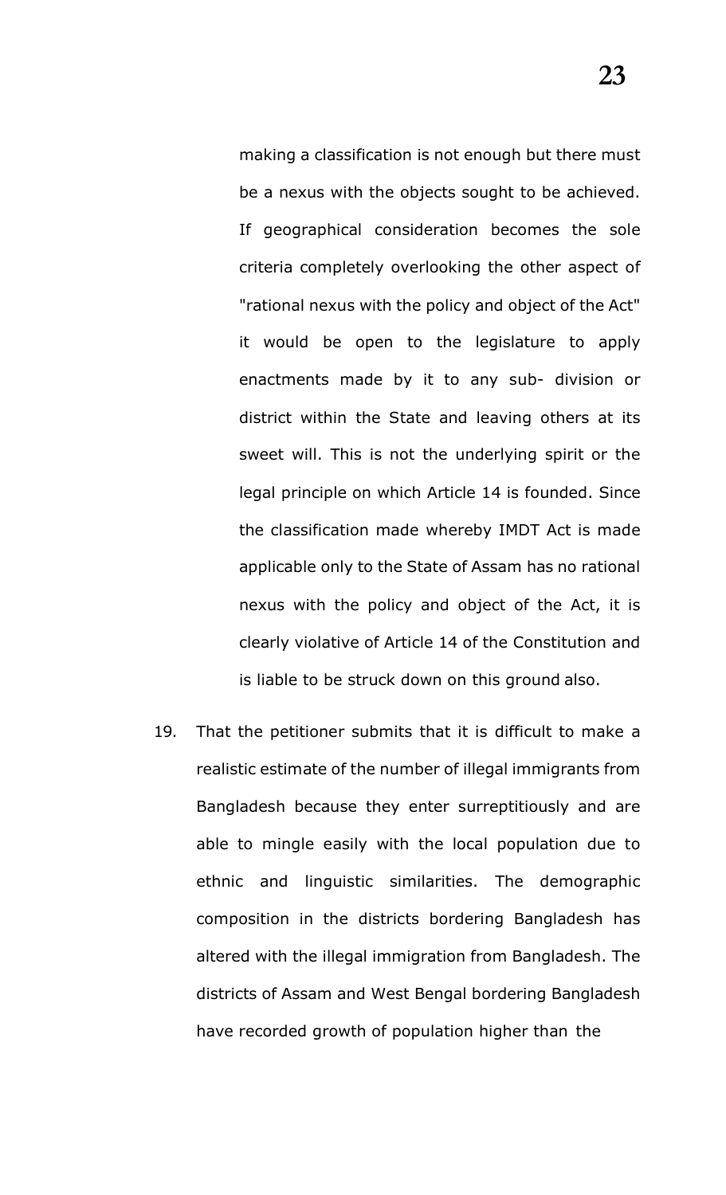making a classification is not enough but there must be a nexus with the objects sought to be achieved. If geographical consideration becomes the sole criteria completely overlooking the other aspect of "rational nexus with the policy and object of the Act" it would be open to the legislature to apply enactments made by it to any sub- division or district within the State and leaving others at its sweet will. This is not the underlying spirit or the legal principle on which Article 14 is founded. Since the classification made whereby IMDT Act is made applicable only to the State of Assam has no rational nexus with the policy and object of the Act, it is clearly violative of Article 14 of the Constitution and is liable to be struck down on this ground also.

19. That the petitioner submits that it is difficult to make a realistic estimate of the number of illegal immigrants from Bangladesh because they enter surreptitiously and are able to mingle easily with the local population due to ethnic and linguistic similarities. The demographic composition in the districts bordering Bangladesh has altered with the illegal immigration from Bangladesh. The districts of Assam and West Bengal bordering Bangladesh have recorded growth of population higher than the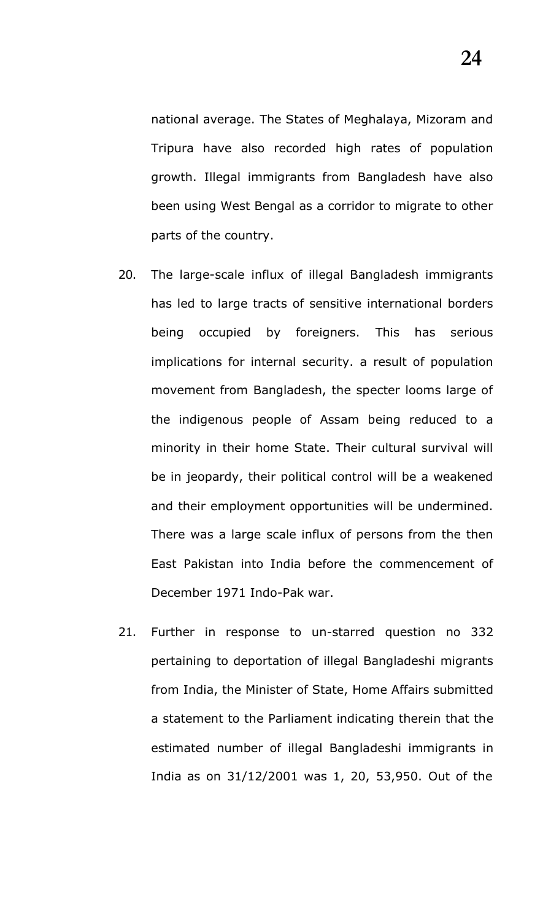national average. The States of Meghalaya, Mizoram and Tripura have also recorded high rates of population growth. Illegal immigrants from Bangladesh have also been using West Bengal as a corridor to migrate to other parts of the country.

20. The large-scale influx of illegal Bangladesh immigrants has led to large tracts of sensitive international borders being occupied by foreigners. This has serious implications for internal security. a result of population movement from Bangladesh, the specter looms large of the indigenous people of Assam being reduced to a minority in their home State. Their cultural survival will be in jeopardy, their political control will be a weakened and their employment opportunities will be undermined. There was a large scale influx of persons from the then East Pakistan into India before the commencement of December 1971 Indo-Pak war.

21. Further in response to un-starred question no 332 pertaining to deportation of illegal Bangladeshi migrants from India, the Minister of State, Home Affairs submitted a statement to the Parliament indicating therein that the estimated number of illegal Bangladeshi immigrants in India as on 31/12/2001 was 1, 20, 53,950. Out of the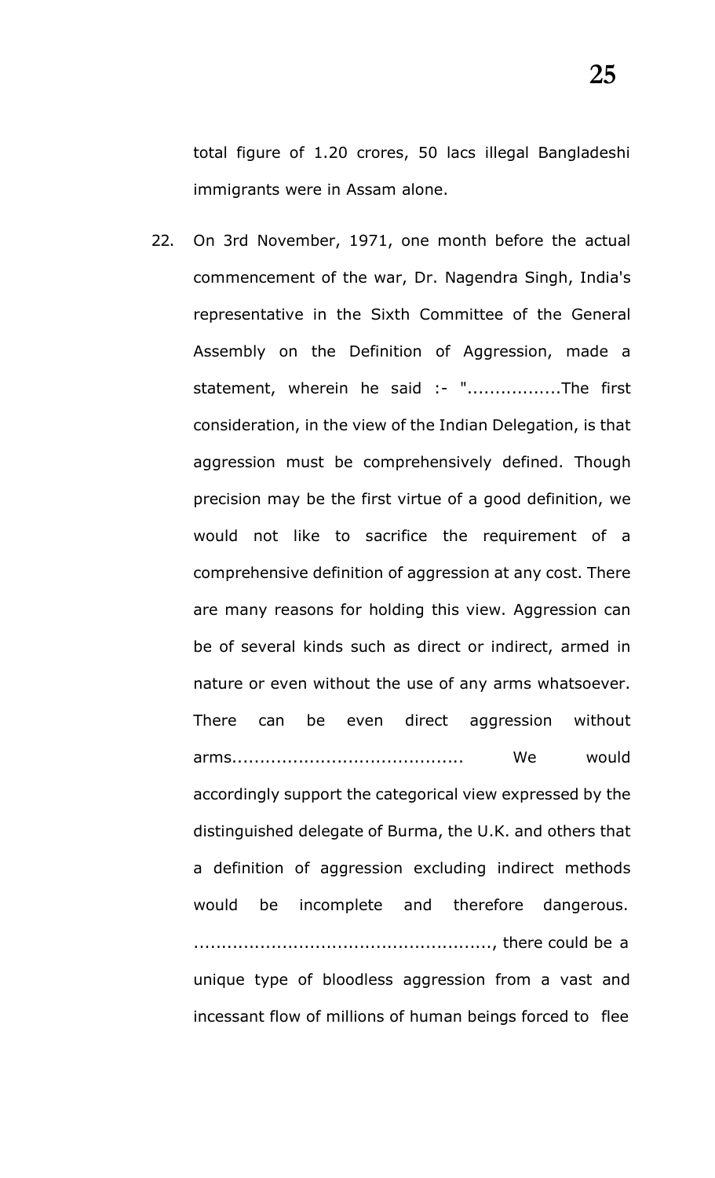total figure of 1.20 crores, 50 lacs illegal Bangladeshi immigrants were in Assam alone.

22. On 3rd November, 1971, one month before the actual commencement of the war, Dr. Nagendra Singh, India's representative in the Sixth Committee of the General Assembly on the Definition of Aggression, made a statement, wherein he said :- ".................The first consideration, in the view of the Indian Delegation, is that aggression must be comprehensively defined. Though precision may be the first virtue of a good definition, we would not like to sacrifice the requirement of a comprehensive definition of aggression at any cost. There are many reasons for holding this view. Aggression can be of several kinds such as direct or indirect, armed in nature or even without the use of any arms whatsoever. There can be even direct aggression without arms.......................................... We would accordingly support the categorical view expressed by the distinguished delegate of Burma, the U.K. and others that a definition of aggression excluding indirect methods would be incomplete and therefore dangerous. ......................................................, there could be a unique type of bloodless aggression from a vast and incessant flow of millions of human beings forced to flee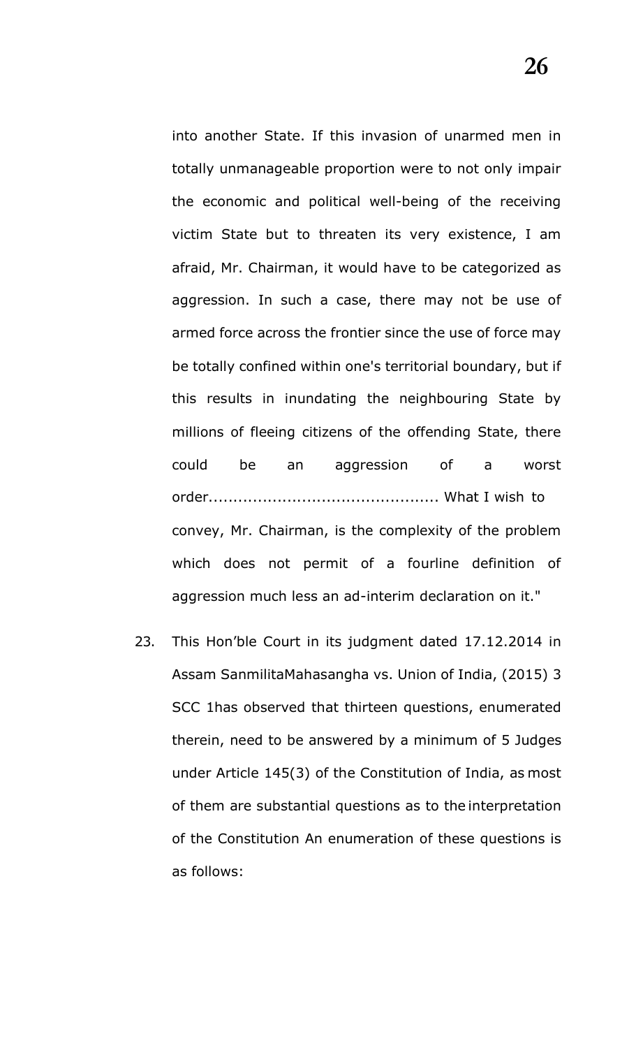into another State. If this invasion of unarmed men in totally unmanageable proportion were to not only impair the economic and political well-being of the receiving victim State but to threaten its very existence, I am afraid, Mr. Chairman, it would have to be categorized as aggression. In such a case, there may not be use of armed force across the frontier since the use of force may be totally confined within one's territorial boundary, but if this results in inundating the neighbouring State by millions of fleeing citizens of the offending State, there could be an aggression of a worst order.............................................. What I wish to convey, Mr. Chairman, is the complexity of the problem which does not permit of a fourline definition of aggression much less an ad-interim declaration on it."

23. This Hon'ble Court in its judgment dated 17.12.2014 in Assam SanmilitaMahasangha vs. Union of India, (2015) 3 SCC 1has observed that thirteen questions, enumerated therein, need to be answered by a minimum of 5 Judges under Article 145(3) of the Constitution of India, as most of them are substantial questions as to the interpretation of the Constitution An enumeration of these questions is as follows: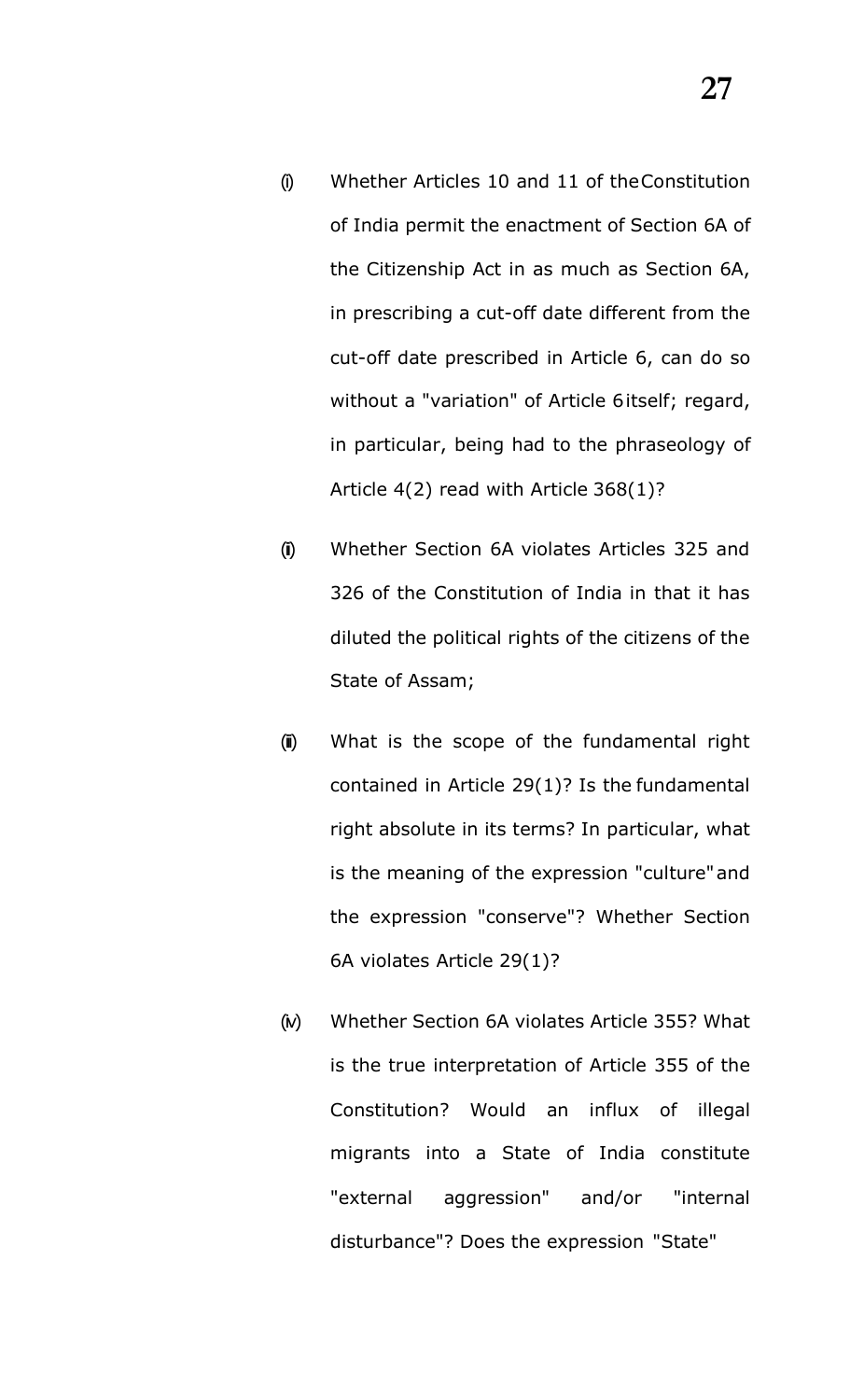(i) Whether Articles 10 and 11 of the Constitution of India permit the enactment of Section 6A of the Citizenship Act in as much as Section 6A, in prescribing a cut-off date different from the cut-off date prescribed in Article 6, can do so without a "variation" of Article 6 itself; regard, in particular, being had to the phraseology of Article 4(2) read with Article 368(1)?

(ii) Whether Section 6A violates Articles 325 and 326 of the Constitution of India in that it has diluted the political rights of the citizens of the State of Assam;

(iii) What is the scope of the fundamental right contained in Article 29(1)? Is the fundamental right absolute in its terms? In particular, what is the meaning of the expression "culture" and the expression "conserve"? Whether Section 6A violates Article 29(1)?

(iv) Whether Section 6A violates Article 355? What is the true interpretation of Article 355 of the Constitution? Would an influx of illegal migrants into a State of India constitute "external aggression" and/or "internal disturbance"? Does the expression "State"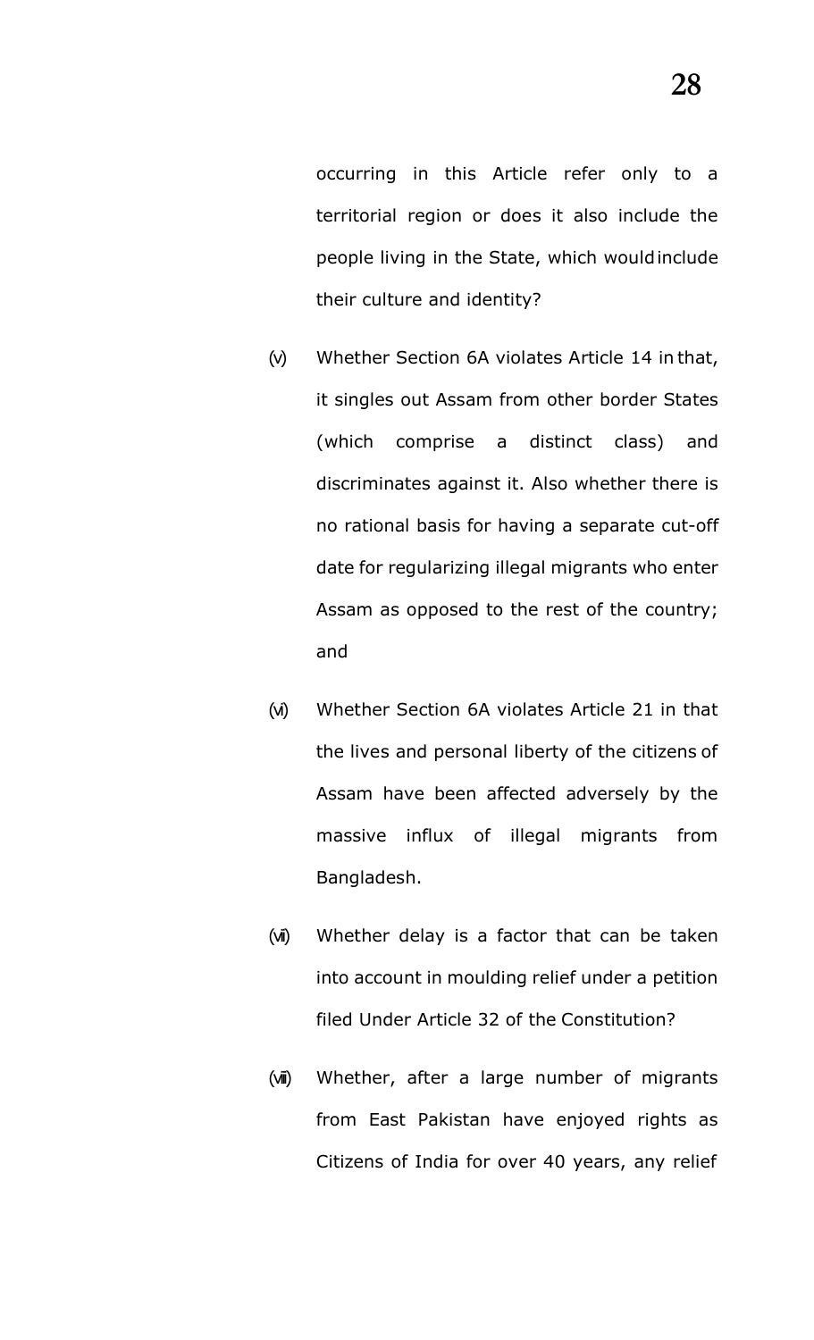occurring in this Article refer only to a territorial region or does it also include the people living in the State, which would include their culture and identity?

(v) Whether Section 6A violates Article 14 in that, it singles out Assam from other border States (which comprise a distinct class) and discriminates against it. Also whether there is no rational basis for having a separate cut-off date for regularizing illegal migrants who enter Assam as opposed to the rest of the country; and

(vi) Whether Section 6A violates Article 21 in that the lives and personal liberty of the citizens of Assam have been affected adversely by the massive influx of illegal migrants from Bangladesh.

(vii) Whether delay is a factor that can be taken into account in moulding relief under a petition filed Under Article 32 of the Constitution?

(viii) Whether, after a large number of migrants from East Pakistan have enjoyed rights as Citizens of India for over 40 years, any relief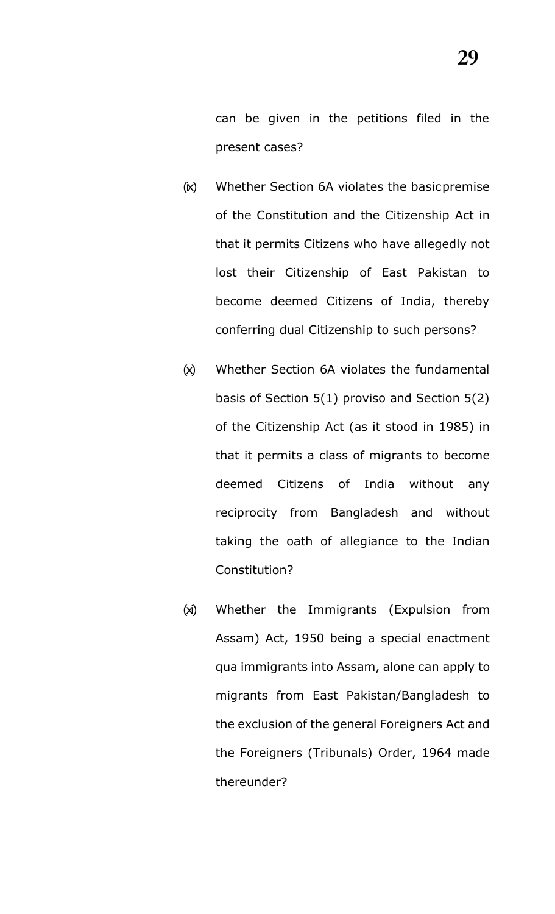can be given in the petitions filed in the present cases?

(ix) Whether Section 6A violates the basicpremise of the Constitution and the Citizenship Act in that it permits Citizens who have allegedly not lost their Citizenship of East Pakistan to become deemed Citizens of India, thereby conferring dual Citizenship to such persons?

(x) Whether Section 6A violates the fundamental basis of Section 5(1) proviso and Section 5(2) of the Citizenship Act (as it stood in 1985) in that it permits a class of migrants to become deemed Citizens of India without any reciprocity from Bangladesh and without taking the oath of allegiance to the Indian Constitution?

(xi) Whether the Immigrants (Expulsion from Assam) Act, 1950 being a special enactment qua immigrants into Assam, alone can apply to migrants from East Pakistan/Bangladesh to the exclusion of the general Foreigners Act and the Foreigners (Tribunals) Order, 1964 made thereunder?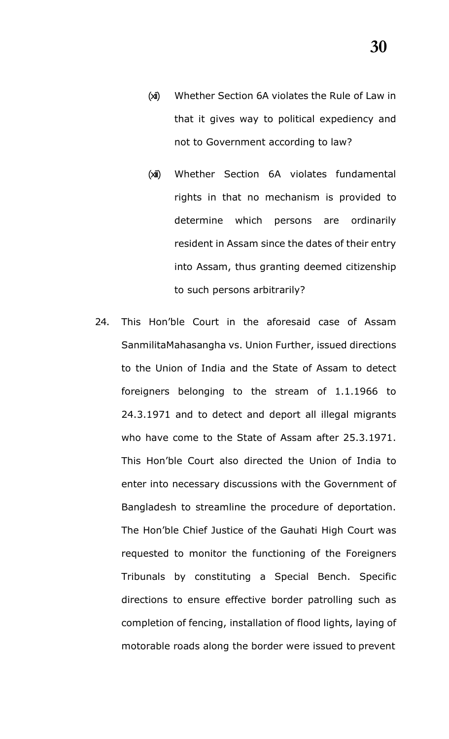(xii) Whether Section 6A violates the Rule of Law in that it gives way to political expediency and not to Government according to law?

(xiii) Whether Section 6A violates fundamental rights in that no mechanism is provided to determine which persons are ordinarily resident in Assam since the dates of their entry into Assam, thus granting deemed citizenship to such persons arbitrarily?

24. This Hon'ble Court in the aforesaid case of Assam SanmilitaMahasangha vs. Union Further, issued directions to the Union of India and the State of Assam to detect foreigners belonging to the stream of 1.1.1966 to 24.3.1971 and to detect and deport all illegal migrants who have come to the State of Assam after 25.3.1971. This Hon'ble Court also directed the Union of India to enter into necessary discussions with the Government of Bangladesh to streamline the procedure of deportation. The Hon'ble Chief Justice of the Gauhati High Court was requested to monitor the functioning of the Foreigners Tribunals by constituting a Special Bench. Specific directions to ensure effective border patrolling such as completion of fencing, installation of flood lights, laying of motorable roads along the border were issued to prevent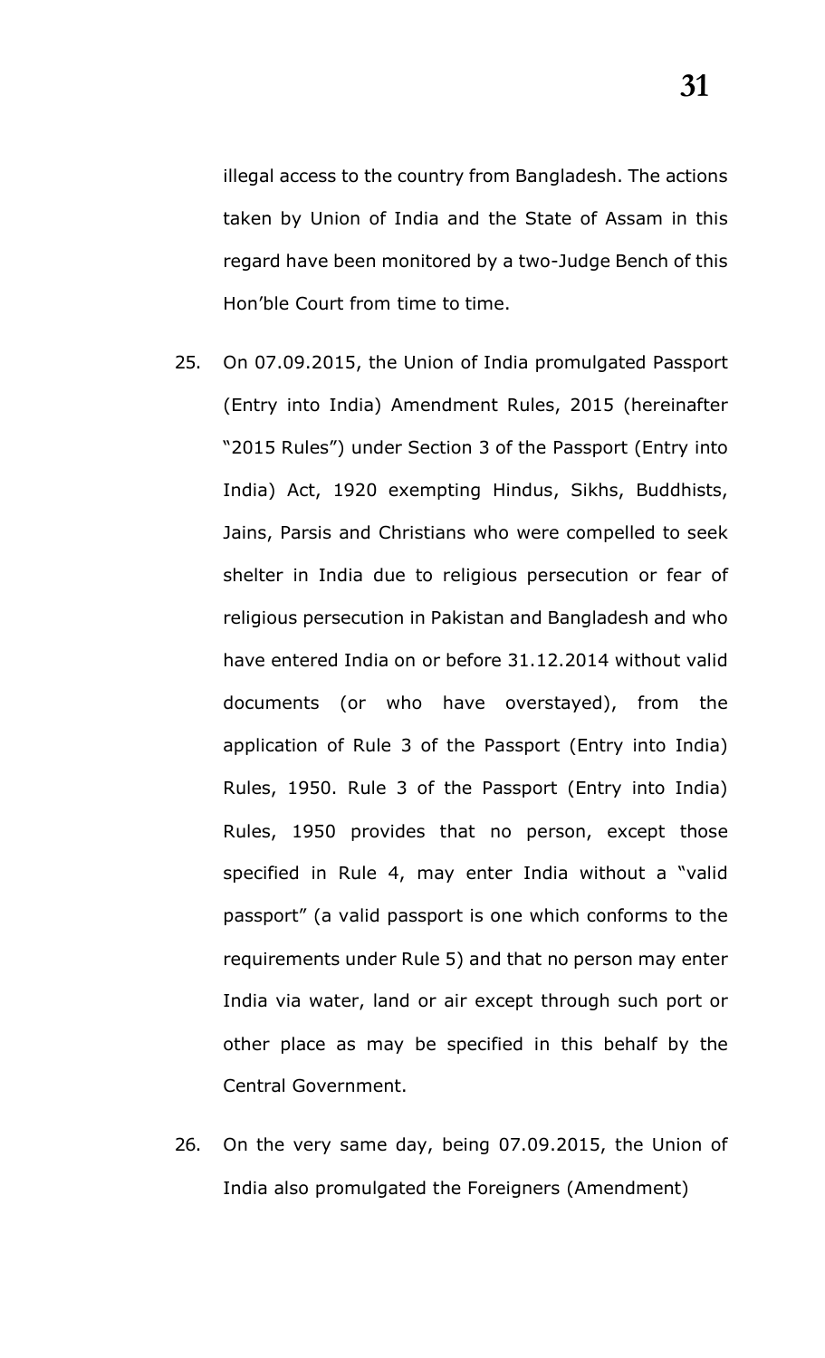illegal access to the country from Bangladesh. The actions taken by Union of India and the State of Assam in this regard have been monitored by a two-Judge Bench of this Hon'ble Court from time to time.

25. On 07.09.2015, the Union of India promulgated Passport (Entry into India) Amendment Rules, 2015 (hereinafter "2015 Rules") under Section 3 of the Passport (Entry into India) Act, 1920 exempting Hindus, Sikhs, Buddhists, Jains, Parsis and Christians who were compelled to seek shelter in India due to religious persecution or fear of religious persecution in Pakistan and Bangladesh and who have entered India on or before 31.12.2014 without valid documents (or who have overstayed), from the application of Rule 3 of the Passport (Entry into India) Rules, 1950. Rule 3 of the Passport (Entry into India) Rules, 1950 provides that no person, except those specified in Rule 4, may enter India without a "valid passport" (a valid passport is one which conforms to the requirements under Rule 5) and that no person may enter India via water, land or air except through such port or other place as may be specified in this behalf by the Central Government.

26. On the very same day, being 07.09.2015, the Union of India also promulgated the Foreigners (Amendment)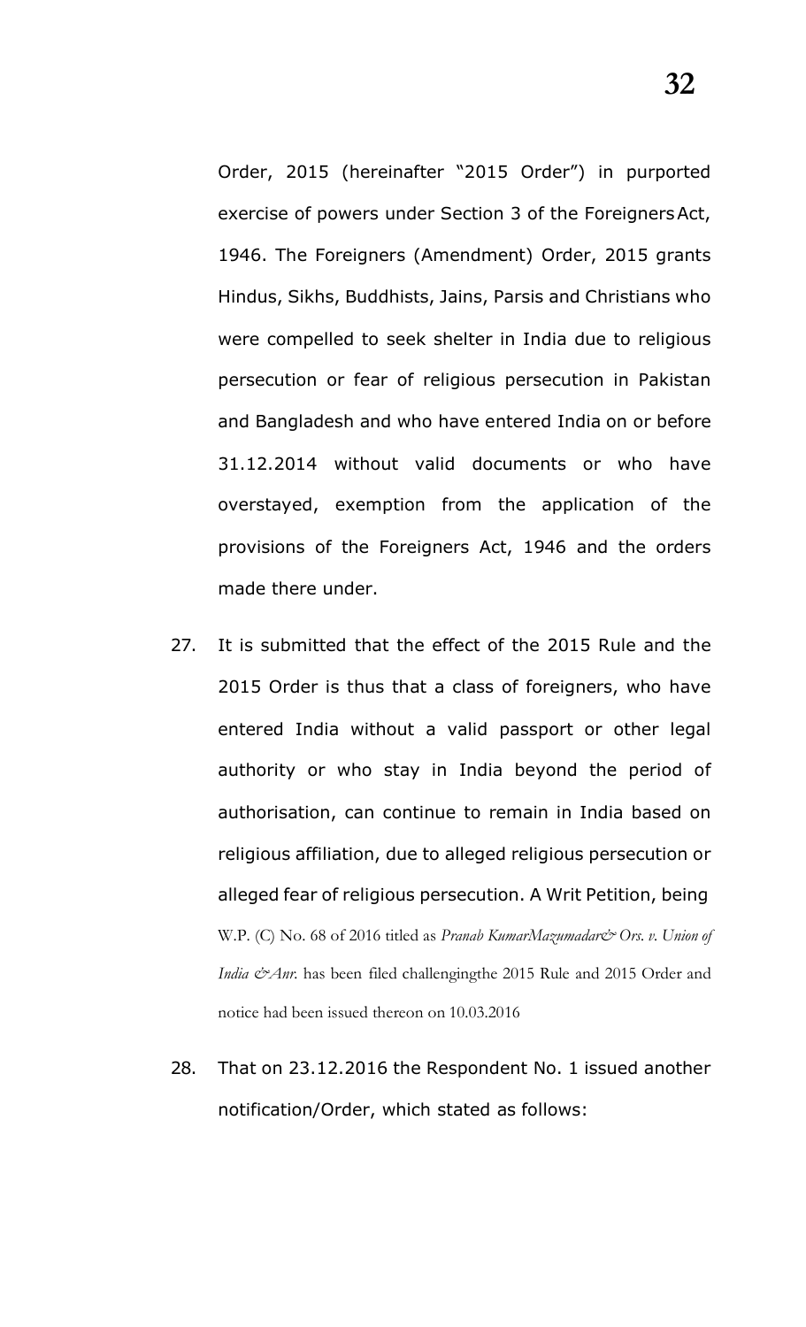Order, 2015 (hereinafter "2015 Order") in purported exercise of powers under Section 3 of the Foreigners Act, 1946. The Foreigners (Amendment) Order, 2015 grants Hindus, Sikhs, Buddhists, Jains, Parsis and Christians who were compelled to seek shelter in India due to religious persecution or fear of religious persecution in Pakistan and Bangladesh and who have entered India on or before 31.12.2014 without valid documents or who have overstayed, exemption from the application of the provisions of the Foreigners Act, 1946 and the orders made there under.

27. It is submitted that the effect of the 2015 Rule and the 2015 Order is thus that a class of foreigners, who have entered India without a valid passport or other legal authority or who stay in India beyond the period of authorisation, can continue to remain in India based on religious affiliation, due to alleged religious persecution or alleged fear of religious persecution. A Writ Petition, being W.P. (C) No. 68 of 2016 titled as *Pranab KumarMazumadar& Ors. v. Union of India &Anr.* has been filed challengingthe 2015 Rule and 2015 Order and notice had been issued thereon on 10.03.2016

28. That on 23.12.2016 the Respondent No. 1 issued another notification/Order, which stated as follows: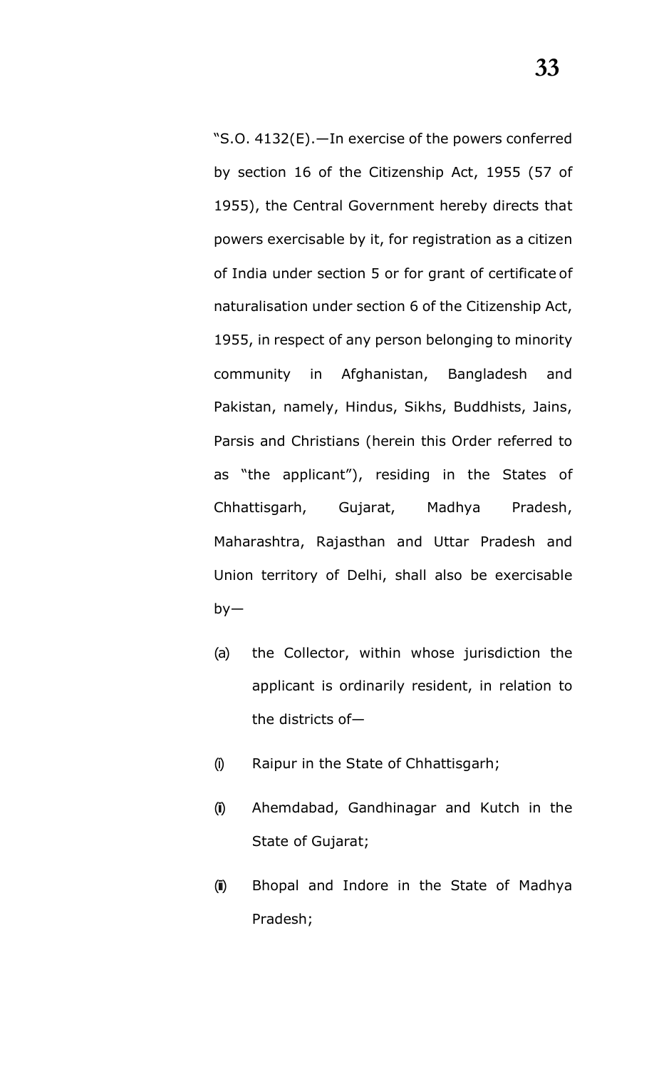"S.O. 4132(E).—In exercise of the powers conferred by section 16 of the Citizenship Act, 1955 (57 of 1955), the Central Government hereby directs that powers exercisable by it, for registration as a citizen of India under section 5 or for grant of certificate of naturalisation under section 6 of the Citizenship Act, 1955, in respect of any person belonging to minority community in Afghanistan, Bangladesh and Pakistan, namely, Hindus, Sikhs, Buddhists, Jains, Parsis and Christians (herein this Order referred to as "the applicant"), residing in the States of Chhattisgarh, Gujarat, Madhya Pradesh, Maharashtra, Rajasthan and Uttar Pradesh and Union territory of Delhi, shall also be exercisable by—

(a) the Collector, within whose jurisdiction the applicant is ordinarily resident, in relation to the districts of—

(i) Raipur in the State of Chhattisgarh;

(ii) Ahemdabad, Gandhinagar and Kutch in the State of Gujarat;

(iii) Bhopal and Indore in the State of Madhya Pradesh;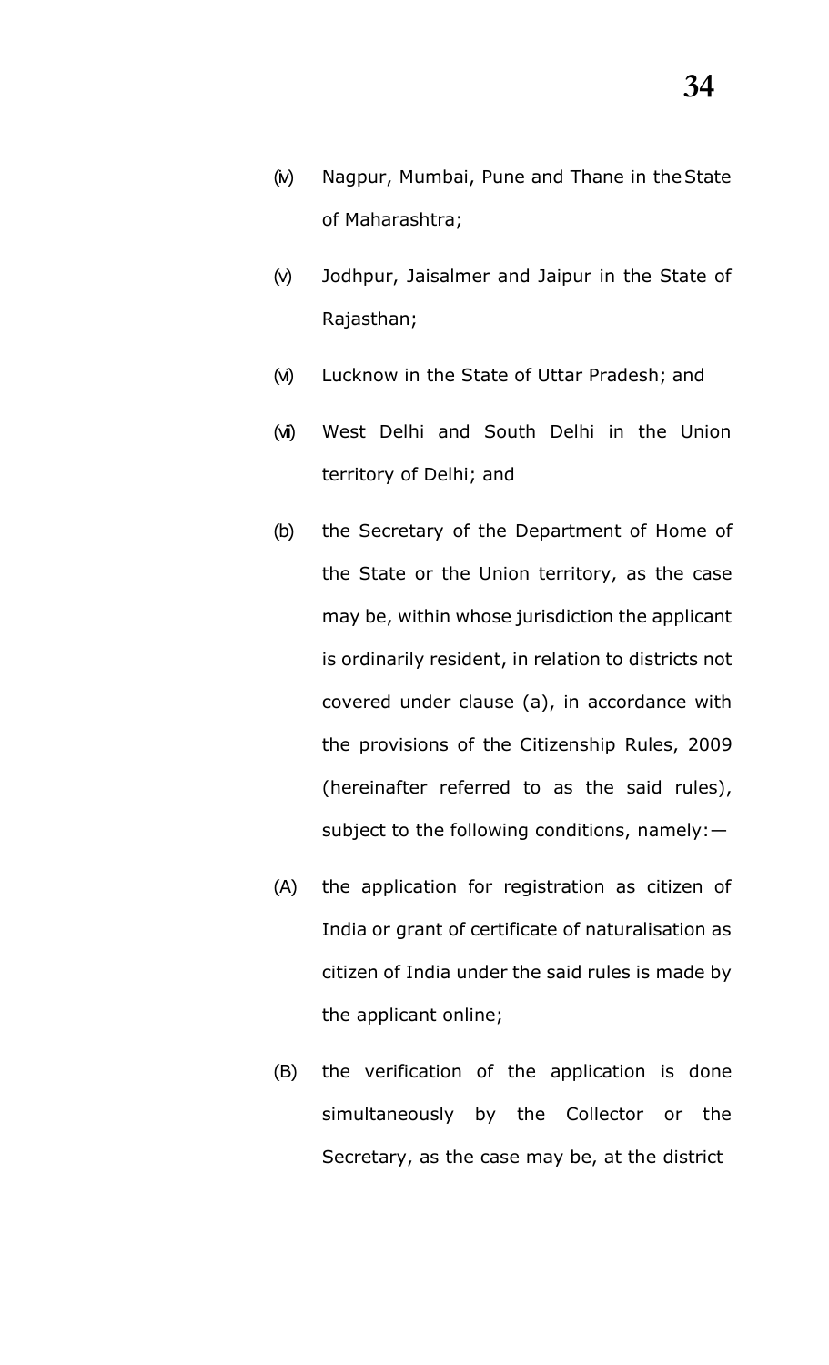(iv) Nagpur, Mumbai, Pune and Thane in the State of Maharashtra;

(v) Jodhpur, Jaisalmer and Jaipur in the State of Rajasthan;

(vi) Lucknow in the State of Uttar Pradesh; and

(vii) West Delhi and South Delhi in the Union territory of Delhi; and

(b) the Secretary of the Department of Home of the State or the Union territory, as the case may be, within whose jurisdiction the applicant is ordinarily resident, in relation to districts not covered under clause (a), in accordance with the provisions of the Citizenship Rules, 2009 (hereinafter referred to as the said rules), subject to the following conditions, namely:—

(A) the application for registration as citizen of India or grant of certificate of naturalisation as citizen of India under the said rules is made by the applicant online;

(B) the verification of the application is done simultaneously by the Collector or the Secretary, as the case may be, at the district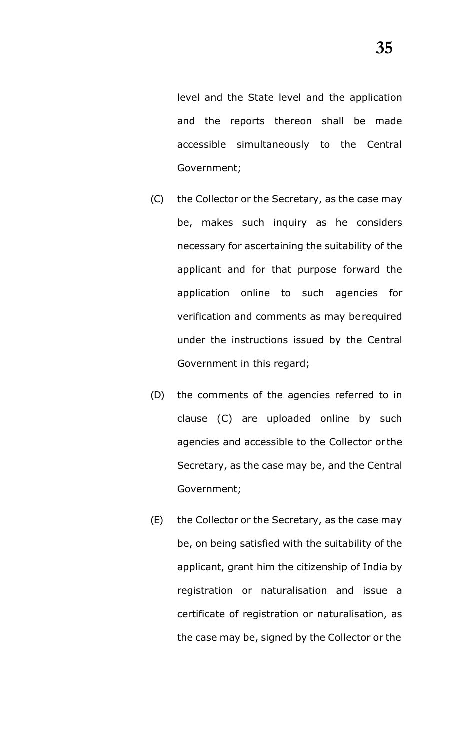level and the State level and the application and the reports thereon shall be made accessible simultaneously to the Central Government;

(C) the Collector or the Secretary, as the case may be, makes such inquiry as he considers necessary for ascertaining the suitability of the applicant and for that purpose forward the application online to such agencies for verification and comments as may be required under the instructions issued by the Central Government in this regard;

(D) the comments of the agencies referred to in clause (C) are uploaded online by such agencies and accessible to the Collector or the Secretary, as the case may be, and the Central Government;

(E) the Collector or the Secretary, as the case may be, on being satisfied with the suitability of the applicant, grant him the citizenship of India by registration or naturalisation and issue a certificate of registration or naturalisation, as the case may be, signed by the Collector or the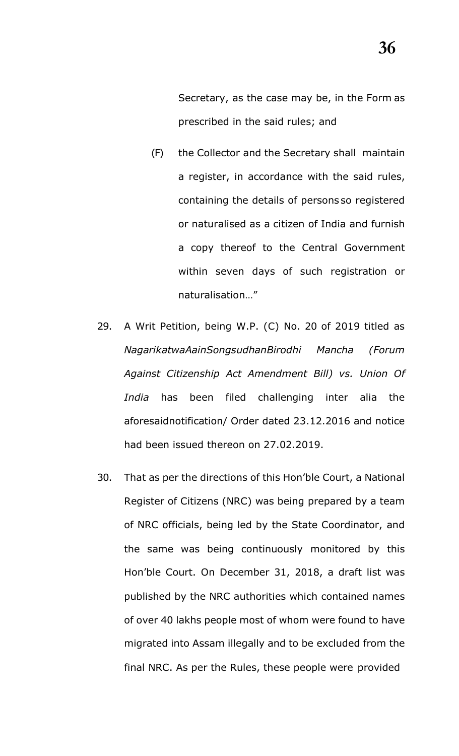Secretary, as the case may be, in the Form as prescribed in the said rules; and

(F) the Collector and the Secretary shall maintain a register, in accordance with the said rules, containing the details of persons so registered or naturalised as a citizen of India and furnish a copy thereof to the Central Government within seven days of such registration or naturalisation…"

29. A Writ Petition, being W.P. (C) No. 20 of 2019 titled as *NagarikatwaAainSongsudhanBirodhi Mancha (Forum Against Citizenship Act Amendment Bill) vs. Union Of India* has been filed challenging inter alia the aforesaidnotification/ Order dated 23.12.2016 and notice had been issued thereon on 27.02.2019.

30. That as per the directions of this Hon'ble Court, a National Register of Citizens (NRC) was being prepared by a team of NRC officials, being led by the State Coordinator, and the same was being continuously monitored by this Hon'ble Court. On December 31, 2018, a draft list was published by the NRC authorities which contained names of over 40 lakhs people most of whom were found to have migrated into Assam illegally and to be excluded from the final NRC. As per the Rules, these people were provided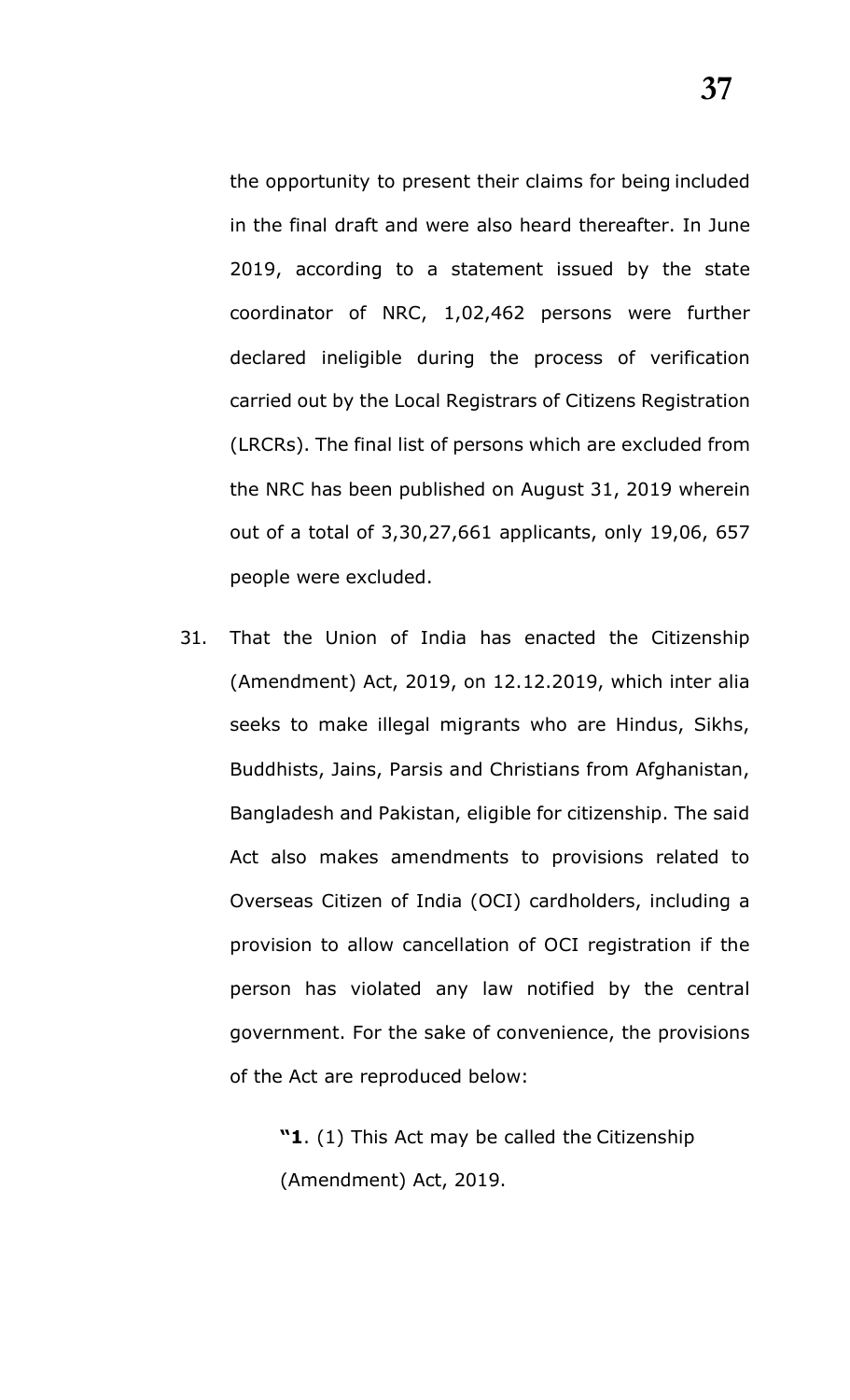the opportunity to present their claims for being included in the final draft and were also heard thereafter. In June 2019, according to a statement issued by the state coordinator of NRC, 1,02,462 persons were further declared ineligible during the process of verification carried out by the Local Registrars of Citizens Registration (LRCRs). The final list of persons which are excluded from the NRC has been published on August 31, 2019 wherein out of a total of 3,30,27,661 applicants, only 19,06, 657 people were excluded.

31. That the Union of India has enacted the Citizenship (Amendment) Act, 2019, on 12.12.2019, which inter alia seeks to make illegal migrants who are Hindus, Sikhs, Buddhists, Jains, Parsis and Christians from Afghanistan, Bangladesh and Pakistan, eligible for citizenship. The said Act also makes amendments to provisions related to Overseas Citizen of India (OCI) cardholders, including a provision to allow cancellation of OCI registration if the person has violated any law notified by the central government. For the sake of convenience, the provisions of the Act are reproduced below:

> **"1**. (1) This Act may be called the Citizenship (Amendment) Act, 2019.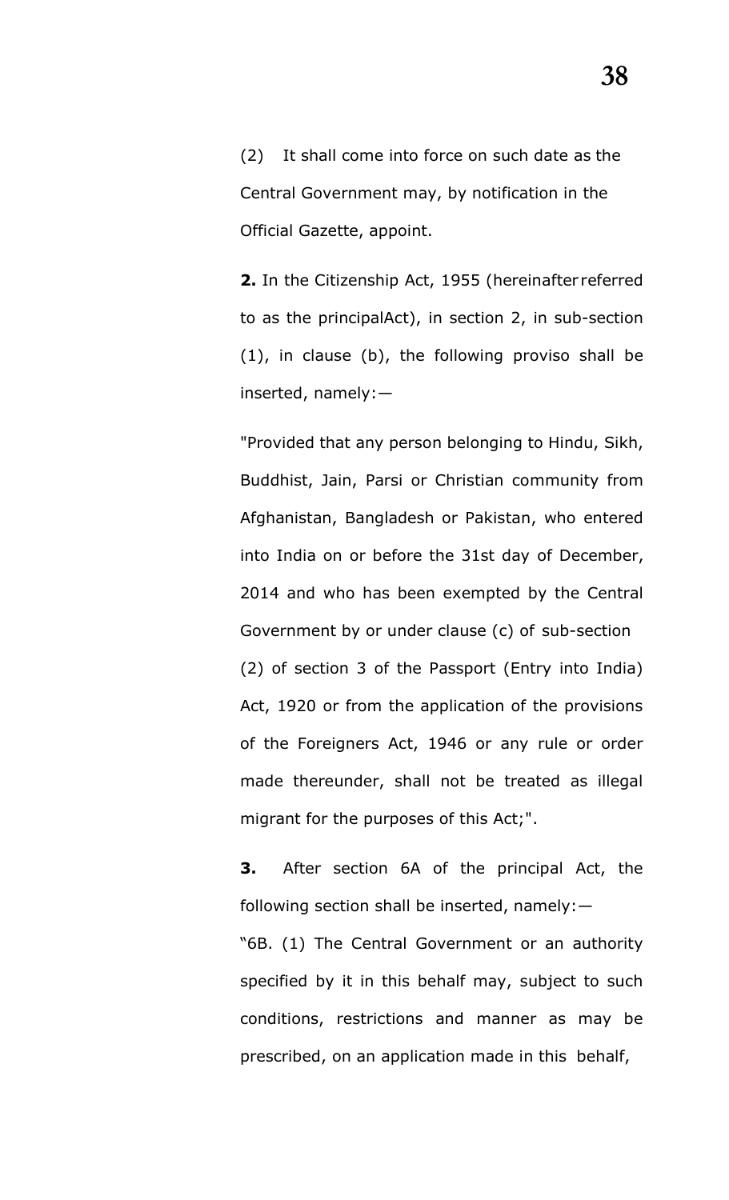(2) It shall come into force on such date as the Central Government may, by notification in the Official Gazette, appoint.

**2.** In the Citizenship Act, 1955 (hereinafter referred to as the principalAct), in section 2, in sub-section (1), in clause (b), the following proviso shall be inserted, namely:—

"Provided that any person belonging to Hindu, Sikh, Buddhist, Jain, Parsi or Christian community from Afghanistan, Bangladesh or Pakistan, who entered into India on or before the 31st day of December, 2014 and who has been exempted by the Central Government by or under clause (c) of sub-section (2) of section 3 of the Passport (Entry into India) Act, 1920 or from the application of the provisions of the Foreigners Act, 1946 or any rule or order made thereunder, shall not be treated as illegal migrant for the purposes of this Act;".

**3.** After section 6A of the principal Act, the following section shall be inserted, namely:—

"6B. (1) The Central Government or an authority specified by it in this behalf may, subject to such conditions, restrictions and manner as may be prescribed, on an application made in this behalf,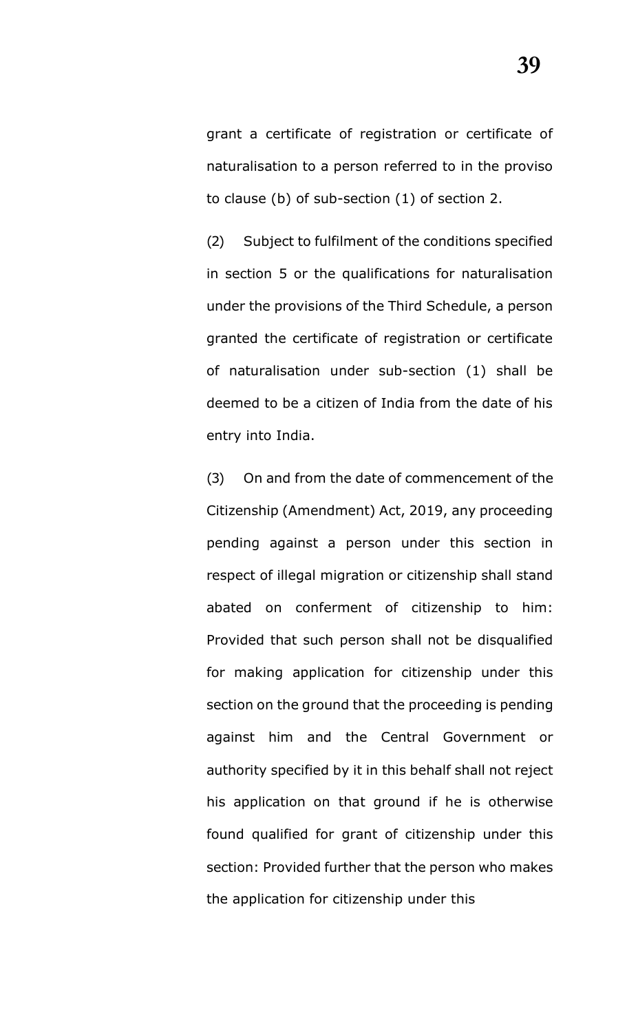grant a certificate of registration or certificate of naturalisation to a person referred to in the proviso to clause (b) of sub-section (1) of section 2.

(2) Subject to fulfilment of the conditions specified in section 5 or the qualifications for naturalisation under the provisions of the Third Schedule, a person granted the certificate of registration or certificate of naturalisation under sub-section (1) shall be deemed to be a citizen of India from the date of his entry into India.

(3) On and from the date of commencement of the Citizenship (Amendment) Act, 2019, any proceeding pending against a person under this section in respect of illegal migration or citizenship shall stand abated on conferment of citizenship to him: Provided that such person shall not be disqualified for making application for citizenship under this section on the ground that the proceeding is pending against him and the Central Government or authority specified by it in this behalf shall not reject his application on that ground if he is otherwise found qualified for grant of citizenship under this section: Provided further that the person who makes the application for citizenship under this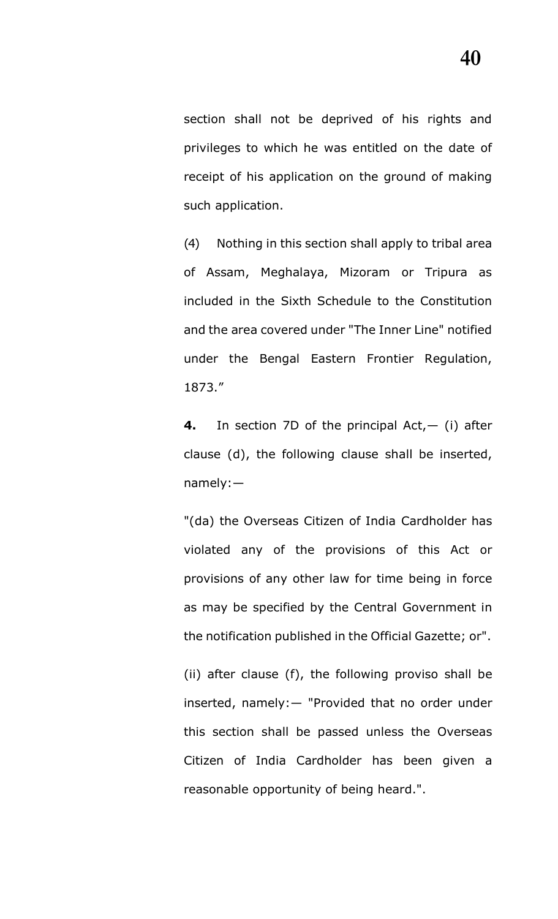section shall not be deprived of his rights and privileges to which he was entitled on the date of receipt of his application on the ground of making such application.

(4) Nothing in this section shall apply to tribal area of Assam, Meghalaya, Mizoram or Tripura as included in the Sixth Schedule to the Constitution and the area covered under "The Inner Line" notified under the Bengal Eastern Frontier Regulation, 1873."

**4.** In section 7D of the principal Act,— (i) after clause (d), the following clause shall be inserted, namely:—

"(da) the Overseas Citizen of India Cardholder has violated any of the provisions of this Act or provisions of any other law for time being in force as may be specified by the Central Government in the notification published in the Official Gazette; or".

(ii) after clause (f), the following proviso shall be inserted, namely:— "Provided that no order under this section shall be passed unless the Overseas Citizen of India Cardholder has been given a reasonable opportunity of being heard.".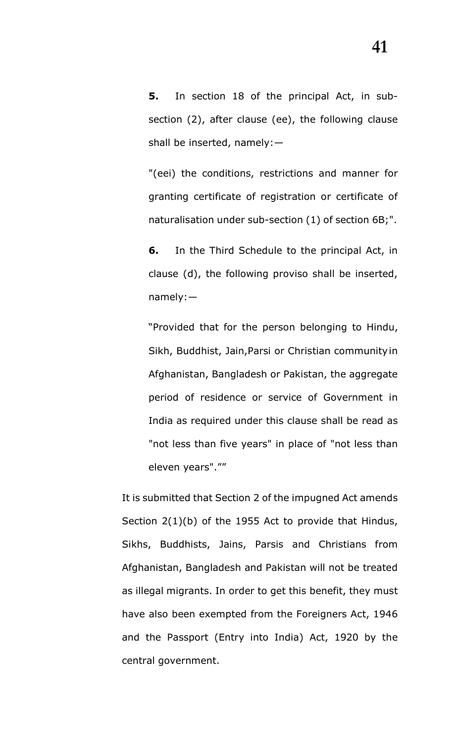**5.** In section 18 of the principal Act, in sub-section (2), after clause (ee), the following clause shall be inserted, namely:—

"(eei) the conditions, restrictions and manner for granting certificate of registration or certificate of naturalisation under sub-section (1) of section 6B;".

**6.** In the Third Schedule to the principal Act, in clause (d), the following proviso shall be inserted, namely:—

"Provided that for the person belonging to Hindu, Sikh, Buddhist, Jain,Parsi or Christian community in Afghanistan, Bangladesh or Pakistan, the aggregate period of residence or service of Government in India as required under this clause shall be read as "not less than five years" in place of "not less than eleven years".""

It is submitted that Section 2 of the impugned Act amends Section 2(1)(b) of the 1955 Act to provide that Hindus, Sikhs, Buddhists, Jains, Parsis and Christians from Afghanistan, Bangladesh and Pakistan will not be treated as illegal migrants. In order to get this benefit, they must have also been exempted from the Foreigners Act, 1946 and the Passport (Entry into India) Act, 1920 by the central government.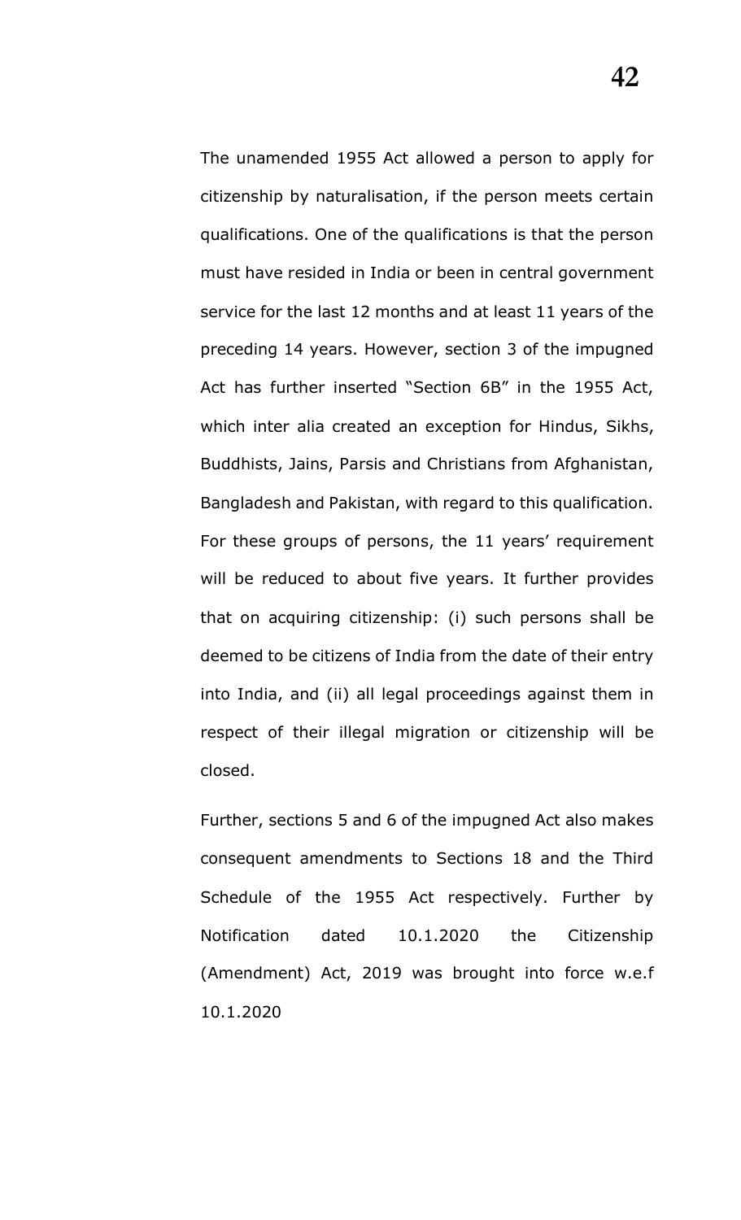The unamended 1955 Act allowed a person to apply for citizenship by naturalisation, if the person meets certain qualifications. One of the qualifications is that the person must have resided in India or been in central government service for the last 12 months and at least 11 years of the preceding 14 years. However, section 3 of the impugned Act has further inserted "Section 6B" in the 1955 Act, which inter alia created an exception for Hindus, Sikhs, Buddhists, Jains, Parsis and Christians from Afghanistan, Bangladesh and Pakistan, with regard to this qualification. For these groups of persons, the 11 years' requirement will be reduced to about five years. It further provides that on acquiring citizenship: (i) such persons shall be deemed to be citizens of India from the date of their entry into India, and (ii) all legal proceedings against them in respect of their illegal migration or citizenship will be closed.

Further, sections 5 and 6 of the impugned Act also makes consequent amendments to Sections 18 and the Third Schedule of the 1955 Act respectively. Further by Notification dated 10.1.2020 the Citizenship (Amendment) Act, 2019 was brought into force w.e.f 10.1.2020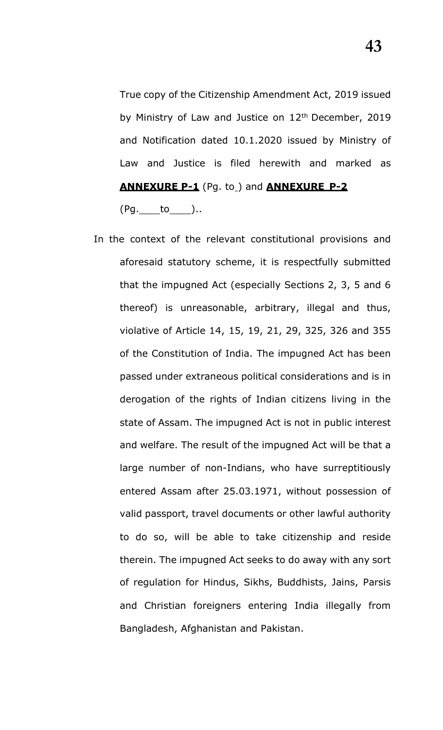True copy of the Citizenship Amendment Act, 2019 issued by Ministry of Law and Justice on 12th December, 2019 and Notification dated 10.1.2020 issued by Ministry of Law and Justice is filed herewith and marked as **ANNEXURE P-1** (Pg. to ) and **ANNEXURE P-2** (Pg.____to____)..

In the context of the relevant constitutional provisions and aforesaid statutory scheme, it is respectfully submitted that the impugned Act (especially Sections 2, 3, 5 and 6 thereof) is unreasonable, arbitrary, illegal and thus, violative of Article 14, 15, 19, 21, 29, 325, 326 and 355 of the Constitution of India. The impugned Act has been passed under extraneous political considerations and is in derogation of the rights of Indian citizens living in the state of Assam. The impugned Act is not in public interest and welfare. The result of the impugned Act will be that a large number of non-Indians, who have surreptitiously entered Assam after 25.03.1971, without possession of valid passport, travel documents or other lawful authority to do so, will be able to take citizenship and reside therein. The impugned Act seeks to do away with any sort of regulation for Hindus, Sikhs, Buddhists, Jains, Parsis and Christian foreigners entering India illegally from Bangladesh, Afghanistan and Pakistan.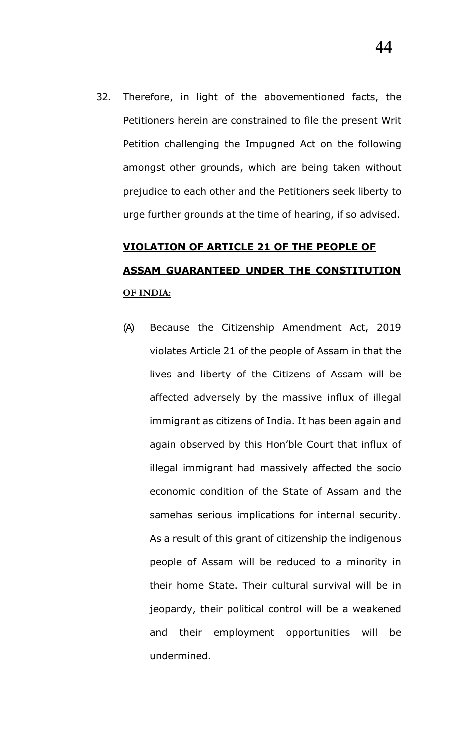32. Therefore, in light of the abovementioned facts, the Petitioners herein are constrained to file the present Writ Petition challenging the Impugned Act on the following amongst other grounds, which are being taken without prejudice to each other and the Petitioners seek liberty to urge further grounds at the time of hearing, if so advised.

**VIOLATION OF ARTICLE 21 OF THE PEOPLE OF ASSAM GUARANTEED UNDER THE CONSTITUTION OF INDIA:**

(A) Because the Citizenship Amendment Act, 2019 violates Article 21 of the people of Assam in that the lives and liberty of the Citizens of Assam will be affected adversely by the massive influx of illegal immigrant as citizens of India. It has been again and again observed by this Hon'ble Court that influx of illegal immigrant had massively affected the socio economic condition of the State of Assam and the samehas serious implications for internal security. As a result of this grant of citizenship the indigenous people of Assam will be reduced to a minority in their home State. Their cultural survival will be in jeopardy, their political control will be a weakened and their employment opportunities will be undermined.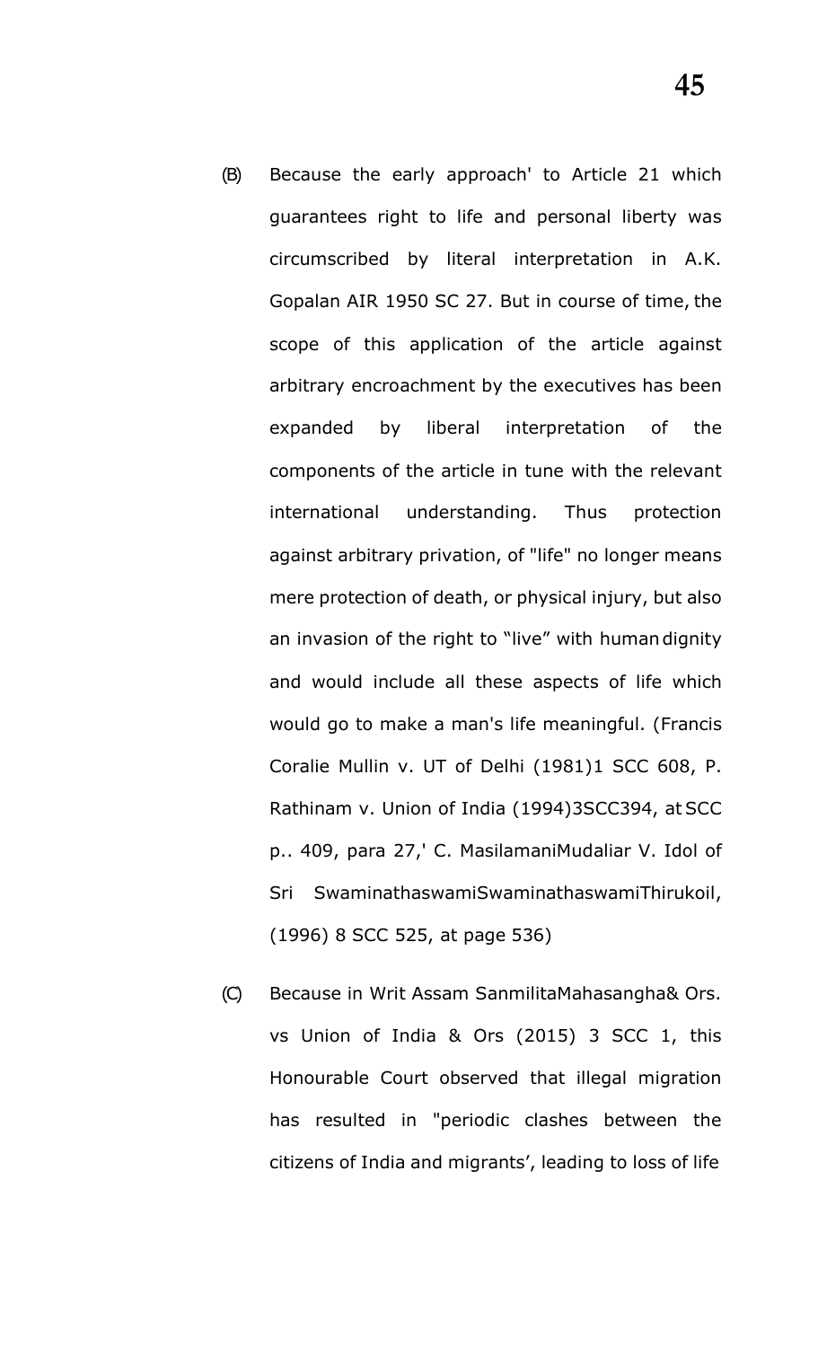(B) Because the early approach' to Article 21 which guarantees right to life and personal liberty was circumscribed by literal interpretation in A.K. Gopalan AIR 1950 SC 27. But in course of time, the scope of this application of the article against arbitrary encroachment by the executives has been expanded by liberal interpretation of the components of the article in tune with the relevant international understanding. Thus protection against arbitrary privation, of "life" no longer means mere protection of death, or physical injury, but also an invasion of the right to "live" with human dignity and would include all these aspects of life which would go to make a man's life meaningful. (Francis Coralie Mullin v. UT of Delhi (1981)1 SCC 608, P. Rathinam v. Union of India (1994)3SCC394, at SCC p.. 409, para 27,' C. MasilamaniMudaliar V. Idol of Sri SwaminathaswamiSwaminathaswamiThirukoil, (1996) 8 SCC 525, at page 536)

(C) Because in Writ Assam SanmilitaMahasangha& Ors. vs Union of India & Ors (2015) 3 SCC 1, this Honourable Court observed that illegal migration has resulted in "periodic clashes between the citizens of India and migrants', leading to loss of life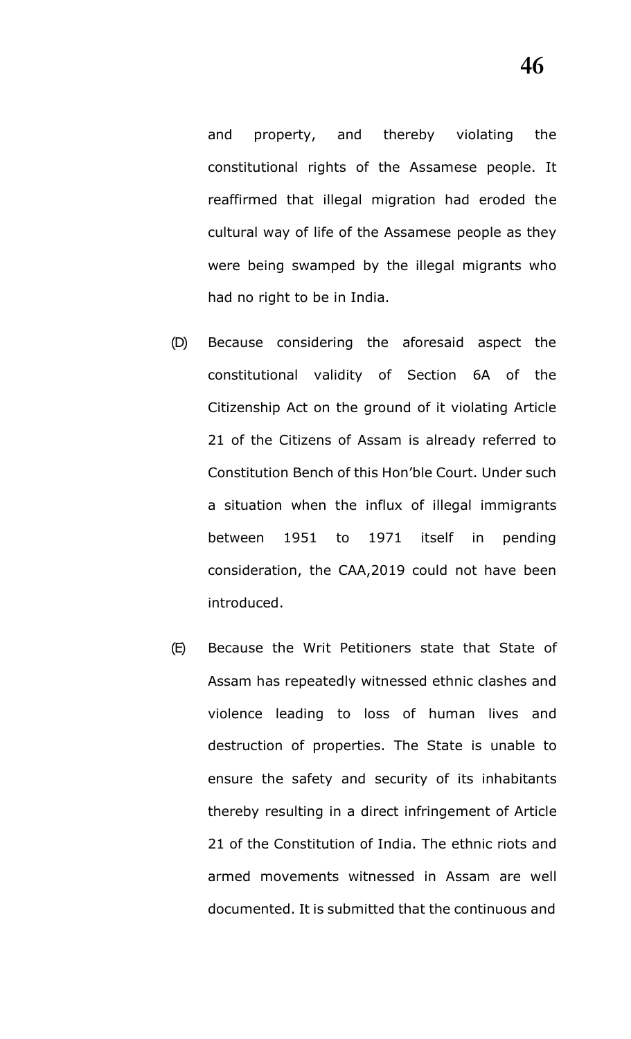and property, and thereby violating the constitutional rights of the Assamese people. It reaffirmed that illegal migration had eroded the cultural way of life of the Assamese people as they were being swamped by the illegal migrants who had no right to be in India.

(D) Because considering the aforesaid aspect the constitutional validity of Section 6A of the Citizenship Act on the ground of it violating Article 21 of the Citizens of Assam is already referred to Constitution Bench of this Hon'ble Court. Under such a situation when the influx of illegal immigrants between 1951 to 1971 itself in pending consideration, the CAA,2019 could not have been introduced.

(E) Because the Writ Petitioners state that State of Assam has repeatedly witnessed ethnic clashes and violence leading to loss of human lives and destruction of properties. The State is unable to ensure the safety and security of its inhabitants thereby resulting in a direct infringement of Article 21 of the Constitution of India. The ethnic riots and armed movements witnessed in Assam are well documented. It is submitted that the continuous and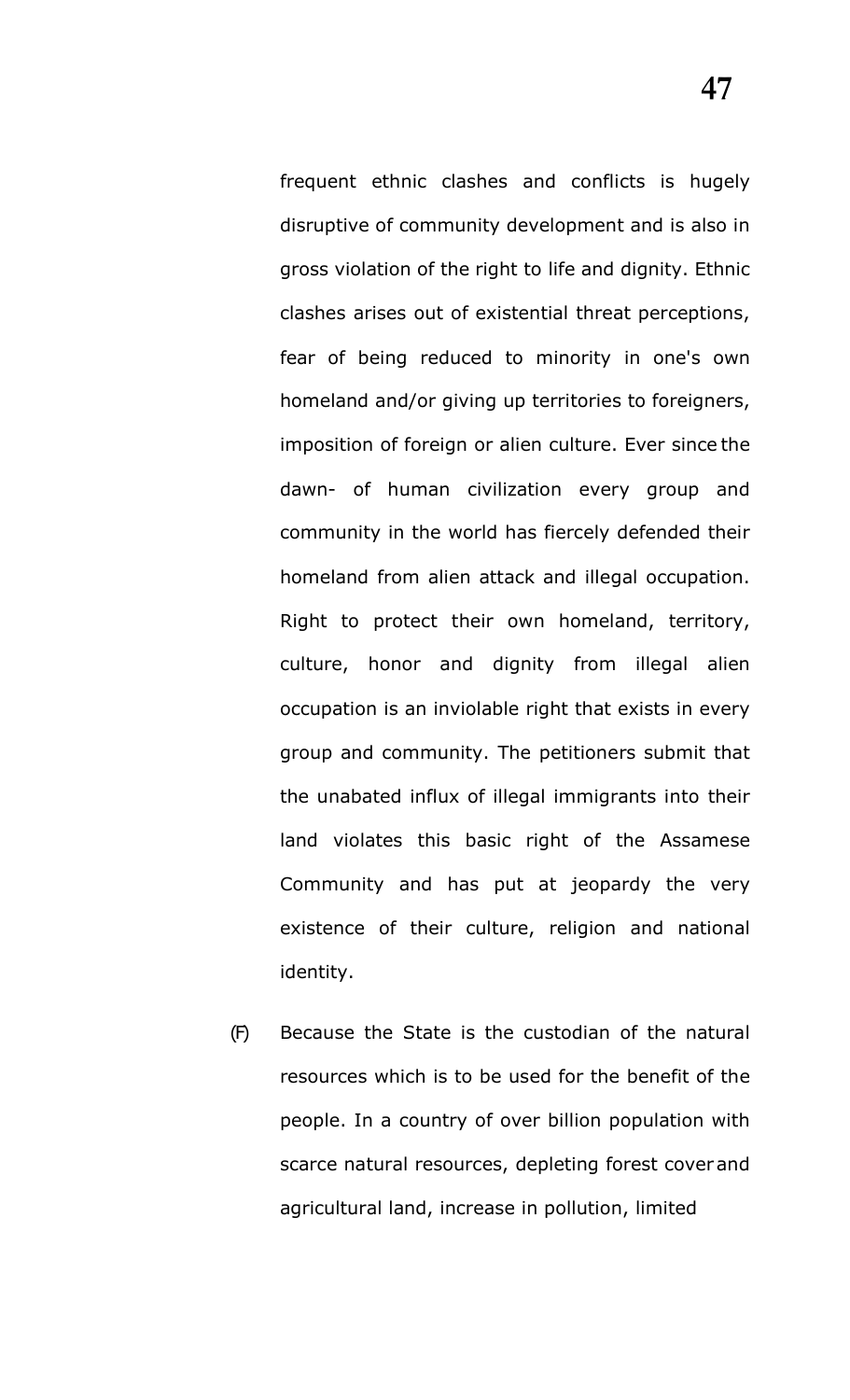frequent ethnic clashes and conflicts is hugely disruptive of community development and is also in gross violation of the right to life and dignity. Ethnic clashes arises out of existential threat perceptions, fear of being reduced to minority in one's own homeland and/or giving up territories to foreigners, imposition of foreign or alien culture. Ever since the dawn- of human civilization every group and community in the world has fiercely defended their homeland from alien attack and illegal occupation. Right to protect their own homeland, territory, culture, honor and dignity from illegal alien occupation is an inviolable right that exists in every group and community. The petitioners submit that the unabated influx of illegal immigrants into their land violates this basic right of the Assamese Community and has put at jeopardy the very existence of their culture, religion and national identity.

(F) Because the State is the custodian of the natural resources which is to be used for the benefit of the people. In a country of over billion population with scarce natural resources, depleting forest cover and agricultural land, increase in pollution, limited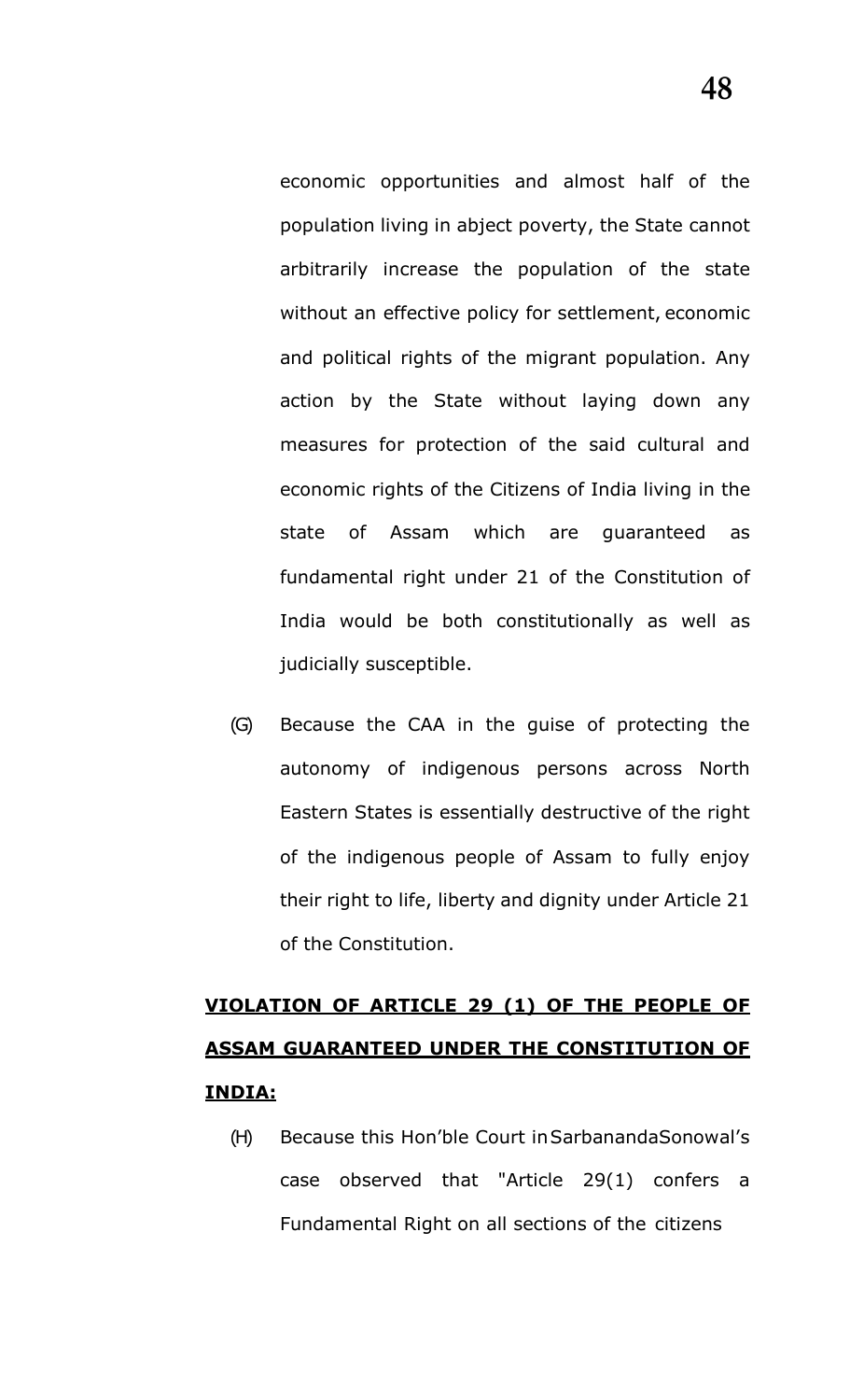economic opportunities and almost half of the population living in abject poverty, the State cannot arbitrarily increase the population of the state without an effective policy for settlement, economic and political rights of the migrant population. Any action by the State without laying down any measures for protection of the said cultural and economic rights of the Citizens of India living in the state of Assam which are guaranteed as fundamental right under 21 of the Constitution of India would be both constitutionally as well as judicially susceptible.

(G) Because the CAA in the guise of protecting the autonomy of indigenous persons across North Eastern States is essentially destructive of the right of the indigenous people of Assam to fully enjoy their right to life, liberty and dignity under Article 21 of the Constitution.

**VIOLATION OF ARTICLE 29 (1) OF THE PEOPLE OF ASSAM GUARANTEED UNDER THE CONSTITUTION OF INDIA:**

(H) Because this Hon'ble Court in SarbanandaSonowal's case observed that "Article 29(1) confers a Fundamental Right on all sections of the citizens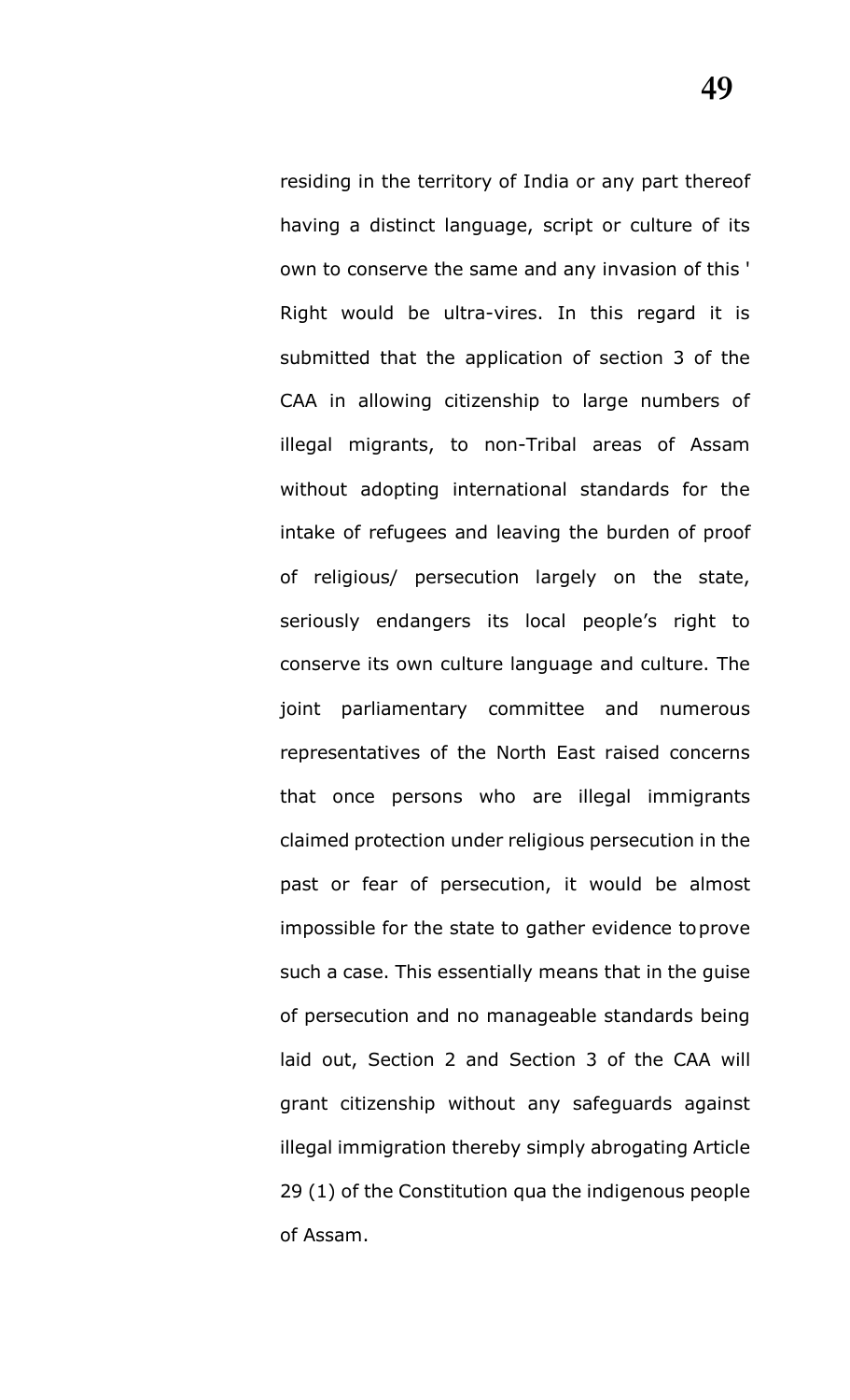residing in the territory of India or any part thereof having a distinct language, script or culture of its own to conserve the same and any invasion of this ' Right would be ultra-vires. In this regard it is submitted that the application of section 3 of the CAA in allowing citizenship to large numbers of illegal migrants, to non-Tribal areas of Assam without adopting international standards for the intake of refugees and leaving the burden of proof of religious/ persecution largely on the state, seriously endangers its local people's right to conserve its own culture language and culture. The joint parliamentary committee and numerous representatives of the North East raised concerns that once persons who are illegal immigrants claimed protection under religious persecution in the past or fear of persecution, it would be almost impossible for the state to gather evidence to prove such a case. This essentially means that in the guise of persecution and no manageable standards being laid out, Section 2 and Section 3 of the CAA will grant citizenship without any safeguards against illegal immigration thereby simply abrogating Article 29 (1) of the Constitution qua the indigenous people of Assam.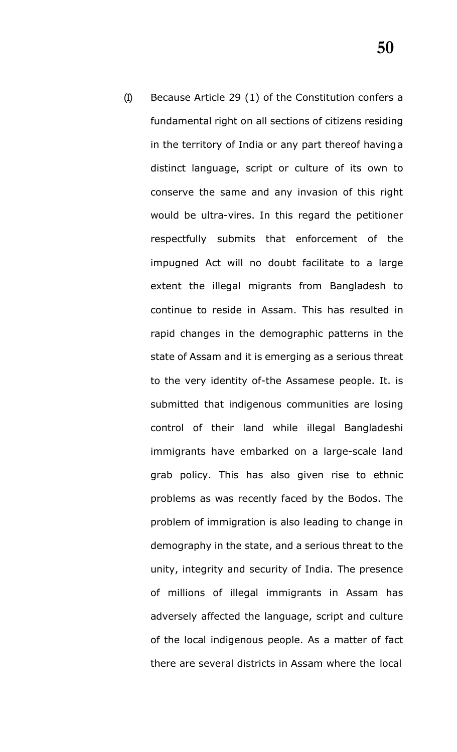(I) Because Article 29 (1) of the Constitution confers a fundamental right on all sections of citizens residing in the territory of India or any part thereof having a distinct language, script or culture of its own to conserve the same and any invasion of this right would be ultra-vires. In this regard the petitioner respectfully submits that enforcement of the impugned Act will no doubt facilitate to a large extent the illegal migrants from Bangladesh to continue to reside in Assam. This has resulted in rapid changes in the demographic patterns in the state of Assam and it is emerging as a serious threat to the very identity of-the Assamese people. It. is submitted that indigenous communities are losing control of their land while illegal Bangladeshi immigrants have embarked on a large-scale land grab policy. This has also given rise to ethnic problems as was recently faced by the Bodos. The problem of immigration is also leading to change in demography in the state, and a serious threat to the unity, integrity and security of India. The presence of millions of illegal immigrants in Assam has adversely affected the language, script and culture of the local indigenous people. As a matter of fact there are several districts in Assam where the local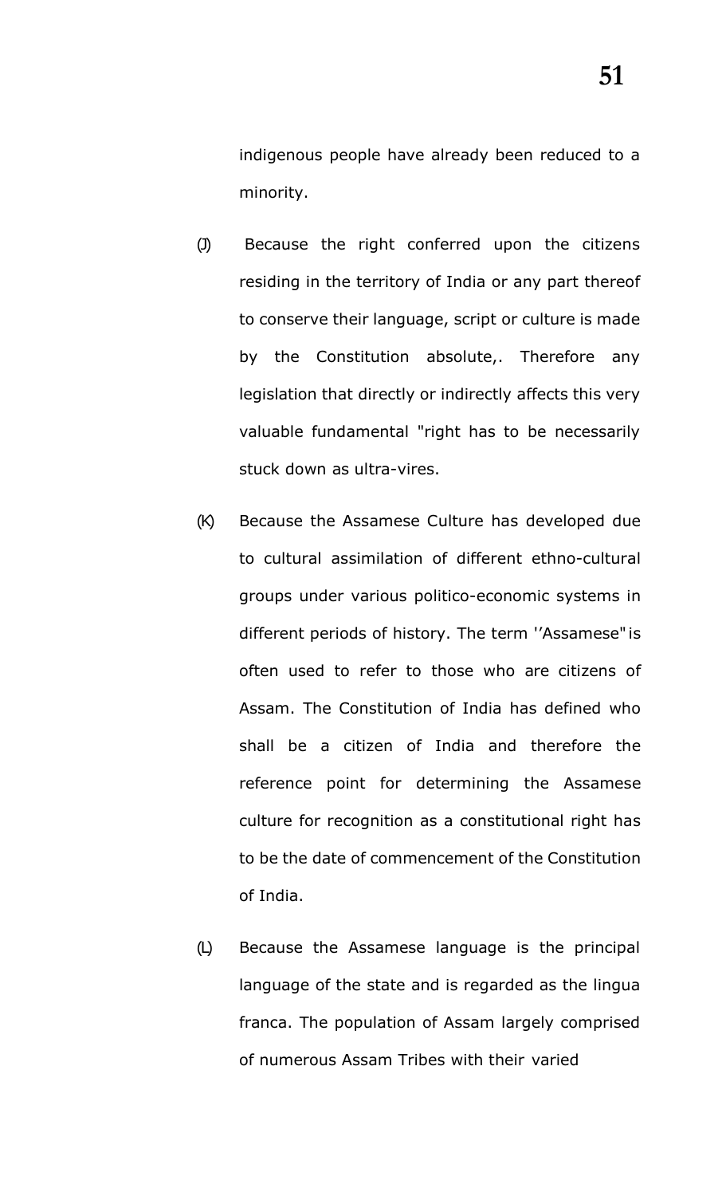indigenous people have already been reduced to a minority.

(J) Because the right conferred upon the citizens residing in the territory of India or any part thereof to conserve their language, script or culture is made by the Constitution absolute,. Therefore any legislation that directly or indirectly affects this very valuable fundamental "right has to be necessarily stuck down as ultra-vires.

(K) Because the Assamese Culture has developed due to cultural assimilation of different ethno-cultural groups under various politico-economic systems in different periods of history. The term ''Assamese" is often used to refer to those who are citizens of Assam. The Constitution of India has defined who shall be a citizen of India and therefore the reference point for determining the Assamese culture for recognition as a constitutional right has to be the date of commencement of the Constitution of India.

(L) Because the Assamese language is the principal language of the state and is regarded as the lingua franca. The population of Assam largely comprised of numerous Assam Tribes with their varied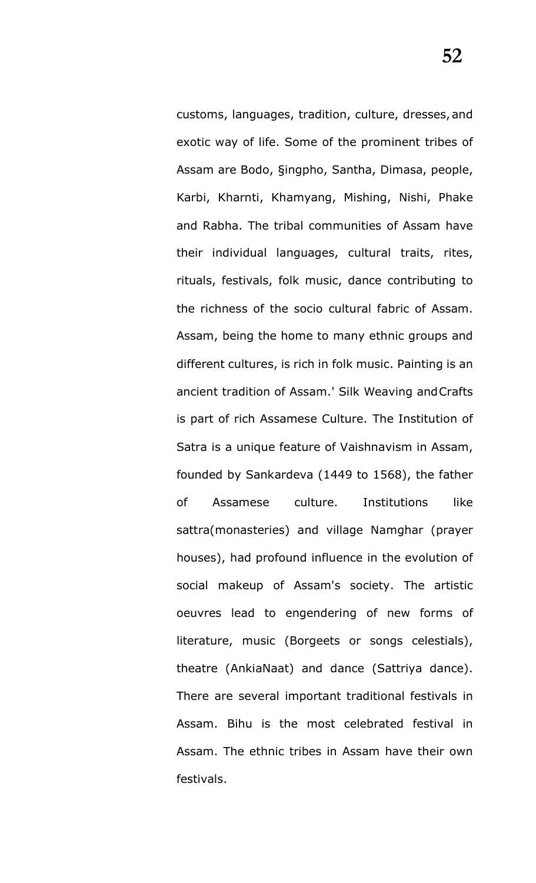customs, languages, tradition, culture, dresses, and exotic way of life. Some of the prominent tribes of Assam are Bodo, §ingpho, Santha, Dimasa, people, Karbi, Kharnti, Khamyang, Mishing, Nishi, Phake and Rabha. The tribal communities of Assam have their individual languages, cultural traits, rites, rituals, festivals, folk music, dance contributing to the richness of the socio cultural fabric of Assam. Assam, being the home to many ethnic groups and different cultures, is rich in folk music. Painting is an ancient tradition of Assam.' Silk Weaving and Crafts is part of rich Assamese Culture. The Institution of Satra is a unique feature of Vaishnavism in Assam, founded by Sankardeva (1449 to 1568), the father of Assamese culture. Institutions like sattra(monasteries) and village Namghar (prayer houses), had profound influence in the evolution of social makeup of Assam's society. The artistic oeuvres lead to engendering of new forms of literature, music (Borgeets or songs celestials), theatre (AnkiaNaat) and dance (Sattriya dance). There are several important traditional festivals in Assam. Bihu is the most celebrated festival in Assam. The ethnic tribes in Assam have their own festivals.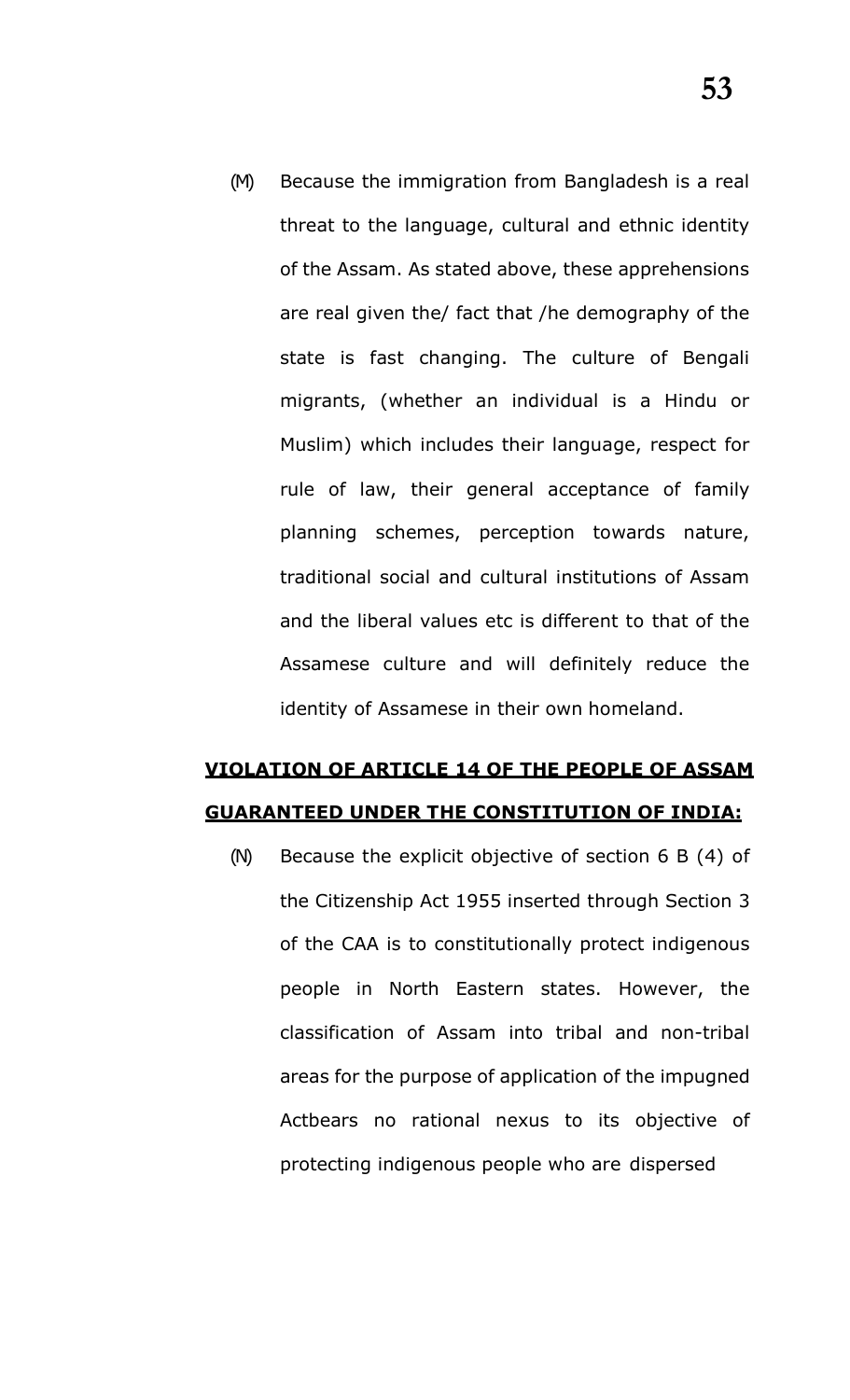(M) Because the immigration from Bangladesh is a real threat to the language, cultural and ethnic identity of the Assam. As stated above, these apprehensions are real given the/ fact that /he demography of the state is fast changing. The culture of Bengali migrants, (whether an individual is a Hindu or Muslim) which includes their language, respect for rule of law, their general acceptance of family planning schemes, perception towards nature, traditional social and cultural institutions of Assam and the liberal values etc is different to that of the Assamese culture and will definitely reduce the identity of Assamese in their own homeland.

**VIOLATION OF ARTICLE 14 OF THE PEOPLE OF ASSAM GUARANTEED UNDER THE CONSTITUTION OF INDIA:**

(N) Because the explicit objective of section 6 B (4) of the Citizenship Act 1955 inserted through Section 3 of the CAA is to constitutionally protect indigenous people in North Eastern states. However, the classification of Assam into tribal and non-tribal areas for the purpose of application of the impugned Actbears no rational nexus to its objective of protecting indigenous people who are dispersed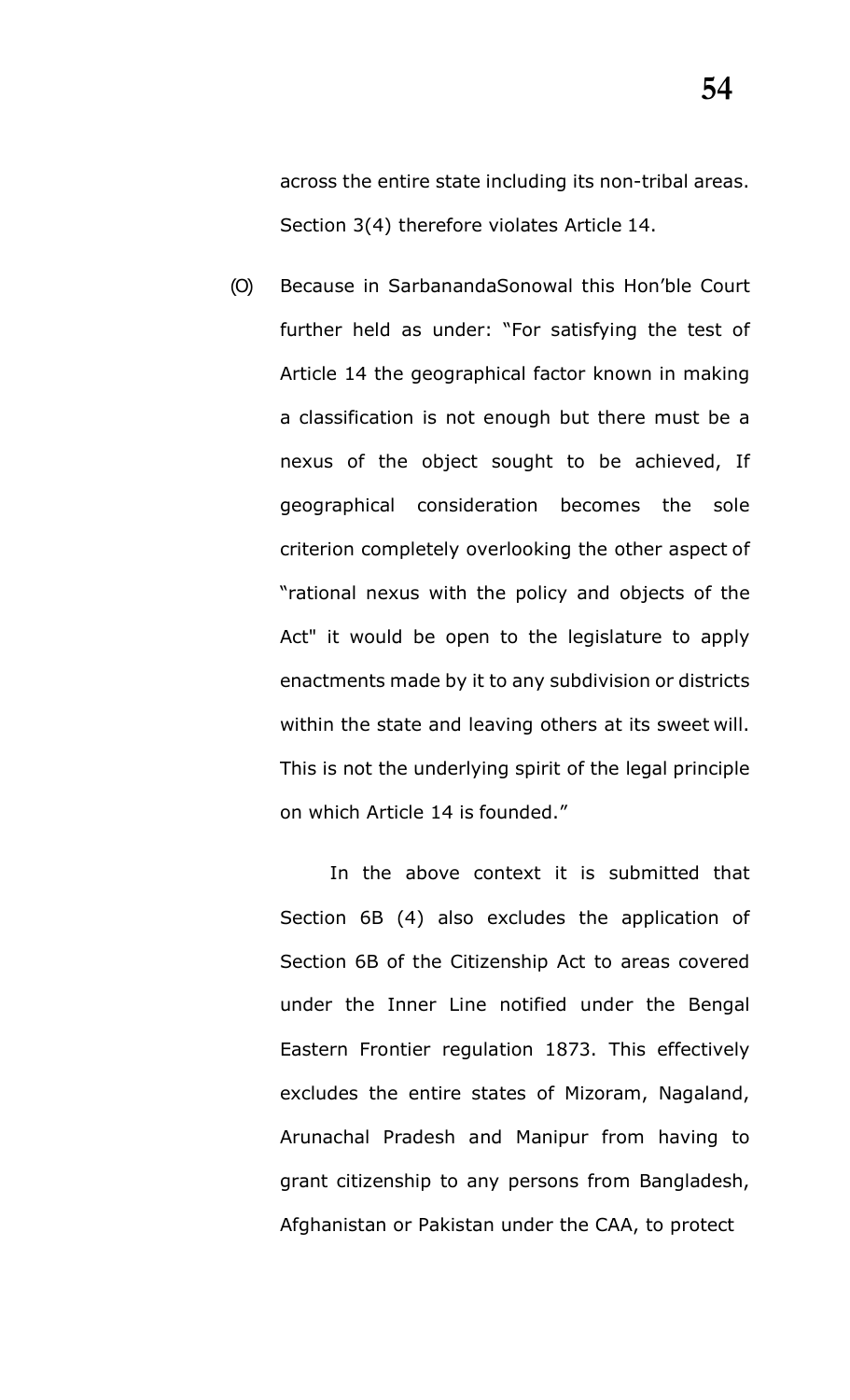across the entire state including its non-tribal areas. Section 3(4) therefore violates Article 14.

(O) Because in SarbanandaSonowal this Hon'ble Court further held as under: "For satisfying the test of Article 14 the geographical factor known in making a classification is not enough but there must be a nexus of the object sought to be achieved, If geographical consideration becomes the sole criterion completely overlooking the other aspect of "rational nexus with the policy and objects of the Act" it would be open to the legislature to apply enactments made by it to any subdivision or districts within the state and leaving others at its sweet will. This is not the underlying spirit of the legal principle on which Article 14 is founded."

In the above context it is submitted that Section 6B (4) also excludes the application of Section 6B of the Citizenship Act to areas covered under the Inner Line notified under the Bengal Eastern Frontier regulation 1873. This effectively excludes the entire states of Mizoram, Nagaland, Arunachal Pradesh and Manipur from having to grant citizenship to any persons from Bangladesh, Afghanistan or Pakistan under the CAA, to protect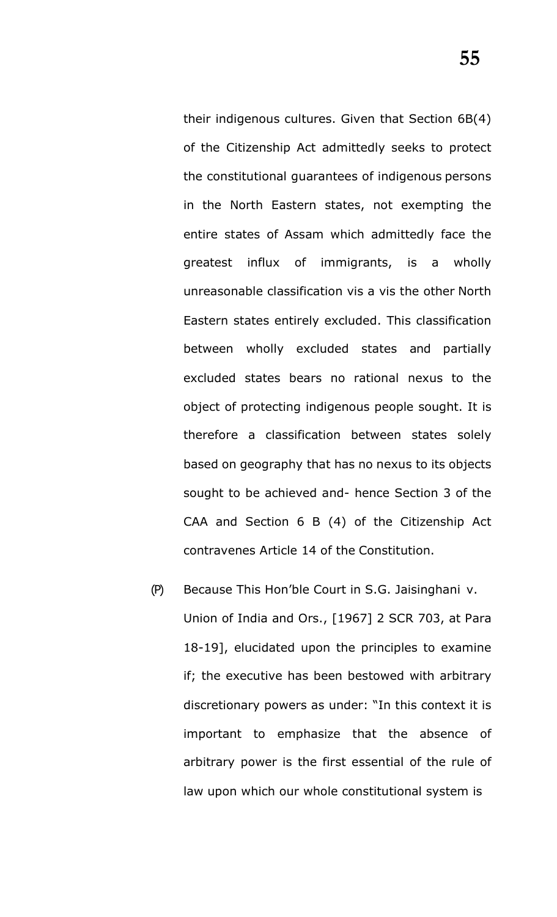their indigenous cultures. Given that Section 6B(4) of the Citizenship Act admittedly seeks to protect the constitutional guarantees of indigenous persons in the North Eastern states, not exempting the entire states of Assam which admittedly face the greatest influx of immigrants, is a wholly unreasonable classification vis a vis the other North Eastern states entirely excluded. This classification between wholly excluded states and partially excluded states bears no rational nexus to the object of protecting indigenous people sought. It is therefore a classification between states solely based on geography that has no nexus to its objects sought to be achieved and- hence Section 3 of the CAA and Section 6 B (4) of the Citizenship Act contravenes Article 14 of the Constitution.

(P) Because This Hon'ble Court in S.G. Jaisinghani v. Union of India and Ors., [1967] 2 SCR 703, at Para 18-19], elucidated upon the principles to examine if; the executive has been bestowed with arbitrary discretionary powers as under: "In this context it is important to emphasize that the absence of arbitrary power is the first essential of the rule of law upon which our whole constitutional system is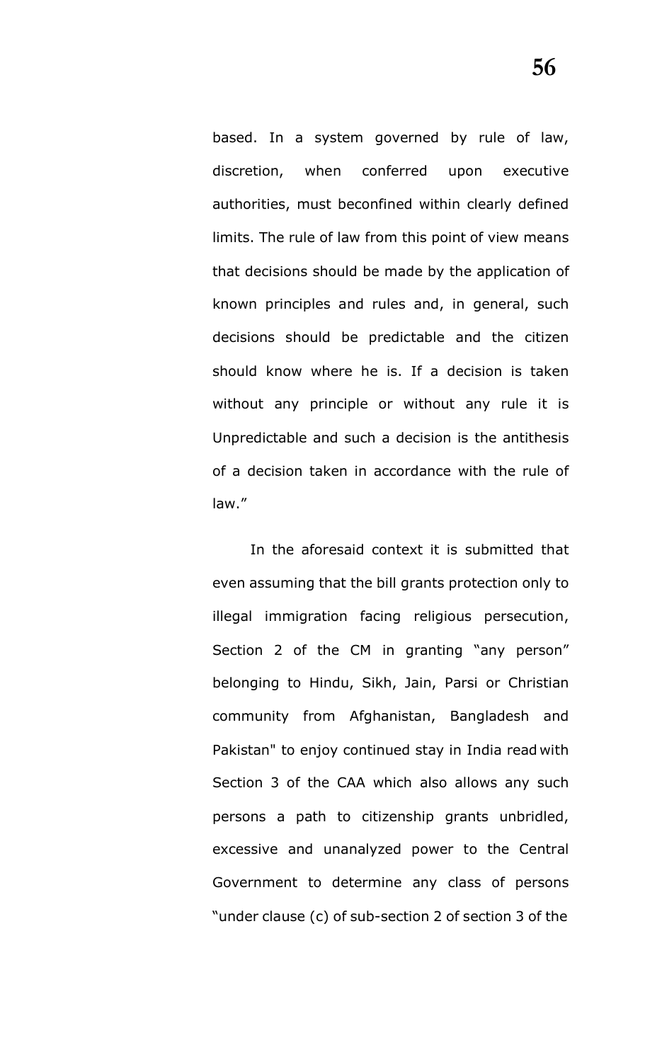based. In a system governed by rule of law, discretion, when conferred upon executive authorities, must beconfined within clearly defined limits. The rule of law from this point of view means that decisions should be made by the application of known principles and rules and, in general, such decisions should be predictable and the citizen should know where he is. If a decision is taken without any principle or without any rule it is Unpredictable and such a decision is the antithesis of a decision taken in accordance with the rule of law."

In the aforesaid context it is submitted that even assuming that the bill grants protection only to illegal immigration facing religious persecution, Section 2 of the CM in granting "any person" belonging to Hindu, Sikh, Jain, Parsi or Christian community from Afghanistan, Bangladesh and Pakistan" to enjoy continued stay in India read with Section 3 of the CAA which also allows any such persons a path to citizenship grants unbridled, excessive and unanalyzed power to the Central Government to determine any class of persons "under clause (c) of sub-section 2 of section 3 of the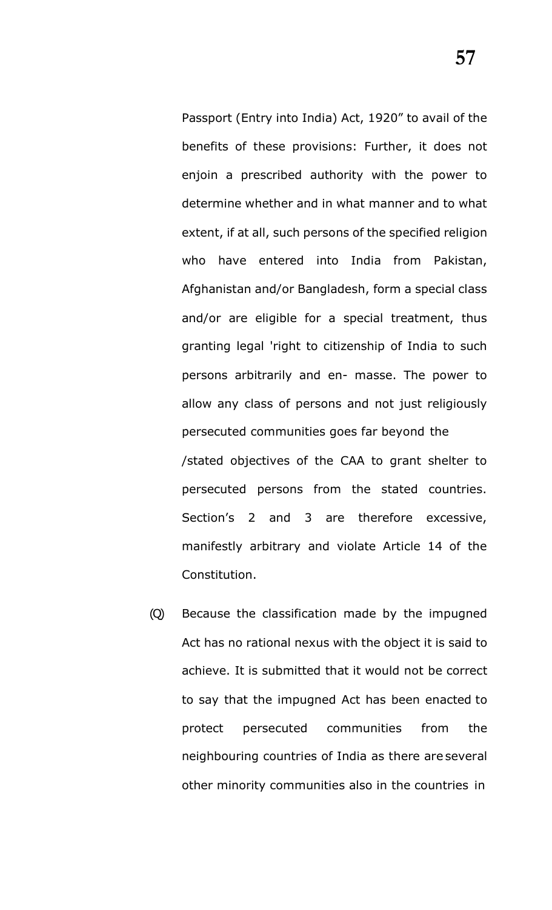Passport (Entry into India) Act, 1920" to avail of the benefits of these provisions: Further, it does not enjoin a prescribed authority with the power to determine whether and in what manner and to what extent, if at all, such persons of the specified religion who have entered into India from Pakistan, Afghanistan and/or Bangladesh, form a special class and/or are eligible for a special treatment, thus granting legal 'right to citizenship of India to such persons arbitrarily and en- masse. The power to allow any class of persons and not just religiously persecuted communities goes far beyond the /stated objectives of the CAA to grant shelter to persecuted persons from the stated countries. Section's 2 and 3 are therefore excessive, manifestly arbitrary and violate Article 14 of the Constitution.

(Q) Because the classification made by the impugned Act has no rational nexus with the object it is said to achieve. It is submitted that it would not be correct to say that the impugned Act has been enacted to protect persecuted communities from the neighbouring countries of India as there are several other minority communities also in the countries in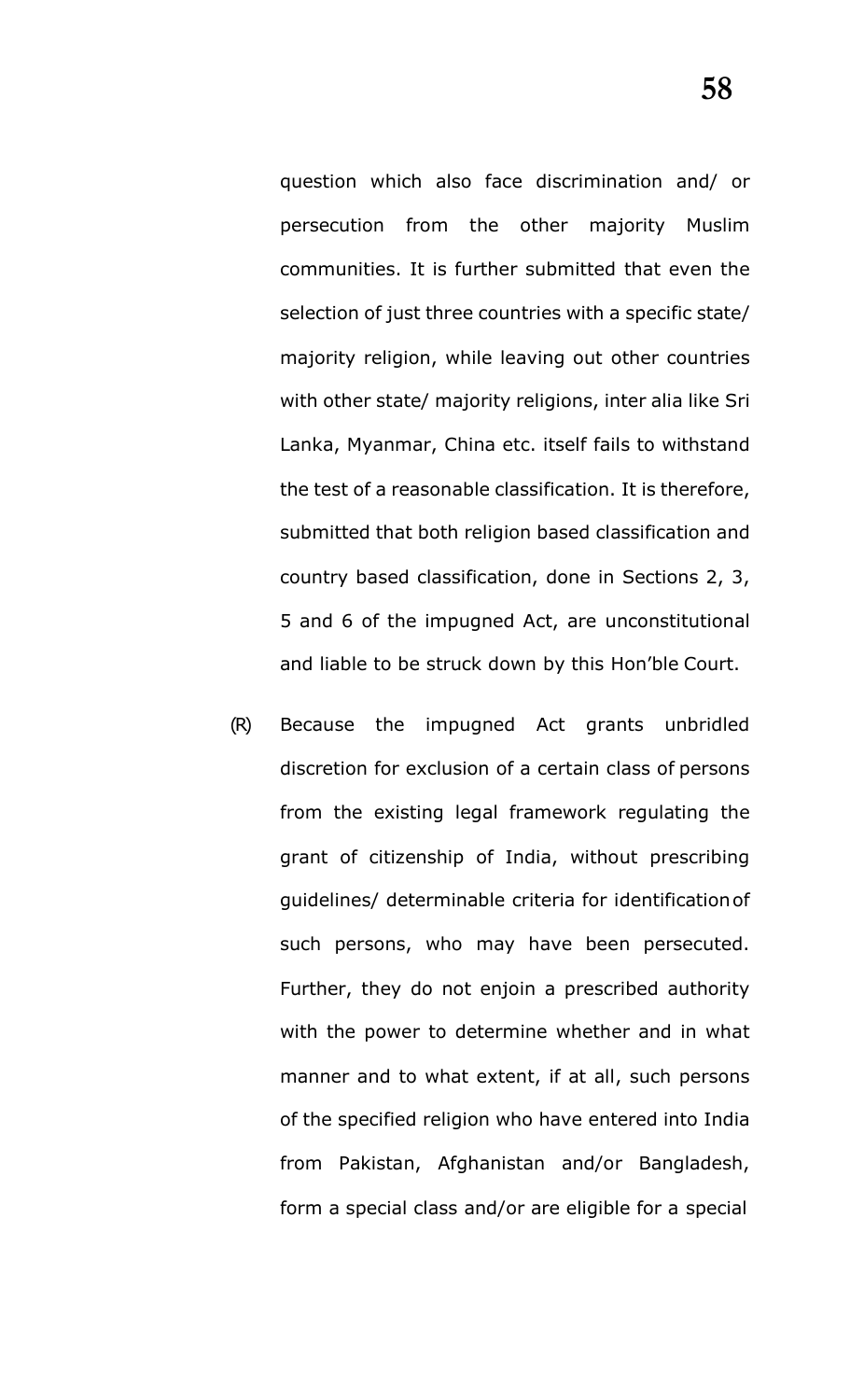question which also face discrimination and/ or persecution from the other majority Muslim communities. It is further submitted that even the selection of just three countries with a specific state/ majority religion, while leaving out other countries with other state/ majority religions, inter alia like Sri Lanka, Myanmar, China etc. itself fails to withstand the test of a reasonable classification. It is therefore, submitted that both religion based classification and country based classification, done in Sections 2, 3, 5 and 6 of the impugned Act, are unconstitutional and liable to be struck down by this Hon'ble Court.

(R) Because the impugned Act grants unbridled discretion for exclusion of a certain class of persons from the existing legal framework regulating the grant of citizenship of India, without prescribing guidelines/ determinable criteria for identification of such persons, who may have been persecuted. Further, they do not enjoin a prescribed authority with the power to determine whether and in what manner and to what extent, if at all, such persons of the specified religion who have entered into India from Pakistan, Afghanistan and/or Bangladesh, form a special class and/or are eligible for a special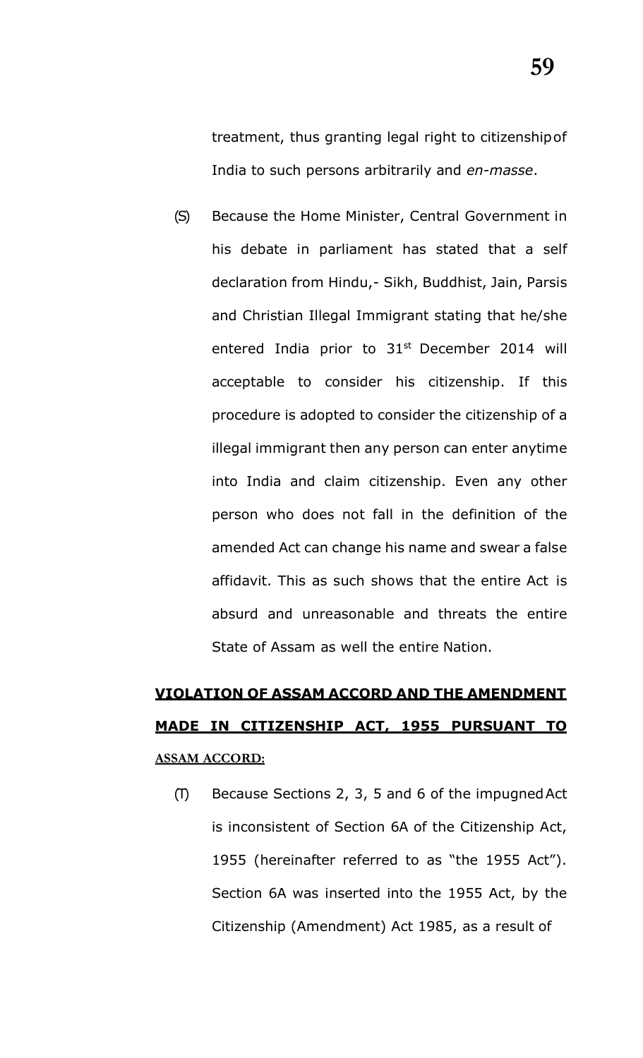treatment, thus granting legal right to citizenship of India to such persons arbitrarily and *en-masse*.

(S) Because the Home Minister, Central Government in his debate in parliament has stated that a self declaration from Hindu,- Sikh, Buddhist, Jain, Parsis and Christian Illegal Immigrant stating that he/she entered India prior to 31st December 2014 will acceptable to consider his citizenship. If this procedure is adopted to consider the citizenship of a illegal immigrant then any person can enter anytime into India and claim citizenship. Even any other person who does not fall in the definition of the amended Act can change his name and swear a false affidavit. This as such shows that the entire Act is absurd and unreasonable and threats the entire State of Assam as well the entire Nation.

**<u>VIOLATION OF ASSAM ACCORD AND THE AMENDMENT MADE IN CITIZENSHIP ACT, 1955 PURSUANT TO ASSAM ACCORD:</u>**

(T) Because Sections 2, 3, 5 and 6 of the impugned Act is inconsistent of Section 6A of the Citizenship Act, 1955 (hereinafter referred to as "the 1955 Act"). Section 6A was inserted into the 1955 Act, by the Citizenship (Amendment) Act 1985, as a result of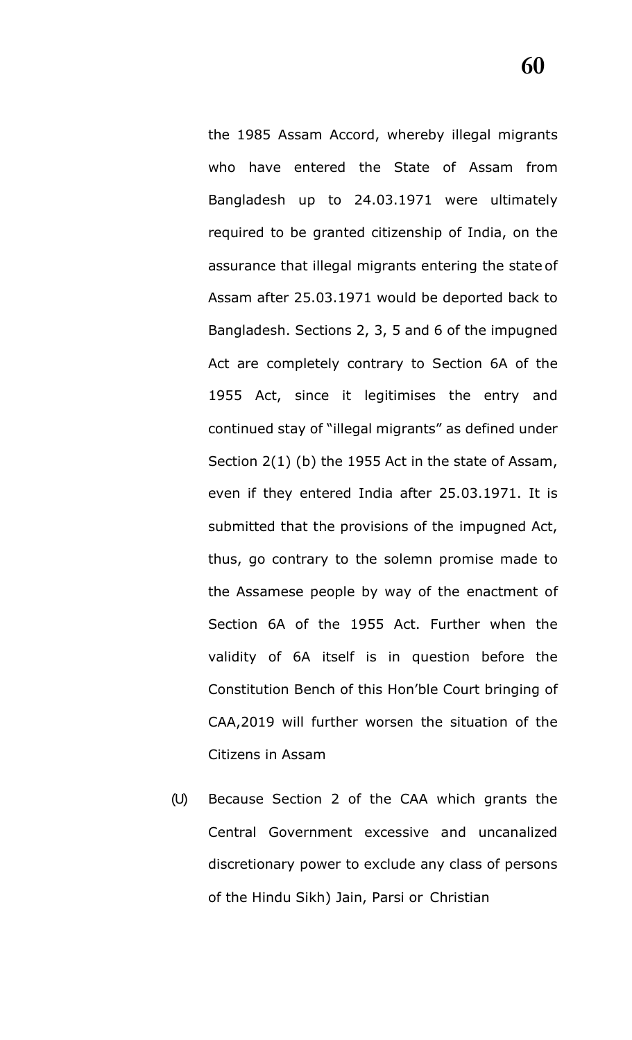the 1985 Assam Accord, whereby illegal migrants who have entered the State of Assam from Bangladesh up to 24.03.1971 were ultimately required to be granted citizenship of India, on the assurance that illegal migrants entering the state of Assam after 25.03.1971 would be deported back to Bangladesh. Sections 2, 3, 5 and 6 of the impugned Act are completely contrary to Section 6A of the 1955 Act, since it legitimises the entry and continued stay of "illegal migrants" as defined under Section 2(1) (b) the 1955 Act in the state of Assam, even if they entered India after 25.03.1971. It is submitted that the provisions of the impugned Act, thus, go contrary to the solemn promise made to the Assamese people by way of the enactment of Section 6A of the 1955 Act. Further when the validity of 6A itself is in question before the Constitution Bench of this Hon'ble Court bringing of CAA,2019 will further worsen the situation of the Citizens in Assam

(U) Because Section 2 of the CAA which grants the Central Government excessive and uncanalized discretionary power to exclude any class of persons of the Hindu Sikh) Jain, Parsi or Christian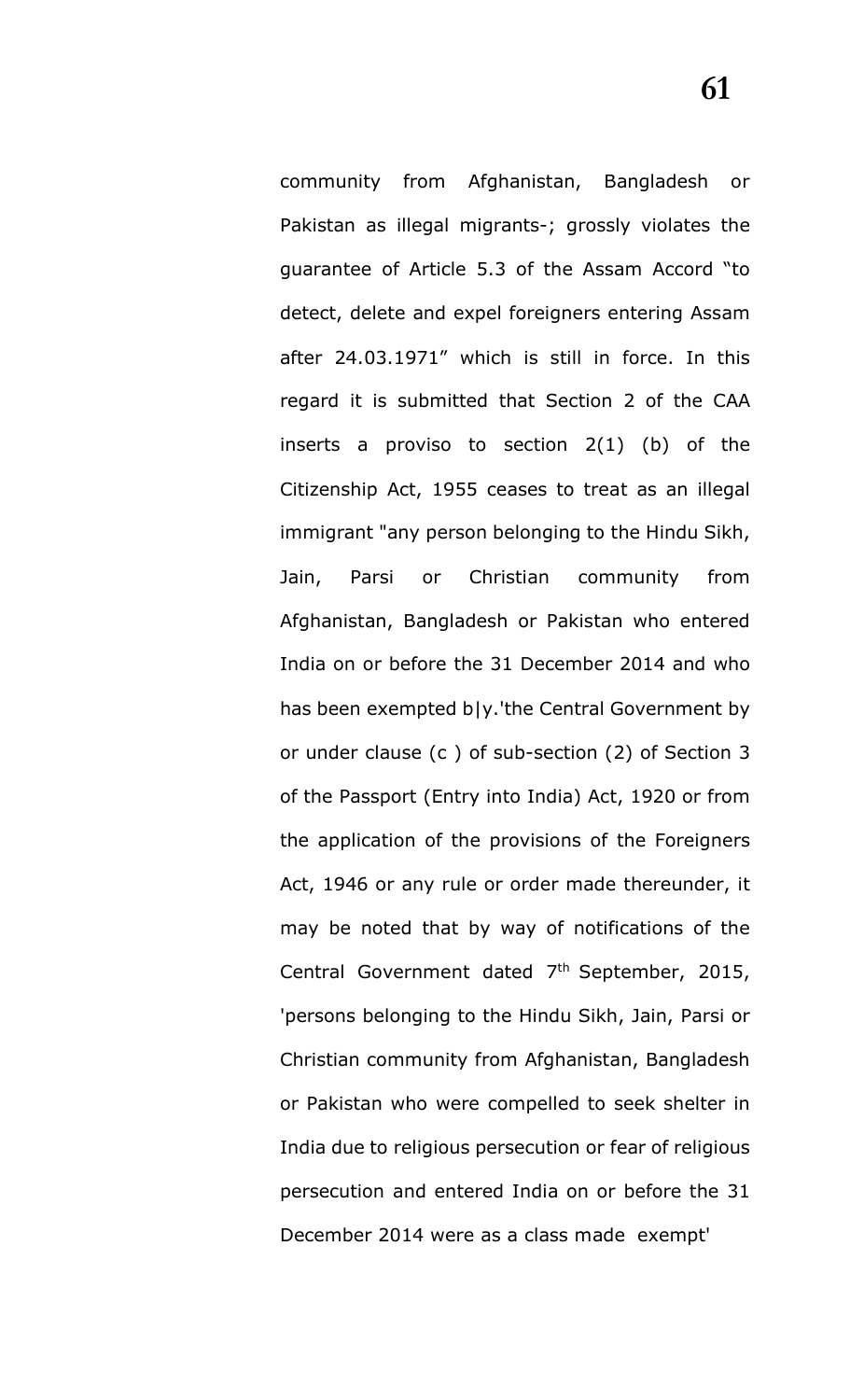community from Afghanistan, Bangladesh or Pakistan as illegal migrants-; grossly violates the guarantee of Article 5.3 of the Assam Accord "to detect, delete and expel foreigners entering Assam after 24.03.1971" which is still in force. In this regard it is submitted that Section 2 of the CAA inserts a proviso to section 2(1) (b) of the Citizenship Act, 1955 ceases to treat as an illegal immigrant "any person belonging to the Hindu Sikh, Jain, Parsi or Christian community from Afghanistan, Bangladesh or Pakistan who entered India on or before the 31 December 2014 and who has been exempted b|y.'the Central Government by or under clause (c ) of sub-section (2) of Section 3 of the Passport (Entry into India) Act, 1920 or from the application of the provisions of the Foreigners Act, 1946 or any rule or order made thereunder, it may be noted that by way of notifications of the Central Government dated 7th September, 2015, 'persons belonging to the Hindu Sikh, Jain, Parsi or Christian community from Afghanistan, Bangladesh or Pakistan who were compelled to seek shelter in India due to religious persecution or fear of religious persecution and entered India on or before the 31 December 2014 were as a class made exempt'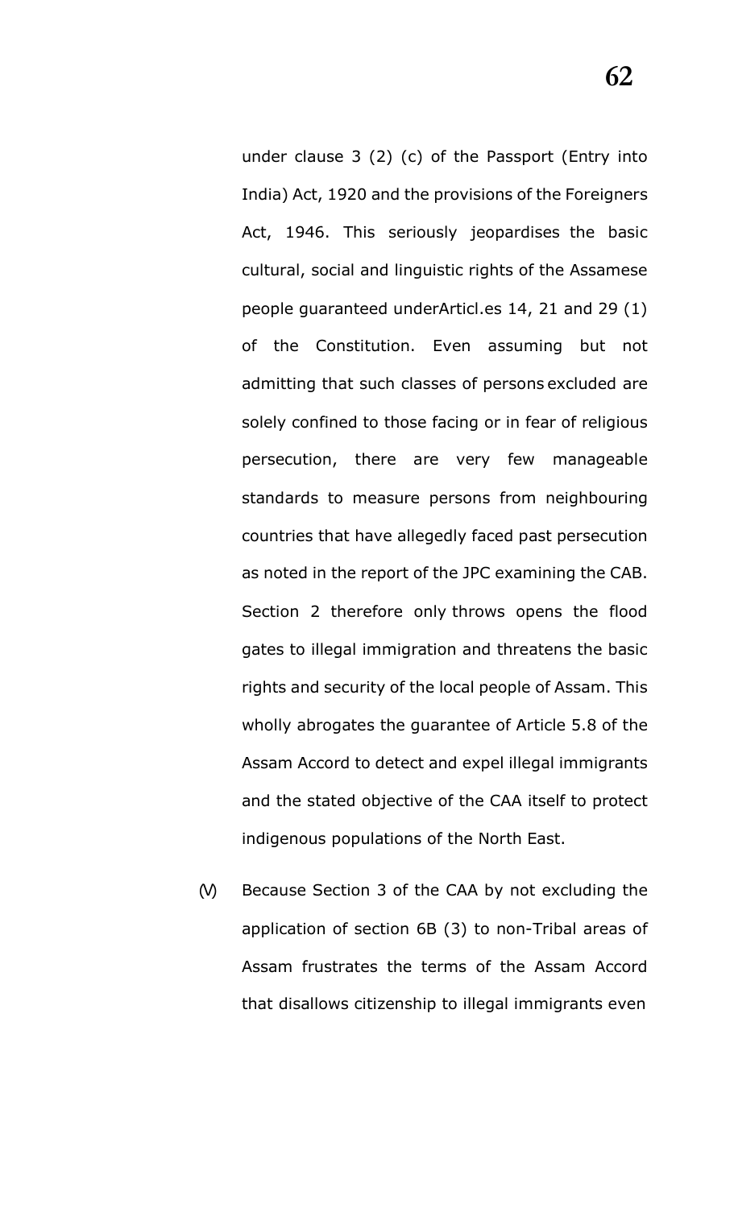under clause 3 (2) (c) of the Passport (Entry into India) Act, 1920 and the provisions of the Foreigners Act, 1946. This seriously jeopardises the basic cultural, social and linguistic rights of the Assamese people guaranteed underArticl.es 14, 21 and 29 (1) of the Constitution. Even assuming but not admitting that such classes of persons excluded are solely confined to those facing or in fear of religious persecution, there are very few manageable standards to measure persons from neighbouring countries that have allegedly faced past persecution as noted in the report of the JPC examining the CAB. Section 2 therefore only throws opens the flood gates to illegal immigration and threatens the basic rights and security of the local people of Assam. This wholly abrogates the guarantee of Article 5.8 of the Assam Accord to detect and expel illegal immigrants and the stated objective of the CAA itself to protect indigenous populations of the North East.

(V) Because Section 3 of the CAA by not excluding the application of section 6B (3) to non-Tribal areas of Assam frustrates the terms of the Assam Accord that disallows citizenship to illegal immigrants even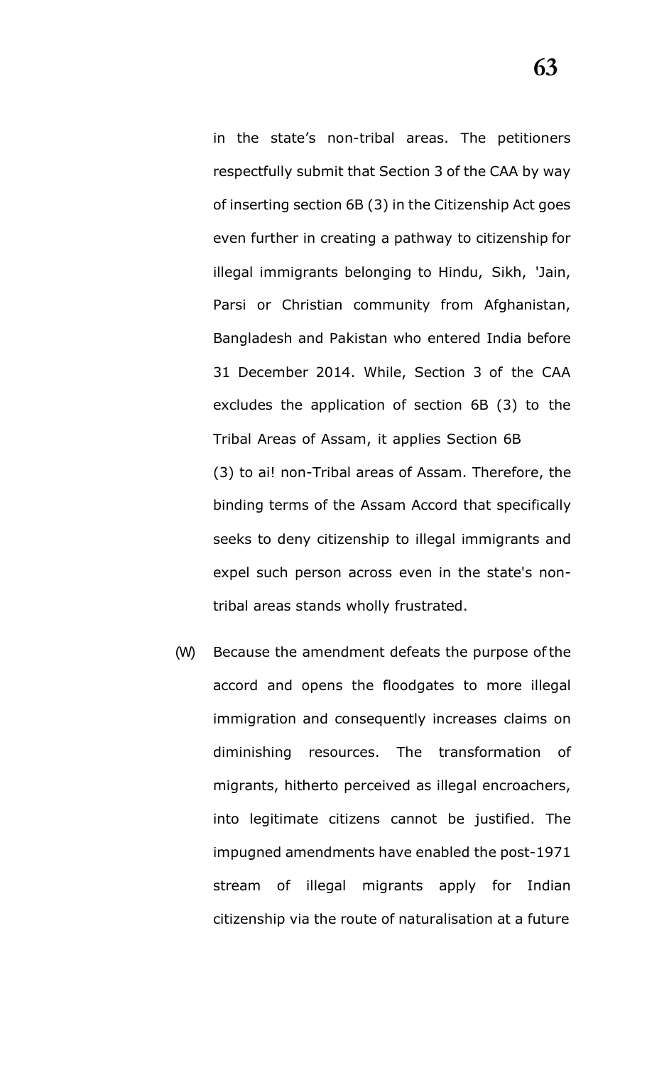in the state's non-tribal areas. The petitioners respectfully submit that Section 3 of the CAA by way of inserting section 6B (3) in the Citizenship Act goes even further in creating a pathway to citizenship for illegal immigrants belonging to Hindu, Sikh, 'Jain, Parsi or Christian community from Afghanistan, Bangladesh and Pakistan who entered India before 31 December 2014. While, Section 3 of the CAA excludes the application of section 6B (3) to the Tribal Areas of Assam, it applies Section 6B (3) to ai! non-Tribal areas of Assam. Therefore, the binding terms of the Assam Accord that specifically seeks to deny citizenship to illegal immigrants and expel such person across even in the state's non-tribal areas stands wholly frustrated.

(W) Because the amendment defeats the purpose of the accord and opens the floodgates to more illegal immigration and consequently increases claims on diminishing resources. The transformation of migrants, hitherto perceived as illegal encroachers, into legitimate citizens cannot be justified. The impugned amendments have enabled the post-1971 stream of illegal migrants apply for Indian citizenship via the route of naturalisation at a future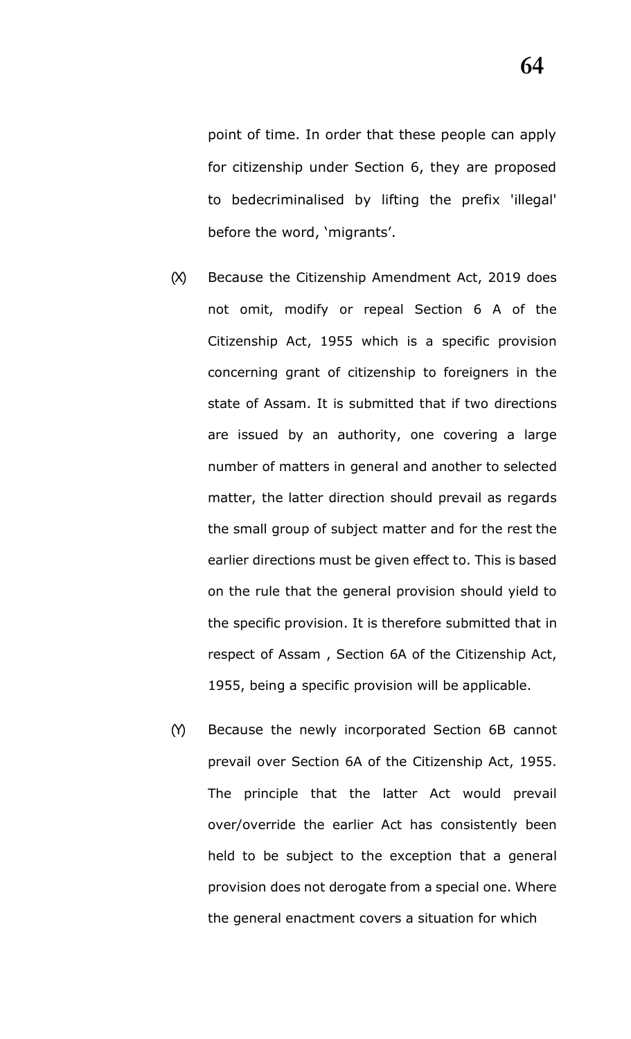point of time. In order that these people can apply for citizenship under Section 6, they are proposed to bedecriminalised by lifting the prefix 'illegal' before the word, 'migrants'.

(X) Because the Citizenship Amendment Act, 2019 does not omit, modify or repeal Section 6 A of the Citizenship Act, 1955 which is a specific provision concerning grant of citizenship to foreigners in the state of Assam. It is submitted that if two directions are issued by an authority, one covering a large number of matters in general and another to selected matter, the latter direction should prevail as regards the small group of subject matter and for the rest the earlier directions must be given effect to. This is based on the rule that the general provision should yield to the specific provision. It is therefore submitted that in respect of Assam , Section 6A of the Citizenship Act, 1955, being a specific provision will be applicable.

(Y) Because the newly incorporated Section 6B cannot prevail over Section 6A of the Citizenship Act, 1955. The principle that the latter Act would prevail over/override the earlier Act has consistently been held to be subject to the exception that a general provision does not derogate from a special one. Where the general enactment covers a situation for which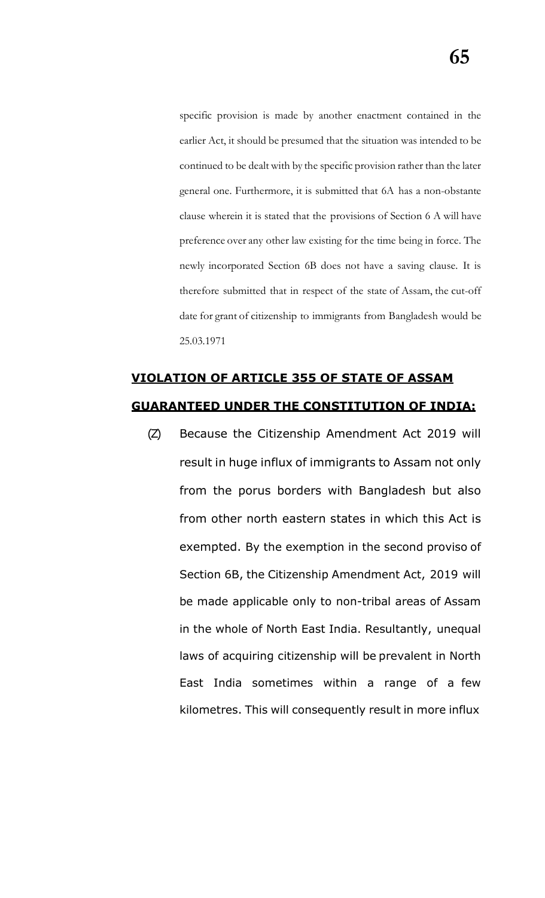specific provision is made by another enactment contained in the earlier Act, it should be presumed that the situation was intended to be continued to be dealt with by the specific provision rather than the later general one. Furthermore, it is submitted that 6A has a non-obstante clause wherein it is stated that the provisions of Section 6 A will have preference over any other law existing for the time being in force. The newly incorporated Section 6B does not have a saving clause. It is therefore submitted that in respect of the state of Assam, the cut-off date for grant of citizenship to immigrants from Bangladesh would be 25.03.1971

**VIOLATION OF ARTICLE 355 OF STATE OF ASSAM GUARANTEED UNDER THE CONSTITUTION OF INDIA:**

(Z) Because the Citizenship Amendment Act 2019 will result in huge influx of immigrants to Assam not only from the porus borders with Bangladesh but also from other north eastern states in which this Act is exempted. By the exemption in the second proviso of Section 6B, the Citizenship Amendment Act, 2019 will be made applicable only to non-tribal areas of Assam in the whole of North East India. Resultantly, unequal laws of acquiring citizenship will be prevalent in North East India sometimes within a range of a few kilometres. This will consequently result in more influx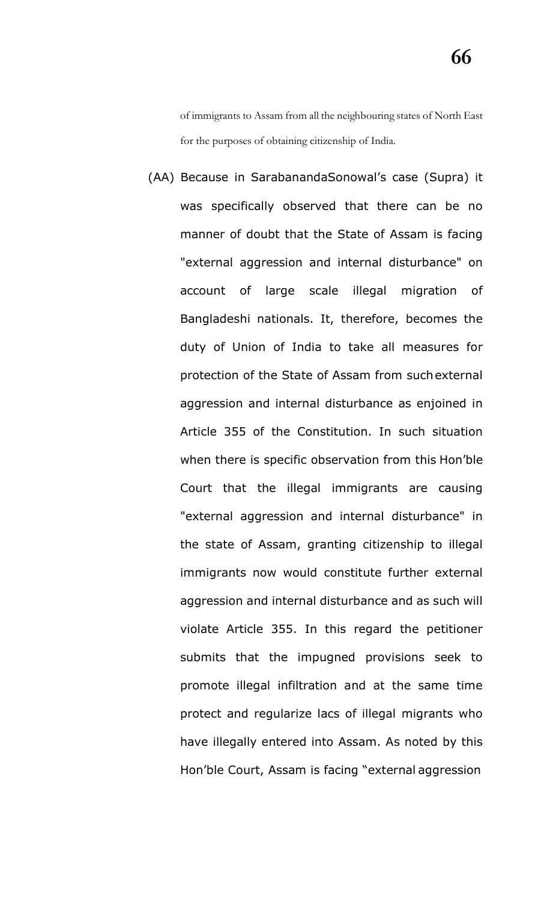of immigrants to Assam from all the neighbouring states of North East for the purposes of obtaining citizenship of India.

(AA) Because in SarabanandaSonowal's case (Supra) it was specifically observed that there can be no manner of doubt that the State of Assam is facing "external aggression and internal disturbance" on account of large scale illegal migration of Bangladeshi nationals. It, therefore, becomes the duty of Union of India to take all measures for protection of the State of Assam from such external aggression and internal disturbance as enjoined in Article 355 of the Constitution. In such situation when there is specific observation from this Hon'ble Court that the illegal immigrants are causing "external aggression and internal disturbance" in the state of Assam, granting citizenship to illegal immigrants now would constitute further external aggression and internal disturbance and as such will violate Article 355. In this regard the petitioner submits that the impugned provisions seek to promote illegal infiltration and at the same time protect and regularize lacs of illegal migrants who have illegally entered into Assam. As noted by this Hon'ble Court, Assam is facing "external aggression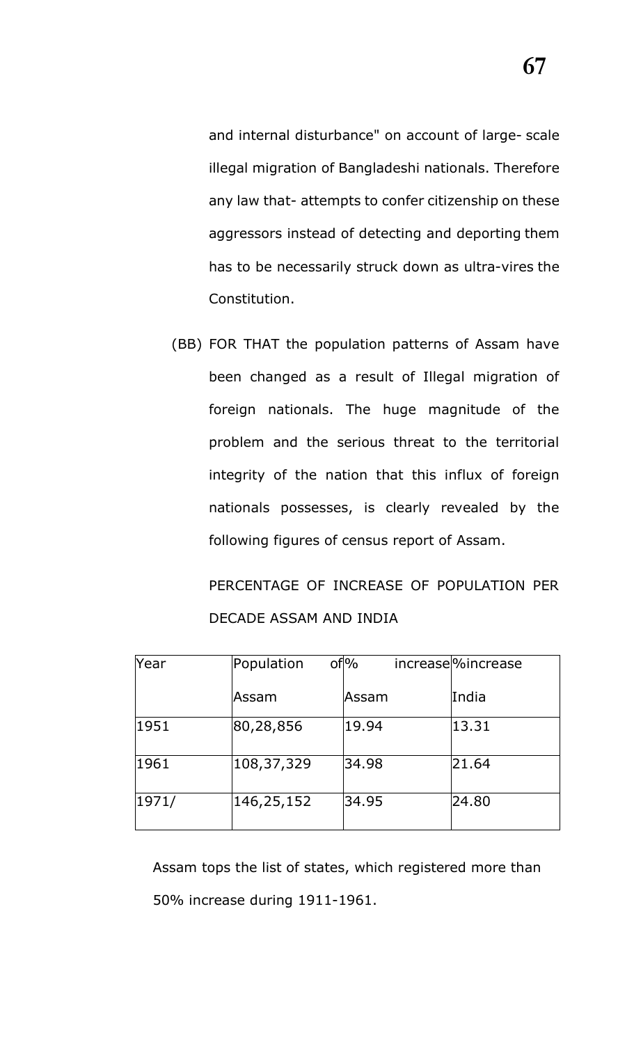and internal disturbance" on account of large- scale illegal migration of Bangladeshi nationals. Therefore any law that- attempts to confer citizenship on these aggressors instead of detecting and deporting them has to be necessarily struck down as ultra-vires the Constitution.

(BB) FOR THAT the population patterns of Assam have been changed as a result of Illegal migration of foreign nationals. The huge magnitude of the problem and the serious threat to the territorial integrity of the nation that this influx of foreign nationals possesses, is clearly revealed by the following figures of census report of Assam.

PERCENTAGE OF INCREASE OF POPULATION PER DECADE ASSAM AND INDIA

| Year | Population of Assam | % increase Assam | %increase India |
|---|---|---|---|
| 1951 | 80,28,856 | 19.94 | 13.31 |
| 1961 | 108,37,329 | 34.98 | 21.64 |
| 1971/ | 146,25,152 | 34.95 | 24.80 |

Assam tops the list of states, which registered more than 50% increase during 1911-1961.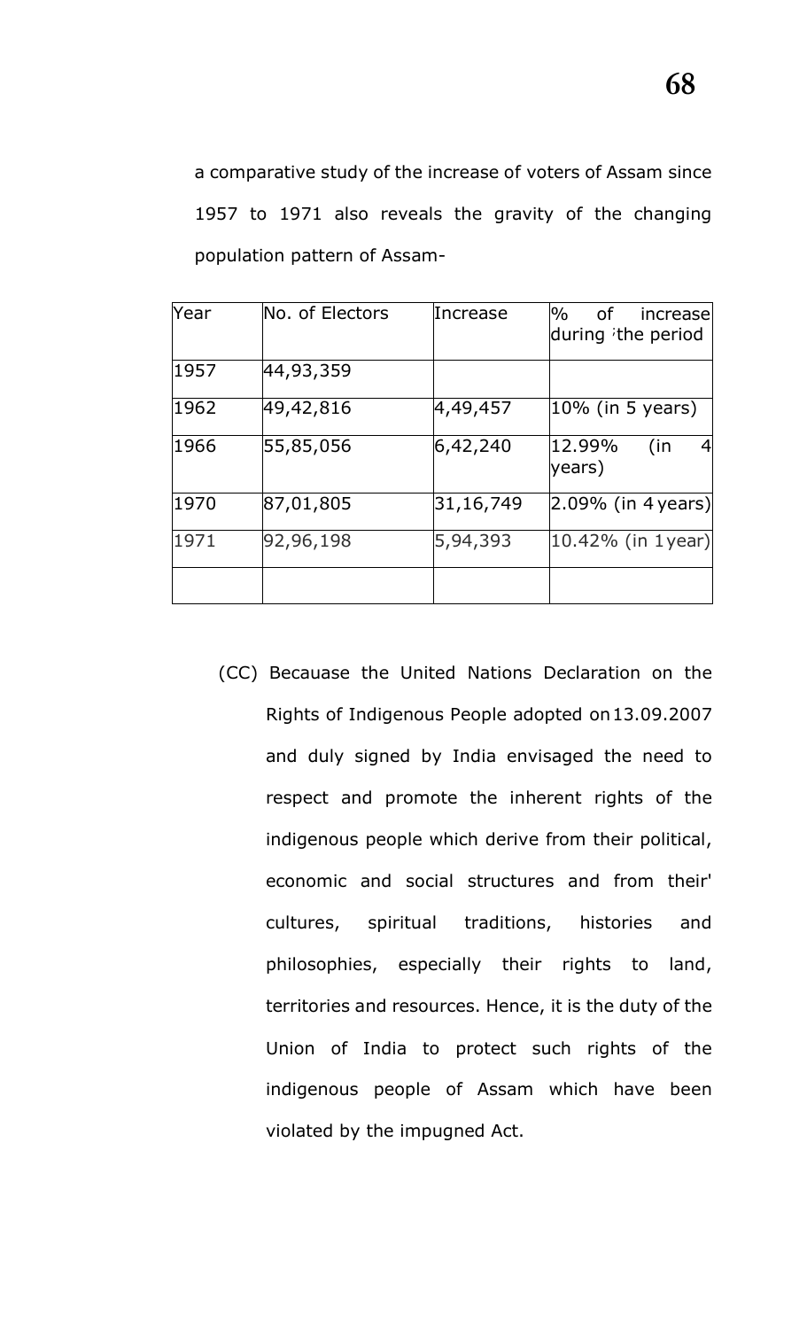a comparative study of the increase of voters of Assam since 1957 to 1971 also reveals the gravity of the changing population pattern of Assam-

| Year | No. of Electors | Increase | % of increase during the period |
|---|---|---|---|
| 1957 | 44,93,359 | | |
| 1962 | 49,42,816 | 4,49,457 | 10% (in 5 years) |
| 1966 | 55,85,056 | 6,42,240 | 12.99% (in 4 years) |
| 1970 | 87,01,805 | 31,16,749 | 2.09% (in 4 years) |
| 1971 | 92,96,198 | 5,94,393 | 10.42% (in 1 year) |
| | | | |

(CC) Becauase the United Nations Declaration on the Rights of Indigenous People adopted on 13.09.2007 and duly signed by India envisaged the need to respect and promote the inherent rights of the indigenous people which derive from their political, economic and social structures and from their' cultures, spiritual traditions, histories and philosophies, especially their rights to land, territories and resources. Hence, it is the duty of the Union of India to protect such rights of the indigenous people of Assam which have been violated by the impugned Act.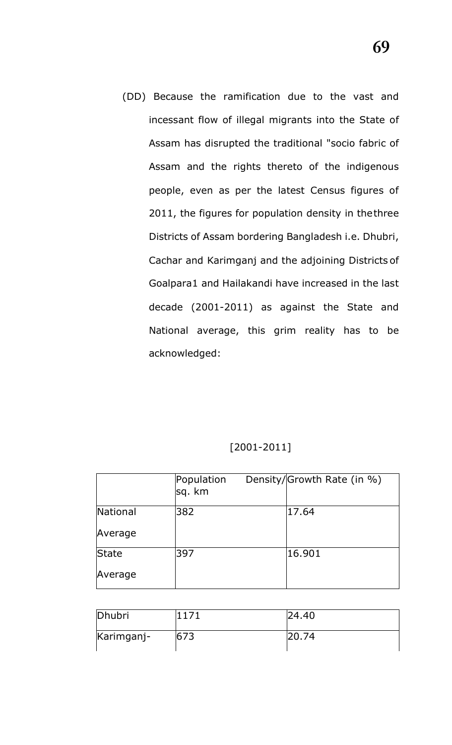(DD) Because the ramification due to the vast and incessant flow of illegal migrants into the State of Assam has disrupted the traditional "socio fabric of Assam and the rights thereto of the indigenous people, even as per the latest Census figures of 2011, the figures for population density in thethree Districts of Assam bordering Bangladesh i.e. Dhubri, Cachar and Karimganj and the adjoining Districts of Goalpara1 and Hailakandi have increased in the last decade (2001-2011) as against the State and National average, this grim reality has to be acknowledged:

[2001-2011]

| | Population Density/ sq. km | Growth Rate (in %) |
|---|---|---|
| National Average | 382 | 17.64 |
| State Average | 397 | 16.901 |
| Dhubri | 1171 | 24.40 |
| Karimganj- | 673 | 20.74 |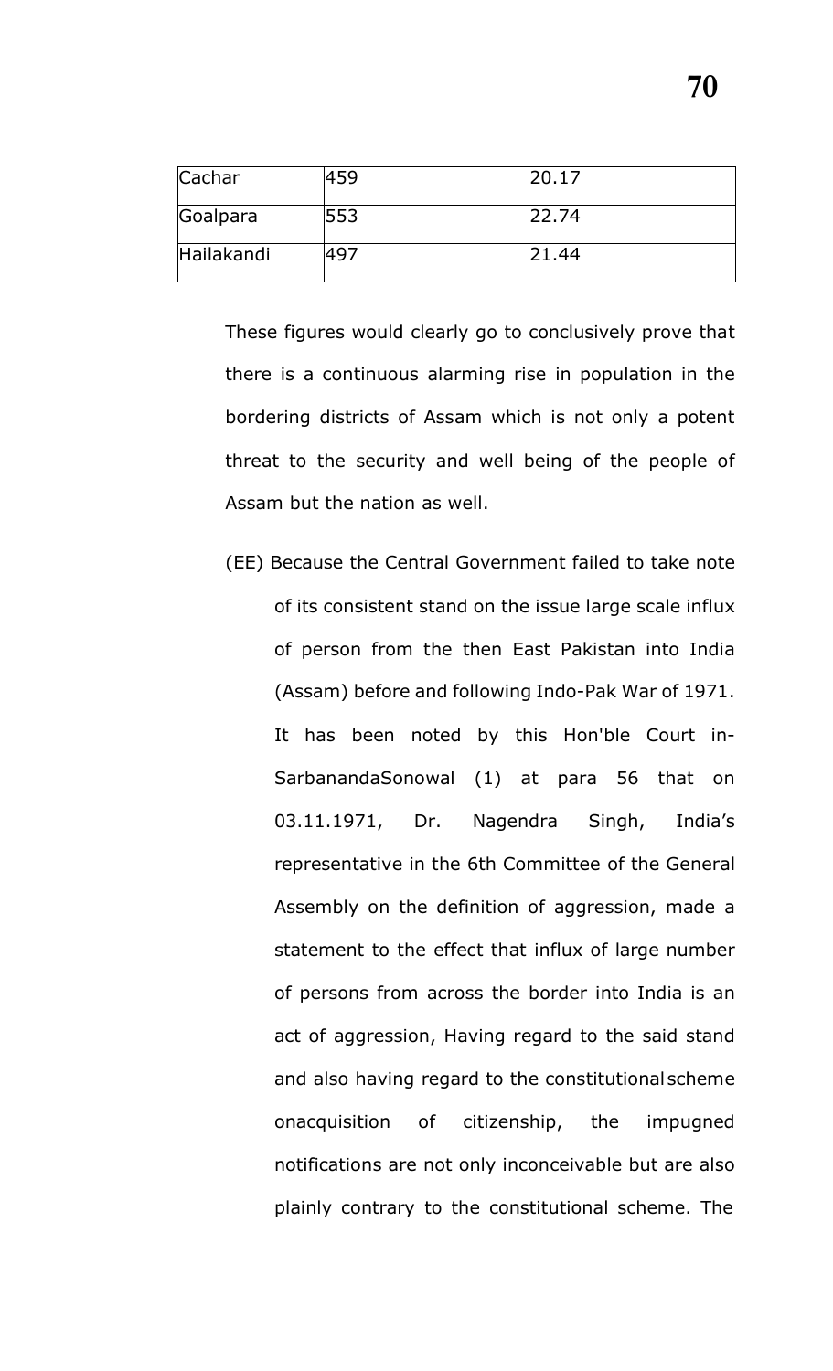| Cachar | 459 | 20.17 |
|---|---|---|
| Goalpara | 553 | 22.74 |
| Hailakandi | 497 | 21.44 |

These figures would clearly go to conclusively prove that there is a continuous alarming rise in population in the bordering districts of Assam which is not only a potent threat to the security and well being of the people of Assam but the nation as well.

(EE) Because the Central Government failed to take note of its consistent stand on the issue large scale influx of person from the then East Pakistan into India (Assam) before and following Indo-Pak War of 1971. It has been noted by this Hon'ble Court in- SarbanandaSonowal (1) at para 56 that on 03.11.1971, Dr. Nagendra Singh, India's representative in the 6th Committee of the General Assembly on the definition of aggression, made a statement to the effect that influx of large number of persons from across the border into India is an act of aggression, Having regard to the said stand and also having regard to the constitutionalscheme onacquisition of citizenship, the impugned notifications are not only inconceivable but are also plainly contrary to the constitutional scheme. The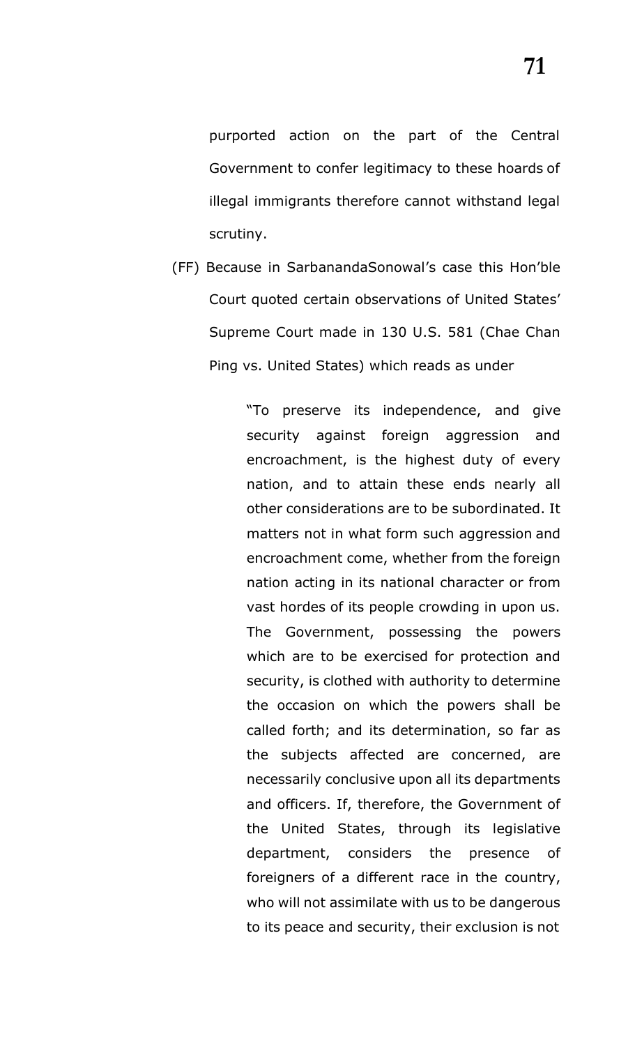purported action on the part of the Central Government to confer legitimacy to these hoards of illegal immigrants therefore cannot withstand legal scrutiny.

(FF) Because in SarbanandaSonowal's case this Hon'ble Court quoted certain observations of United States' Supreme Court made in 130 U.S. 581 (Chae Chan Ping vs. United States) which reads as under

> "To preserve its independence, and give security against foreign aggression and encroachment, is the highest duty of every nation, and to attain these ends nearly all other considerations are to be subordinated. It matters not in what form such aggression and encroachment come, whether from the foreign nation acting in its national character or from vast hordes of its people crowding in upon us. The Government, possessing the powers which are to be exercised for protection and security, is clothed with authority to determine the occasion on which the powers shall be called forth; and its determination, so far as the subjects affected are concerned, are necessarily conclusive upon all its departments and officers. If, therefore, the Government of the United States, through its legislative department, considers the presence of foreigners of a different race in the country, who will not assimilate with us to be dangerous to its peace and security, their exclusion is not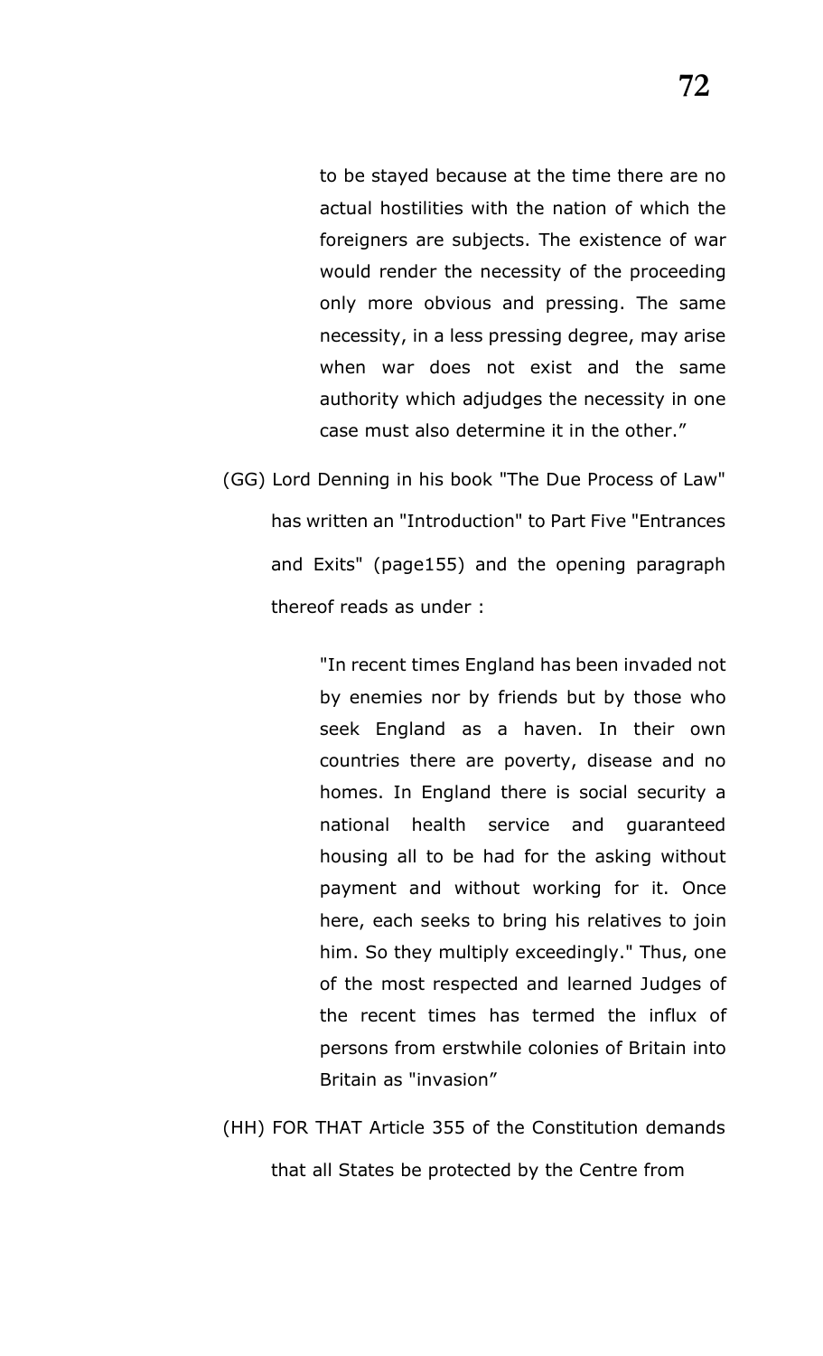> to be stayed because at the time there are no actual hostilities with the nation of which the foreigners are subjects. The existence of war would render the necessity of the proceeding only more obvious and pressing. The same necessity, in a less pressing degree, may arise when war does not exist and the same authority which adjudges the necessity in one case must also determine it in the other."

(GG) Lord Denning in his book "The Due Process of Law" has written an "Introduction" to Part Five "Entrances and Exits" (page155) and the opening paragraph thereof reads as under :

> "In recent times England has been invaded not by enemies nor by friends but by those who seek England as a haven. In their own countries there are poverty, disease and no homes. In England there is social security a national health service and guaranteed housing all to be had for the asking without payment and without working for it. Once here, each seeks to bring his relatives to join him. So they multiply exceedingly." Thus, one of the most respected and learned Judges of the recent times has termed the influx of persons from erstwhile colonies of Britain into Britain as "invasion"

(HH) FOR THAT Article 355 of the Constitution demands that all States be protected by the Centre from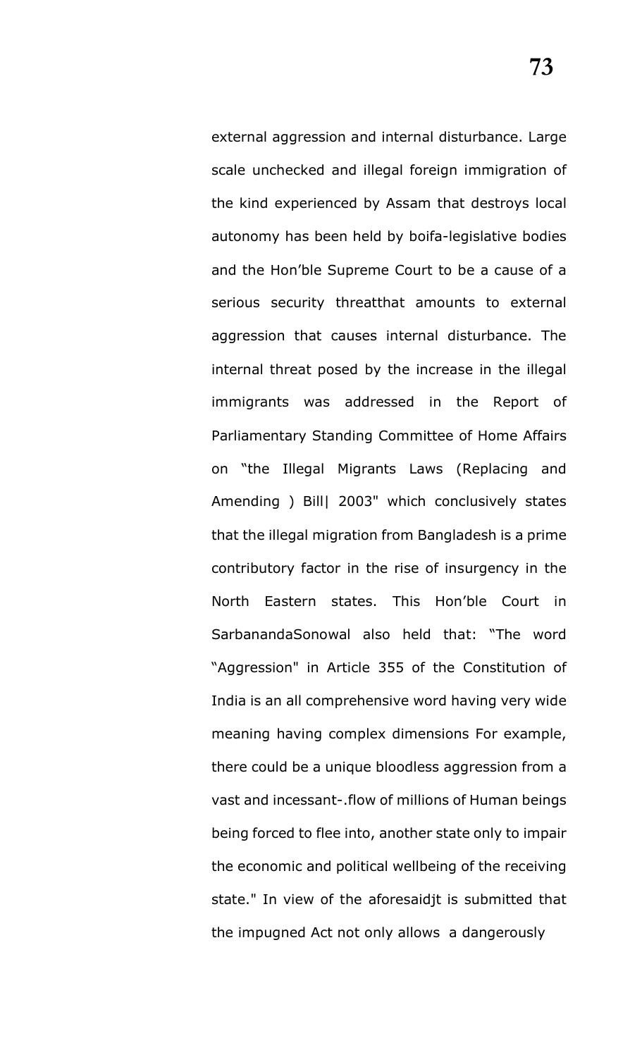external aggression and internal disturbance. Large scale unchecked and illegal foreign immigration of the kind experienced by Assam that destroys local autonomy has been held by boifa-legislative bodies and the Hon'ble Supreme Court to be a cause of a serious security threatthat amounts to external aggression that causes internal disturbance. The internal threat posed by the increase in the illegal immigrants was addressed in the Report of Parliamentary Standing Committee of Home Affairs on "the Illegal Migrants Laws (Replacing and Amending ) Bill| 2003" which conclusively states that the illegal migration from Bangladesh is a prime contributory factor in the rise of insurgency in the North Eastern states. This Hon'ble Court in SarbanandaSonowal also held that: "The word "Aggression" in Article 355 of the Constitution of India is an all comprehensive word having very wide meaning having complex dimensions For example, there could be a unique bloodless aggression from a vast and incessant-.flow of millions of Human beings being forced to flee into, another state only to impair the economic and political wellbeing of the receiving state." In view of the aforesaidjt is submitted that the impugned Act not only allows a dangerously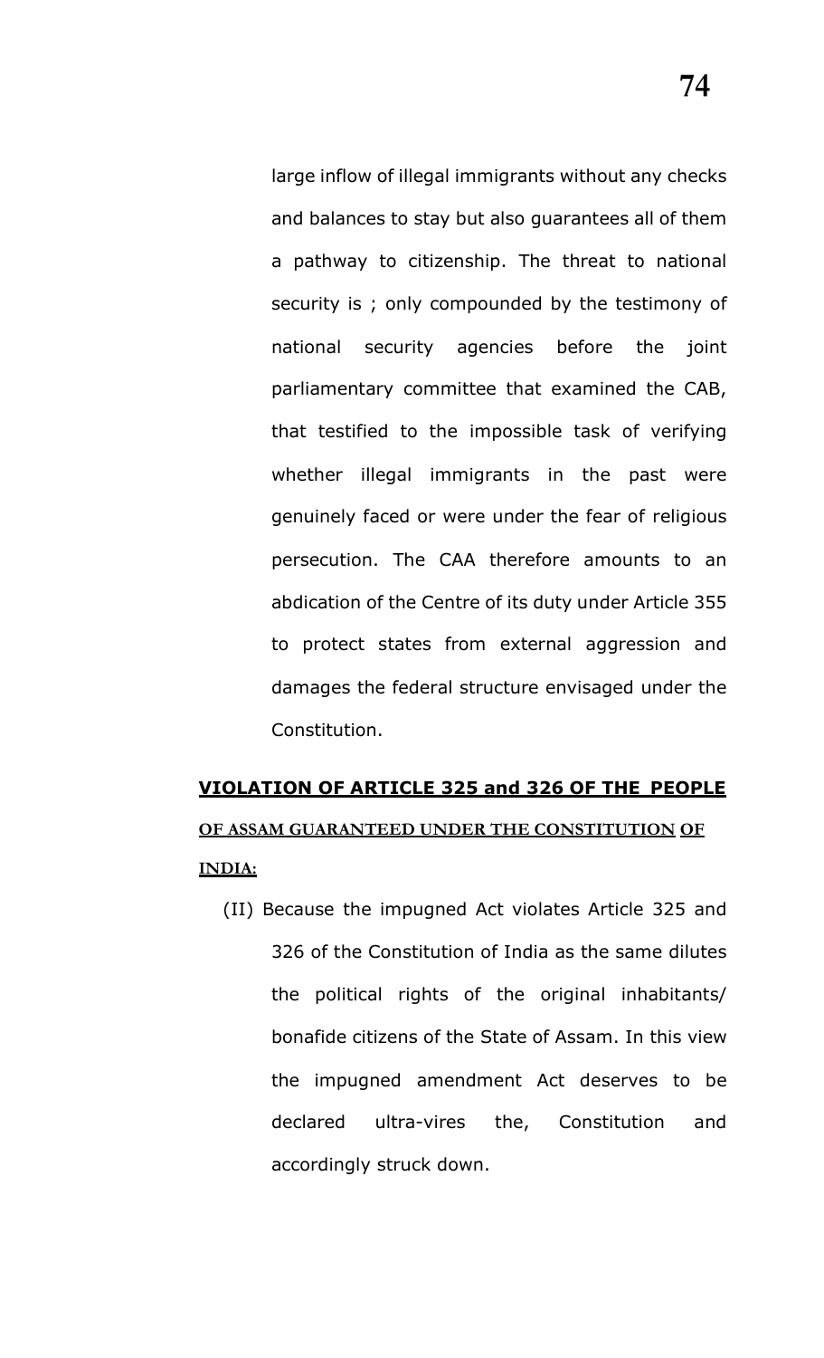large inflow of illegal immigrants without any checks and balances to stay but also guarantees all of them a pathway to citizenship. The threat to national security is ; only compounded by the testimony of national security agencies before the joint parliamentary committee that examined the CAB, that testified to the impossible task of verifying whether illegal immigrants in the past were genuinely faced or were under the fear of religious persecution. The CAA therefore amounts to an abdication of the Centre of its duty under Article 355 to protect states from external aggression and damages the federal structure envisaged under the Constitution.

**VIOLATION OF ARTICLE 325 and 326 OF THE PEOPLE OF ASSAM GUARANTEED UNDER THE CONSTITUTION OF INDIA:**

(II) Because the impugned Act violates Article 325 and 326 of the Constitution of India as the same dilutes the political rights of the original inhabitants/ bonafide citizens of the State of Assam. In this view the impugned amendment Act deserves to be declared ultra-vires the, Constitution and accordingly struck down.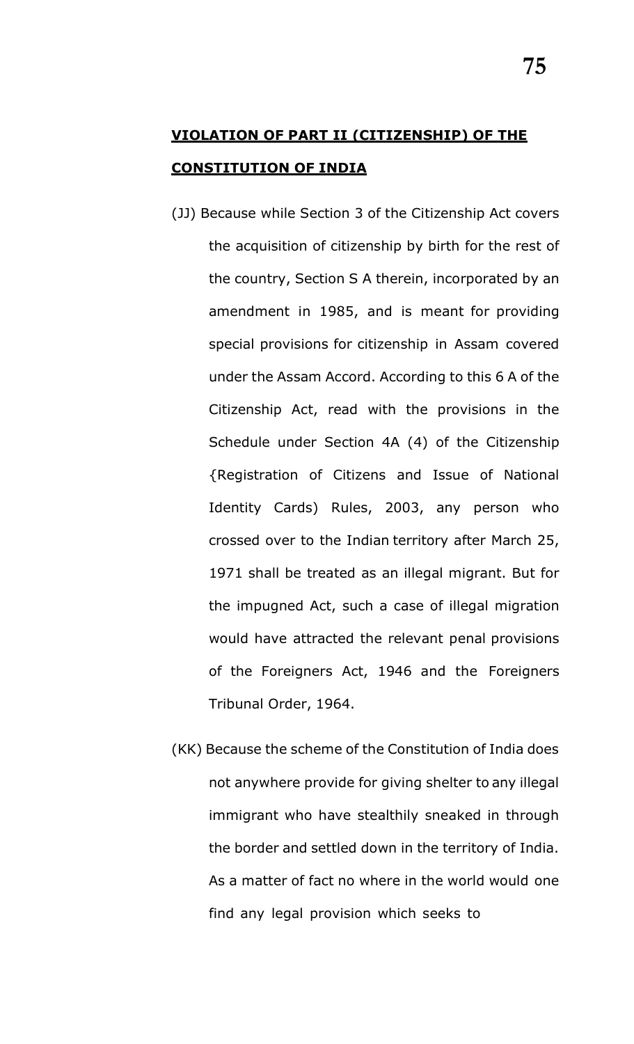**VIOLATION OF PART II (CITIZENSHIP) OF THE CONSTITUTION OF INDIA**

(JJ) Because while Section 3 of the Citizenship Act covers the acquisition of citizenship by birth for the rest of the country, Section S A therein, incorporated by an amendment in 1985, and is meant for providing special provisions for citizenship in Assam covered under the Assam Accord. According to this 6 A of the Citizenship Act, read with the provisions in the Schedule under Section 4A (4) of the Citizenship {Registration of Citizens and Issue of National Identity Cards) Rules, 2003, any person who crossed over to the Indian territory after March 25, 1971 shall be treated as an illegal migrant. But for the impugned Act, such a case of illegal migration would have attracted the relevant penal provisions of the Foreigners Act, 1946 and the Foreigners Tribunal Order, 1964.

(KK) Because the scheme of the Constitution of India does not anywhere provide for giving shelter to any illegal immigrant who have stealthily sneaked in through the border and settled down in the territory of India. As a matter of fact no where in the world would one find any legal provision which seeks to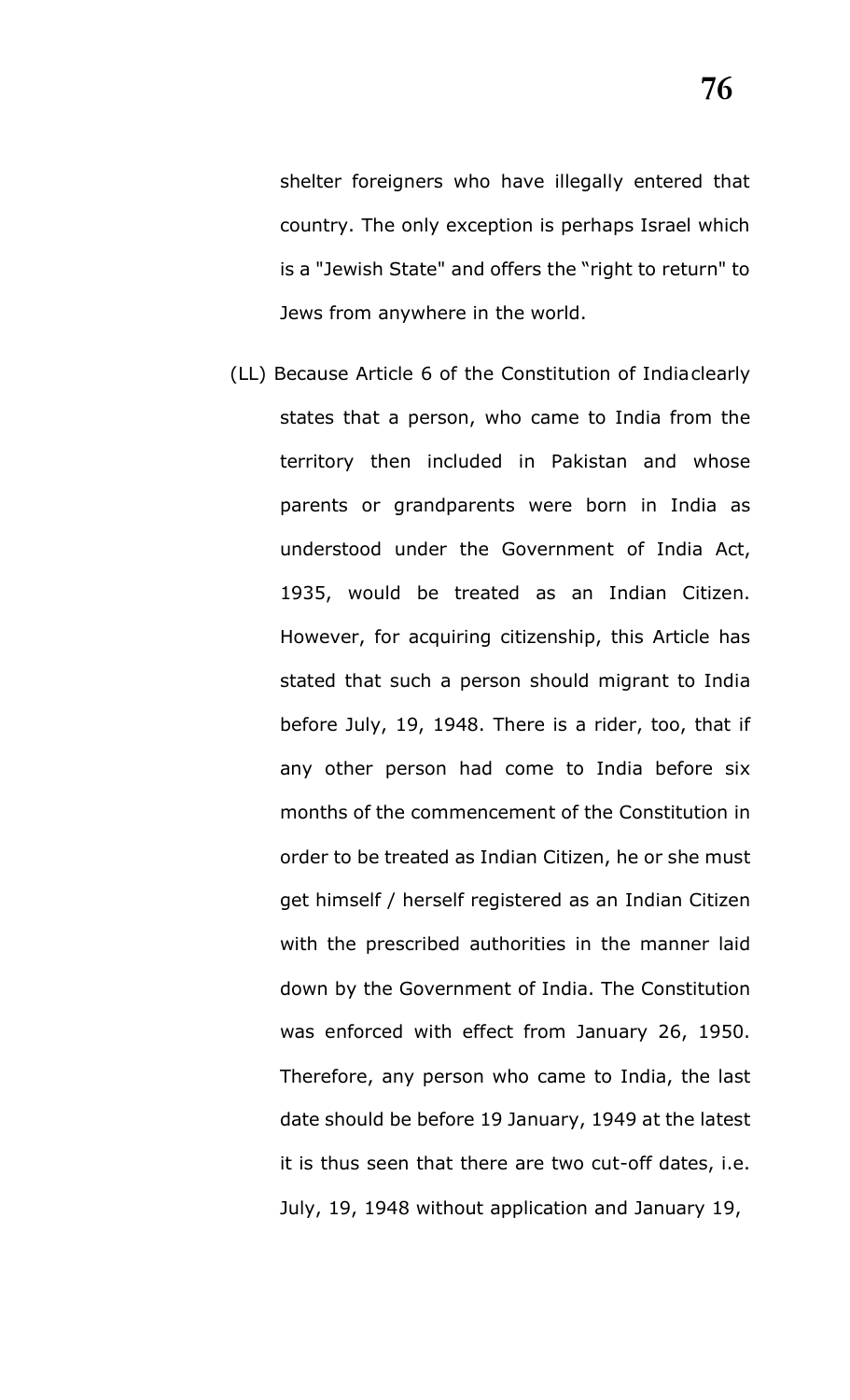shelter foreigners who have illegally entered that country. The only exception is perhaps Israel which is a "Jewish State" and offers the "right to return" to Jews from anywhere in the world.

(LL) Because Article 6 of the Constitution of Indiaclearly states that a person, who came to India from the territory then included in Pakistan and whose parents or grandparents were born in India as understood under the Government of India Act, 1935, would be treated as an Indian Citizen. However, for acquiring citizenship, this Article has stated that such a person should migrant to India before July, 19, 1948. There is a rider, too, that if any other person had come to India before six months of the commencement of the Constitution in order to be treated as Indian Citizen, he or she must get himself / herself registered as an Indian Citizen with the prescribed authorities in the manner laid down by the Government of India. The Constitution was enforced with effect from January 26, 1950. Therefore, any person who came to India, the last date should be before 19 January, 1949 at the latest it is thus seen that there are two cut-off dates, i.e. July, 19, 1948 without application and January 19,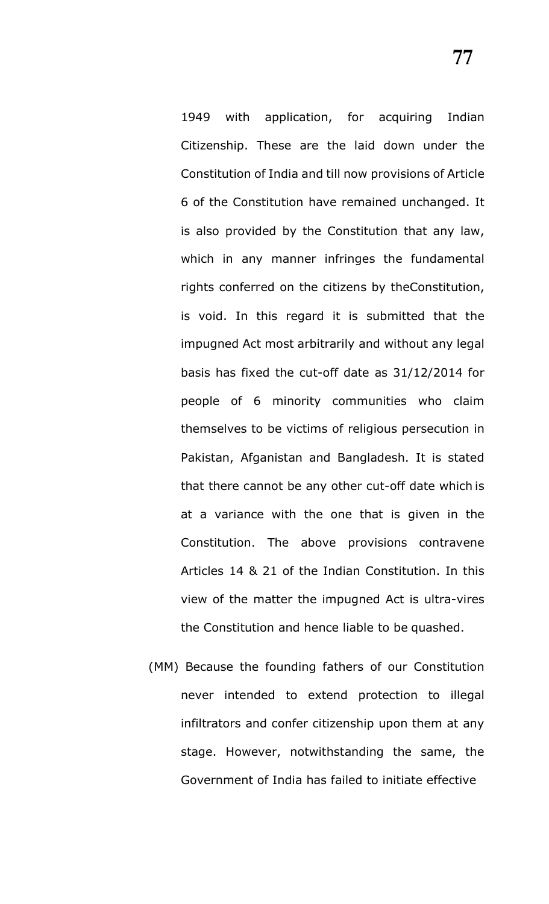1949 with application, for acquiring Indian Citizenship. These are the laid down under the Constitution of India and till now provisions of Article 6 of the Constitution have remained unchanged. It is also provided by the Constitution that any law, which in any manner infringes the fundamental rights conferred on the citizens by theConstitution, is void. In this regard it is submitted that the impugned Act most arbitrarily and without any legal basis has fixed the cut-off date as 31/12/2014 for people of 6 minority communities who claim themselves to be victims of religious persecution in Pakistan, Afganistan and Bangladesh. It is stated that there cannot be any other cut-off date which is at a variance with the one that is given in the Constitution. The above provisions contravene Articles 14 & 21 of the Indian Constitution. In this view of the matter the impugned Act is ultra-vires the Constitution and hence liable to be quashed.

(MM) Because the founding fathers of our Constitution never intended to extend protection to illegal infiltrators and confer citizenship upon them at any stage. However, notwithstanding the same, the Government of India has failed to initiate effective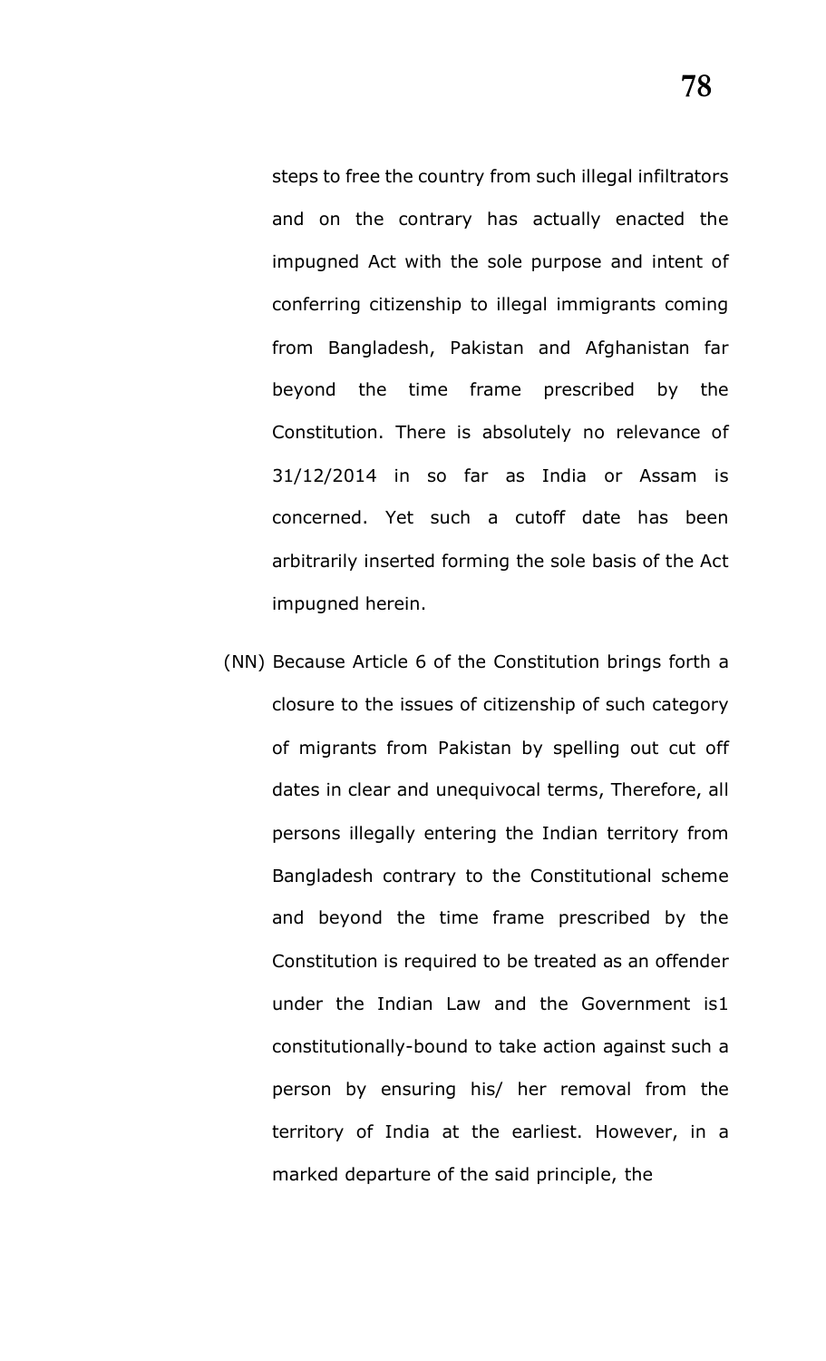steps to free the country from such illegal infiltrators and on the contrary has actually enacted the impugned Act with the sole purpose and intent of conferring citizenship to illegal immigrants coming from Bangladesh, Pakistan and Afghanistan far beyond the time frame prescribed by the Constitution. There is absolutely no relevance of 31/12/2014 in so far as India or Assam is concerned. Yet such a cutoff date has been arbitrarily inserted forming the sole basis of the Act impugned herein.

(NN) Because Article 6 of the Constitution brings forth a closure to the issues of citizenship of such category of migrants from Pakistan by spelling out cut off dates in clear and unequivocal terms, Therefore, all persons illegally entering the Indian territory from Bangladesh contrary to the Constitutional scheme and beyond the time frame prescribed by the Constitution is required to be treated as an offender under the Indian Law and the Government is1 constitutionally-bound to take action against such a person by ensuring his/ her removal from the territory of India at the earliest. However, in a marked departure of the said principle, the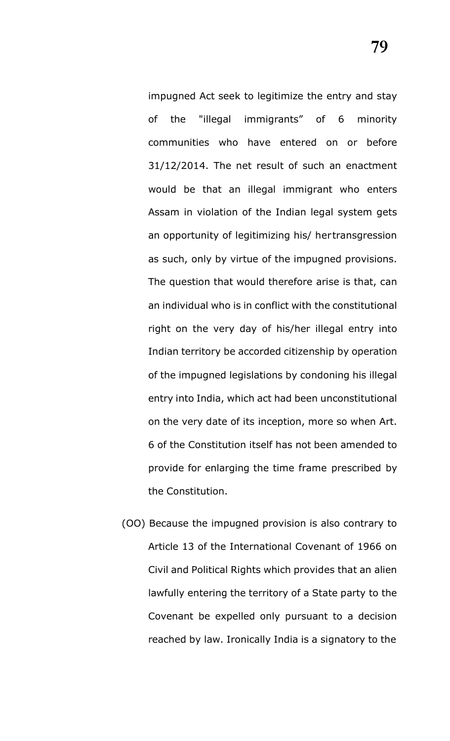impugned Act seek to legitimize the entry and stay of the "illegal immigrants" of 6 minority communities who have entered on or before 31/12/2014. The net result of such an enactment would be that an illegal immigrant who enters Assam in violation of the Indian legal system gets an opportunity of legitimizing his/ hertransgression as such, only by virtue of the impugned provisions. The question that would therefore arise is that, can an individual who is in conflict with the constitutional right on the very day of his/her illegal entry into Indian territory be accorded citizenship by operation of the impugned legislations by condoning his illegal entry into India, which act had been unconstitutional on the very date of its inception, more so when Art. 6 of the Constitution itself has not been amended to provide for enlarging the time frame prescribed by the Constitution.

(OO) Because the impugned provision is also contrary to Article 13 of the International Covenant of 1966 on Civil and Political Rights which provides that an alien lawfully entering the territory of a State party to the Covenant be expelled only pursuant to a decision reached by law. Ironically India is a signatory to the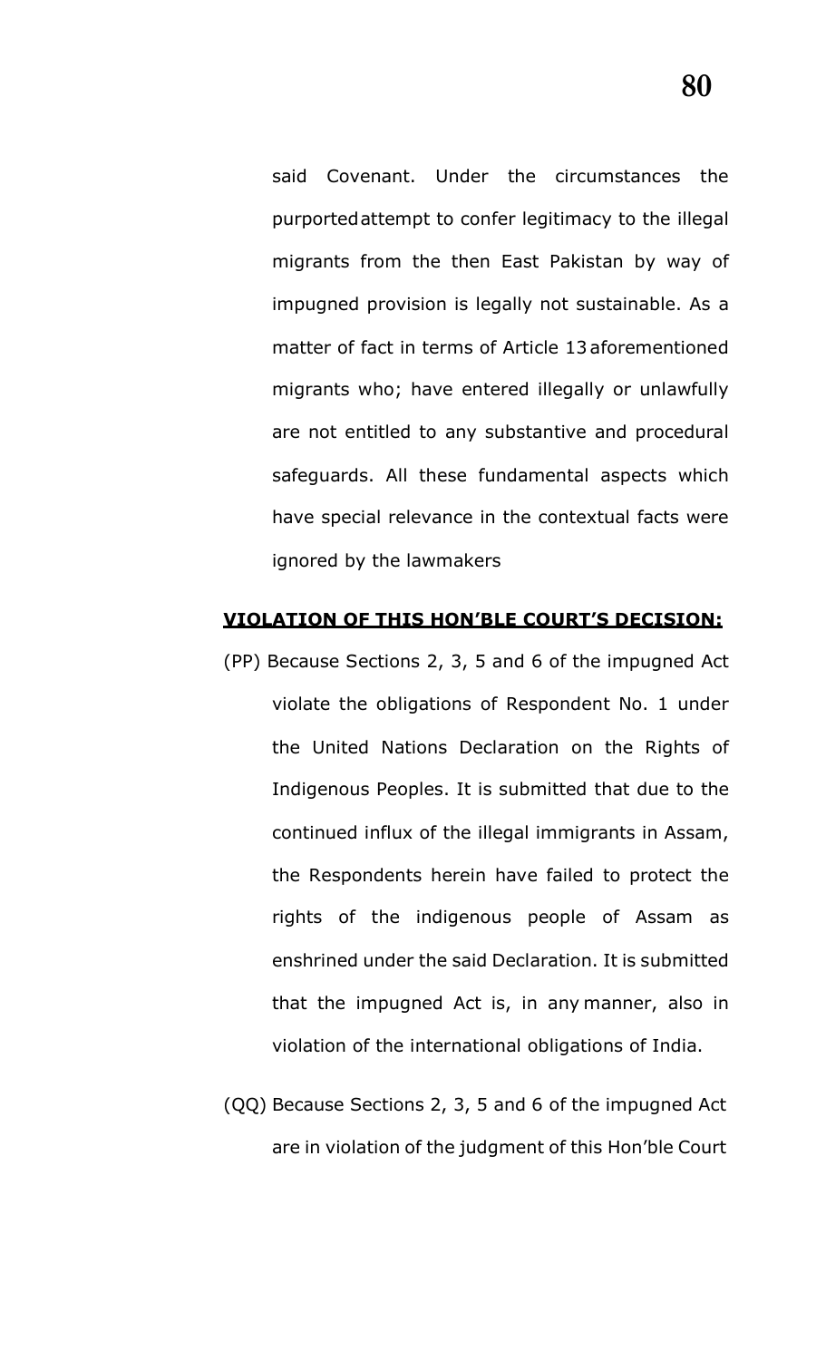said Covenant. Under the circumstances the purported attempt to confer legitimacy to the illegal migrants from the then East Pakistan by way of impugned provision is legally not sustainable. As a matter of fact in terms of Article 13 aforementioned migrants who; have entered illegally or unlawfully are not entitled to any substantive and procedural safeguards. All these fundamental aspects which have special relevance in the contextual facts were ignored by the lawmakers

**VIOLATION OF THIS HON'BLE COURT'S DECISION:**

(PP) Because Sections 2, 3, 5 and 6 of the impugned Act violate the obligations of Respondent No. 1 under the United Nations Declaration on the Rights of Indigenous Peoples. It is submitted that due to the continued influx of the illegal immigrants in Assam, the Respondents herein have failed to protect the rights of the indigenous people of Assam as enshrined under the said Declaration. It is submitted that the impugned Act is, in any manner, also in violation of the international obligations of India.

(QQ) Because Sections 2, 3, 5 and 6 of the impugned Act are in violation of the judgment of this Hon'ble Court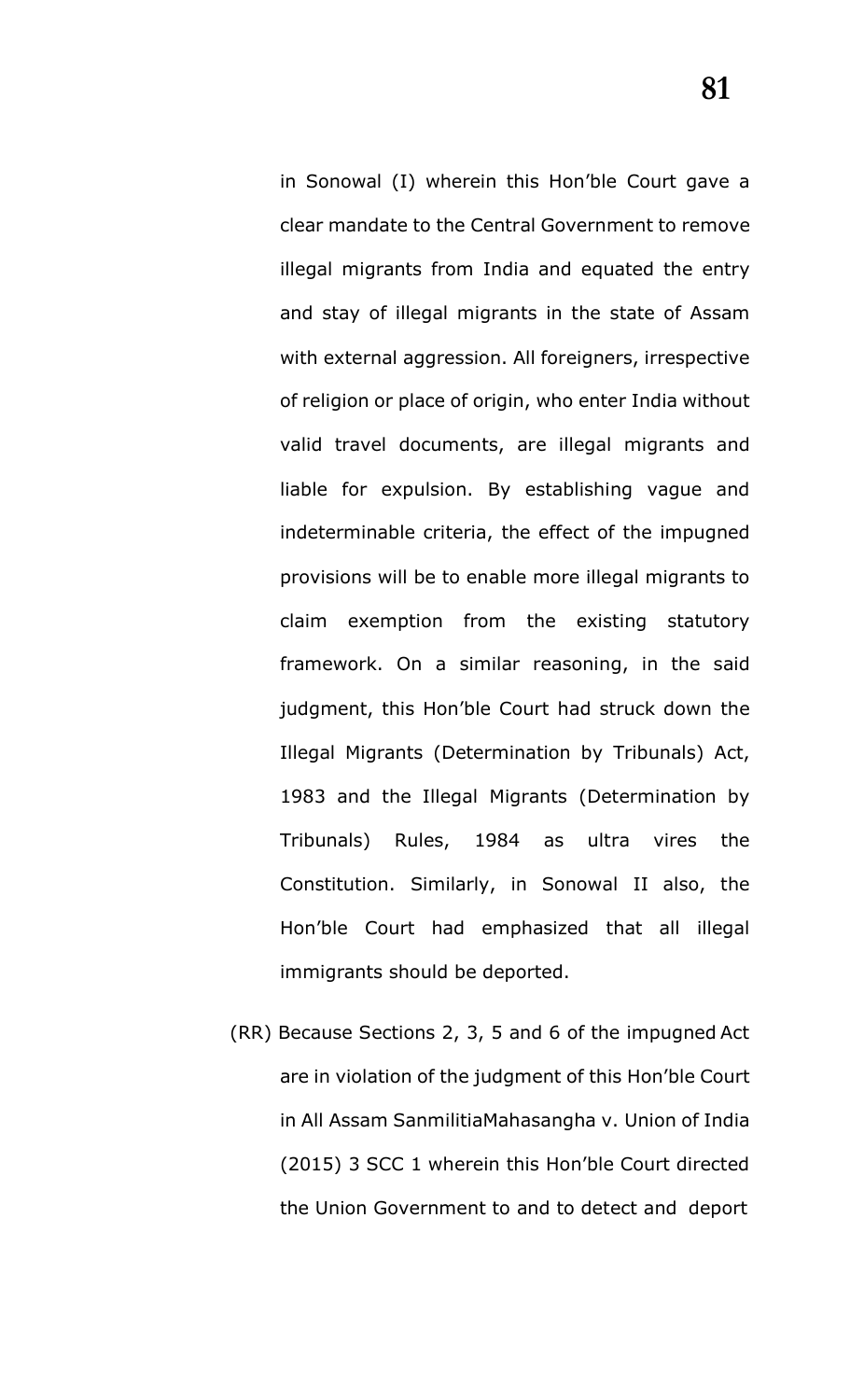in Sonowal (I) wherein this Hon'ble Court gave a clear mandate to the Central Government to remove illegal migrants from India and equated the entry and stay of illegal migrants in the state of Assam with external aggression. All foreigners, irrespective of religion or place of origin, who enter India without valid travel documents, are illegal migrants and liable for expulsion. By establishing vague and indeterminable criteria, the effect of the impugned provisions will be to enable more illegal migrants to claim exemption from the existing statutory framework. On a similar reasoning, in the said judgment, this Hon'ble Court had struck down the Illegal Migrants (Determination by Tribunals) Act, 1983 and the Illegal Migrants (Determination by Tribunals) Rules, 1984 as ultra vires the Constitution. Similarly, in Sonowal II also, the Hon'ble Court had emphasized that all illegal immigrants should be deported.

(RR) Because Sections 2, 3, 5 and 6 of the impugned Act are in violation of the judgment of this Hon'ble Court in All Assam SanmilitiaMahasangha v. Union of India (2015) 3 SCC 1 wherein this Hon'ble Court directed the Union Government to and to detect and deport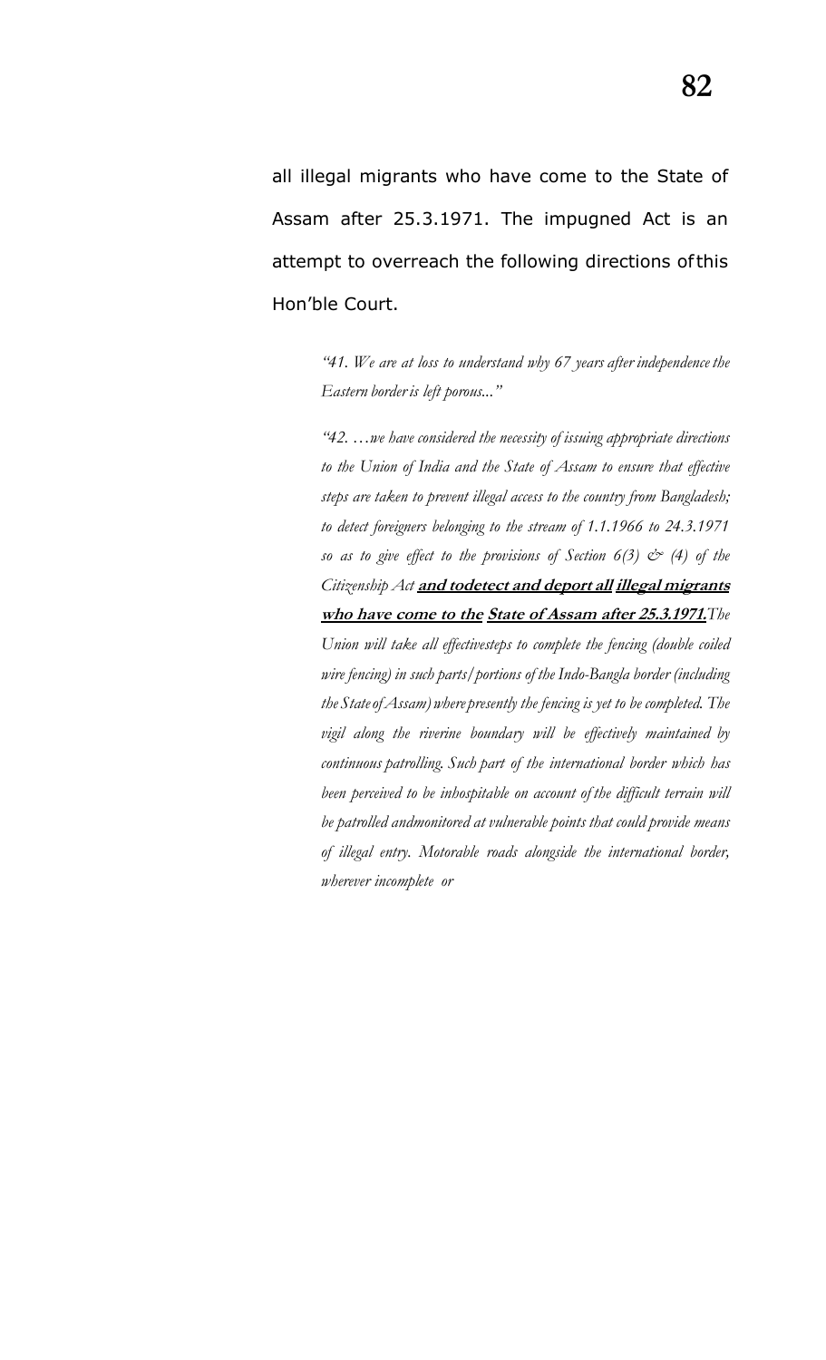all illegal migrants who have come to the State of Assam after 25.3.1971. The impugned Act is an attempt to overreach the following directions of this Hon'ble Court.

> *"41. We are at loss to understand why 67 years after independence the Eastern border is left porous..."*
>
> *"42. …we have considered the necessity of issuing appropriate directions to the Union of India and the State of Assam to ensure that effective steps are taken to prevent illegal access to the country from Bangladesh; to detect foreigners belonging to the stream of 1.1.1966 to 24.3.1971 so as to give effect to the provisions of Section 6(3) & (4) of the Citizenship Act* ***and to detect and deport all illegal migrants who have come to the State of Assam after 25.3.1971.*** *The Union will take all effective steps to complete the fencing (double coiled wire fencing) in such parts/portions of the Indo-Bangla border (including the State of Assam) where presently the fencing is yet to be completed. The vigil along the riverine boundary will be effectively maintained by continuous patrolling. Such part of the international border which has been perceived to be inhospitable on account of the difficult terrain will be patrolled and monitored at vulnerable points that could provide means of illegal entry. Motorable roads alongside the international border, wherever incomplete or*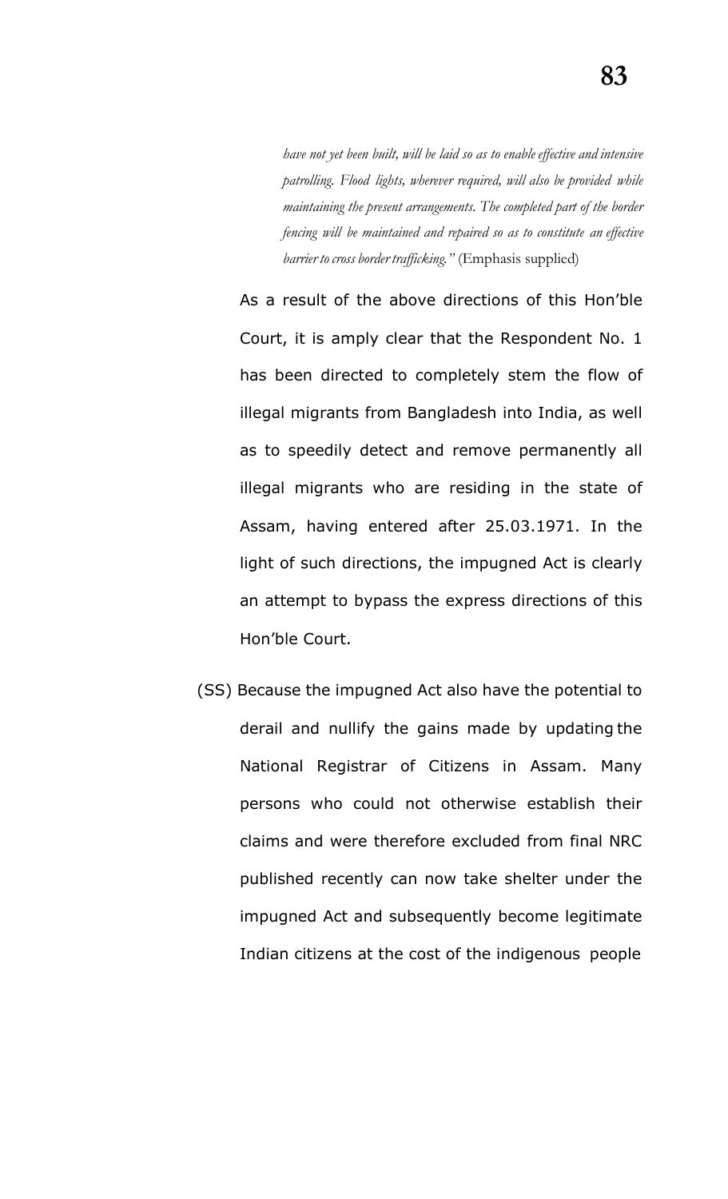*have not yet been built, will be laid so as to enable effective and intensive patrolling. Flood lights, wherever required, will also be provided while maintaining the present arrangements. The completed part of the border fencing will be maintained and repaired so as to constitute an effective barrier to cross border trafficking."* (Emphasis supplied)

As a result of the above directions of this Hon'ble Court, it is amply clear that the Respondent No. 1 has been directed to completely stem the flow of illegal migrants from Bangladesh into India, as well as to speedily detect and remove permanently all illegal migrants who are residing in the state of Assam, having entered after 25.03.1971. In the light of such directions, the impugned Act is clearly an attempt to bypass the express directions of this Hon'ble Court.

(SS) Because the impugned Act also have the potential to derail and nullify the gains made by updating the National Registrar of Citizens in Assam. Many persons who could not otherwise establish their claims and were therefore excluded from final NRC published recently can now take shelter under the impugned Act and subsequently become legitimate Indian citizens at the cost of the indigenous people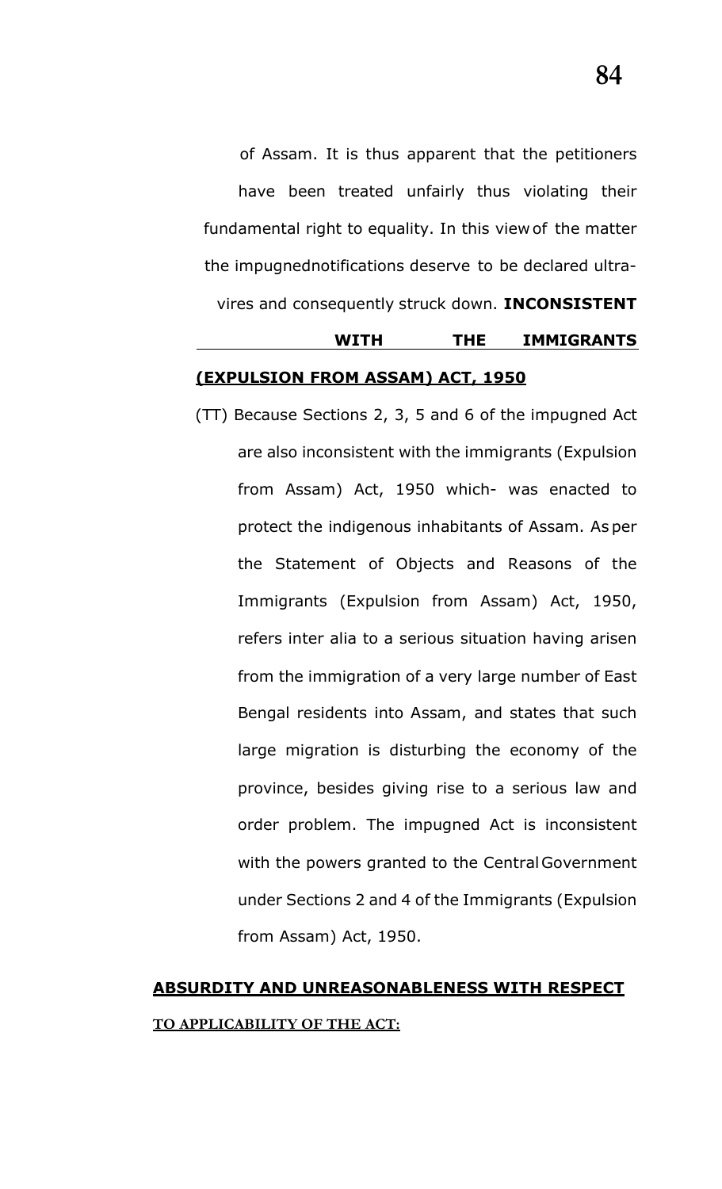of Assam. It is thus apparent that the petitioners have been treated unfairly thus violating their fundamental right to equality. In this view of the matter the impugnednotifications deserve to be declared ultra-vires and consequently struck down.

**<u>INCONSISTENT WITH THE IMMIGRANTS (EXPULSION FROM ASSAM) ACT, 1950</u>**

(TT) Because Sections 2, 3, 5 and 6 of the impugned Act are also inconsistent with the immigrants (Expulsion from Assam) Act, 1950 which- was enacted to protect the indigenous inhabitants of Assam. As per the Statement of Objects and Reasons of the Immigrants (Expulsion from Assam) Act, 1950, refers inter alia to a serious situation having arisen from the immigration of a very large number of East Bengal residents into Assam, and states that such large migration is disturbing the economy of the province, besides giving rise to a serious law and order problem. The impugned Act is inconsistent with the powers granted to the Central Government under Sections 2 and 4 of the Immigrants (Expulsion from Assam) Act, 1950.

**<u>ABSURDITY AND UNREASONABLENESS WITH RESPECT TO APPLICABILITY OF THE ACT:</u>**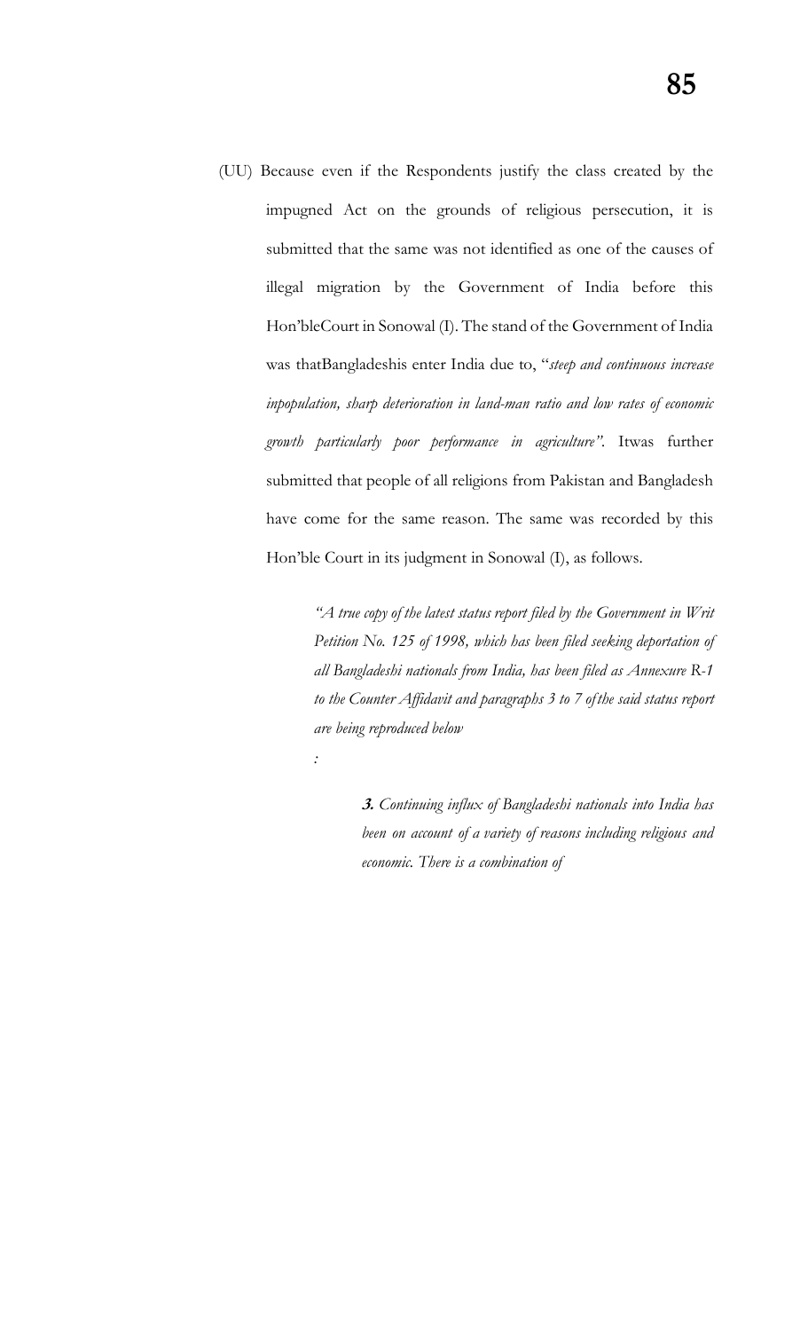(UU) Because even if the Respondents justify the class created by the impugned Act on the grounds of religious persecution, it is submitted that the same was not identified as one of the causes of illegal migration by the Government of India before this Hon'bleCourt in Sonowal (I). The stand of the Government of India was thatBangladeshis enter India due to, "*steep and continuous increase inpopulation, sharp deterioration in land-man ratio and low rates of economic growth particularly poor performance in agriculture"*. Itwas further submitted that people of all religions from Pakistan and Bangladesh have come for the same reason. The same was recorded by this Hon'ble Court in its judgment in Sonowal (I), as follows.

> *"A true copy of the latest status report filed by the Government in Writ Petition No. 125 of 1998, which has been filed seeking deportation of all Bangladeshi nationals from India, has been filed as Annexure R-1 to the Counter Affidavit and paragraphs 3 to 7 of the said status report are being reproduced below*
>
> *:*
>
> > ***3.*** *Continuing influx of Bangladeshi nationals into India has been on account of a variety of reasons including religious and economic. There is a combination of*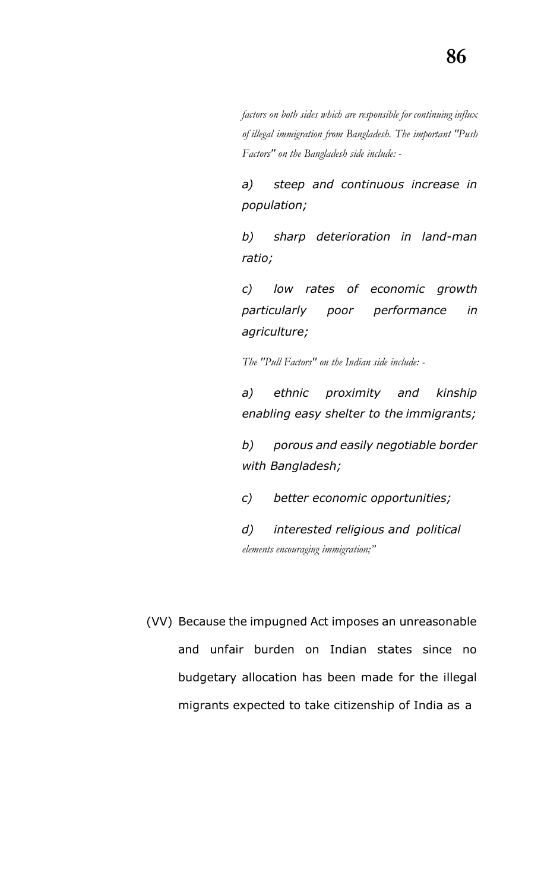*factors on both sides which are responsible for continuing influx of illegal immigration from Bangladesh. The important "Push Factors" on the Bangladesh side include: -*

*a) steep and continuous increase in population;*

*b) sharp deterioration in land-man ratio;*

*c) low rates of economic growth particularly poor performance in agriculture;*

*The "Pull Factors" on the Indian side include: -*

*a) ethnic proximity and kinship enabling easy shelter to the immigrants;*

*b) porous and easily negotiable border with Bangladesh;*

*c) better economic opportunities;*

*d) interested religious and political elements encouraging immigration;"*

(VV) Because the impugned Act imposes an unreasonable and unfair burden on Indian states since no budgetary allocation has been made for the illegal migrants expected to take citizenship of India as a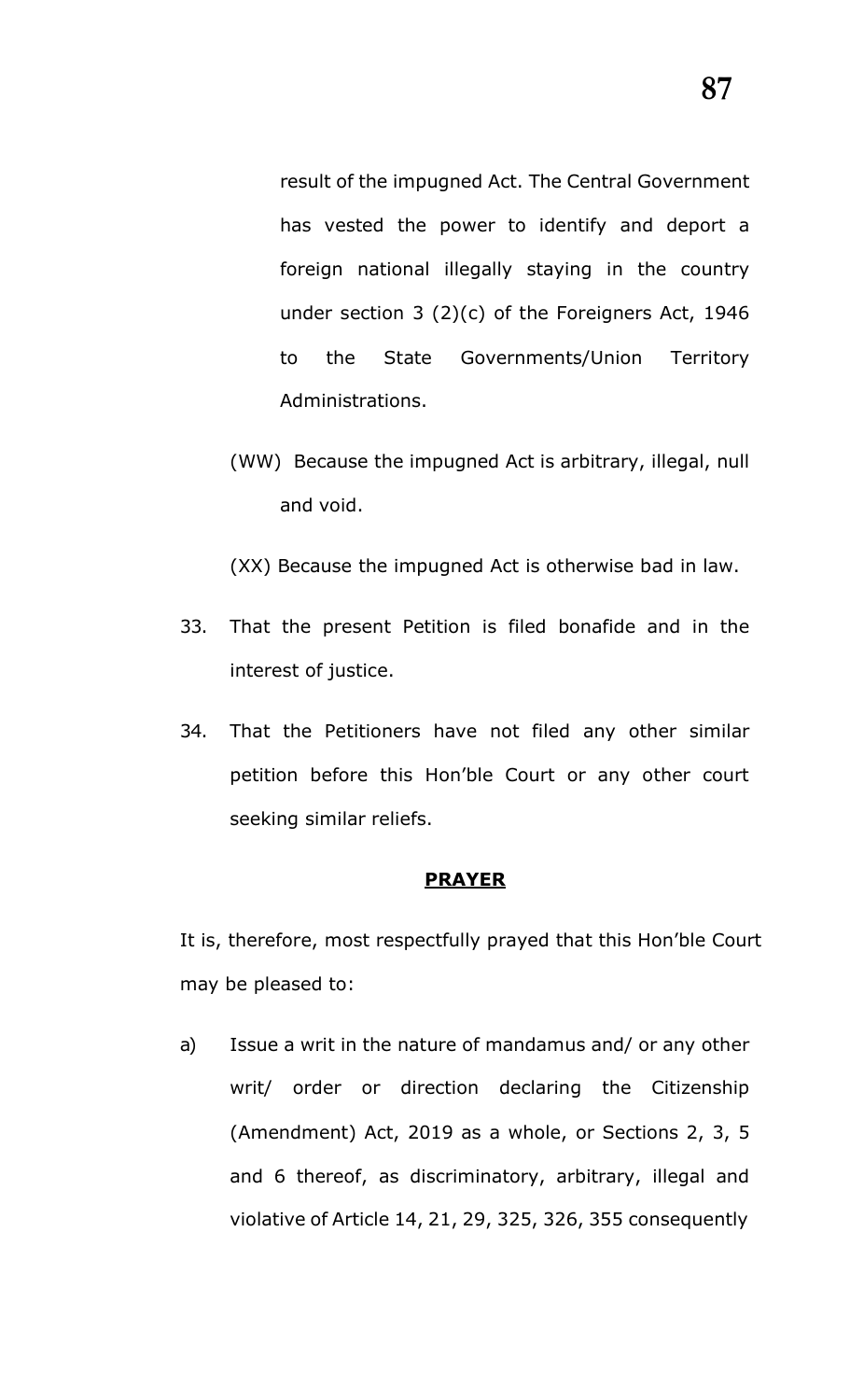result of the impugned Act. The Central Government has vested the power to identify and deport a foreign national illegally staying in the country under section 3 (2)(c) of the Foreigners Act, 1946 to the State Governments/Union Territory Administrations.

(WW) Because the impugned Act is arbitrary, illegal, null and void.

(XX) Because the impugned Act is otherwise bad in law.

33. That the present Petition is filed bonafide and in the interest of justice.

34. That the Petitioners have not filed any other similar petition before this Hon'ble Court or any other court seeking similar reliefs.

**PRAYER**

It is, therefore, most respectfully prayed that this Hon'ble Court may be pleased to:

a) Issue a writ in the nature of mandamus and/ or any other writ/ order or direction declaring the Citizenship (Amendment) Act, 2019 as a whole, or Sections 2, 3, 5 and 6 thereof, as discriminatory, arbitrary, illegal and violative of Article 14, 21, 29, 325, 326, 355 consequently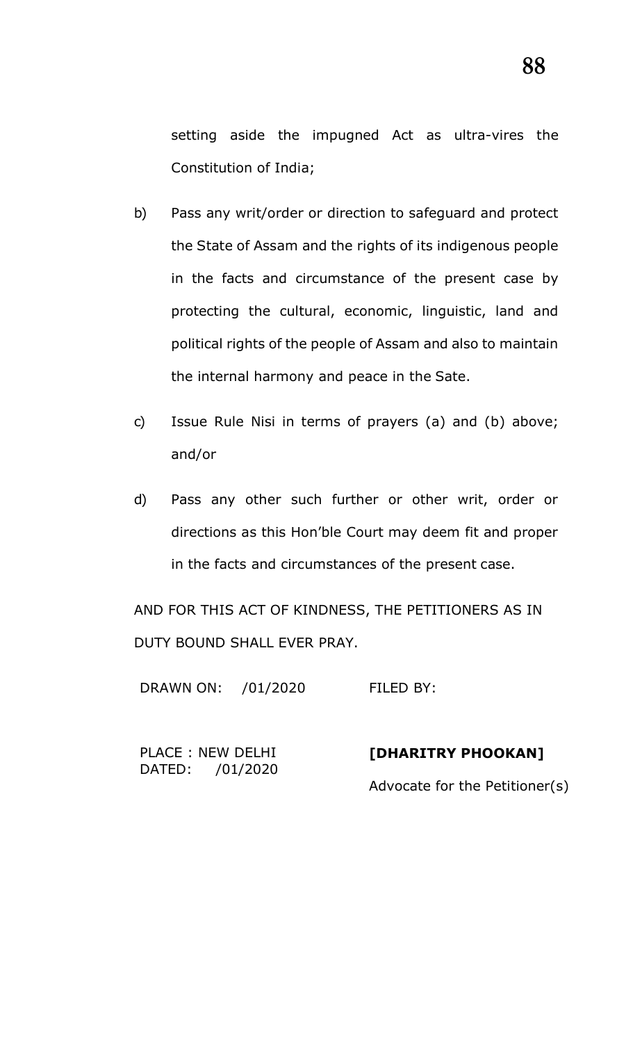setting aside the impugned Act as ultra-vires the Constitution of India;

b) Pass any writ/order or direction to safeguard and protect the State of Assam and the rights of its indigenous people in the facts and circumstance of the present case by protecting the cultural, economic, linguistic, land and political rights of the people of Assam and also to maintain the internal harmony and peace in the Sate.

c) Issue Rule Nisi in terms of prayers (a) and (b) above; and/or

d) Pass any other such further or other writ, order or directions as this Hon'ble Court may deem fit and proper in the facts and circumstances of the present case.

AND FOR THIS ACT OF KINDNESS, THE PETITIONERS AS IN DUTY BOUND SHALL EVER PRAY.

DRAWN ON: /01/2020

FILED BY:

PLACE : NEW DELHI
DATED: /01/2020

**[DHARITRY PHOOKAN]**

Advocate for the Petitioner(s)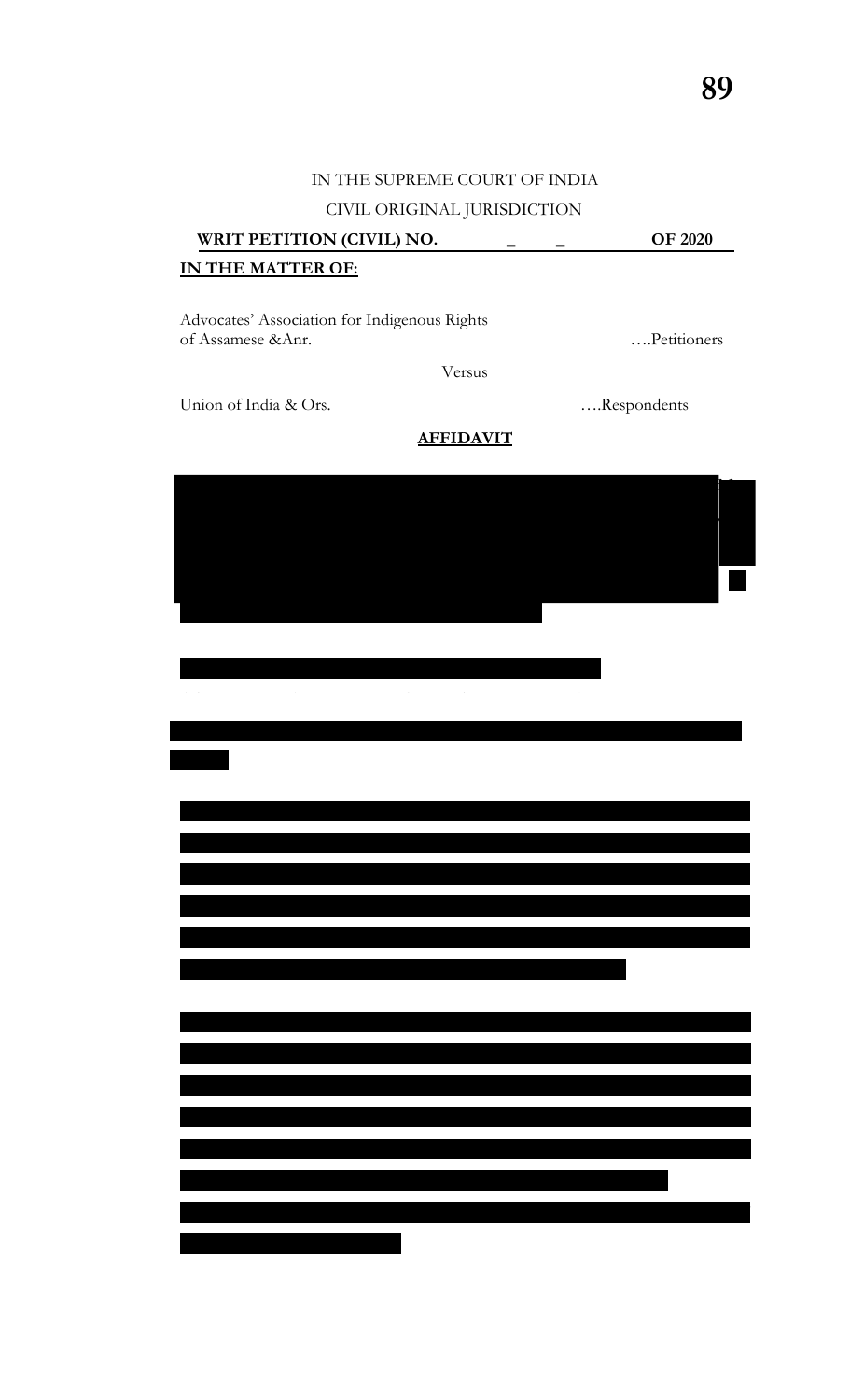IN THE SUPREME COURT OF INDIA

CIVIL ORIGINAL JURISDICTION

**WRIT PETITION (CIVIL) NO. _ _ OF 2020**

**IN THE MATTER OF:**

Advocates' Association for Indigenous Rights of Assamese &Anr. ….Petitioners

Versus

Union of India & Ors. ….Respondents

**AFFIDAVIT**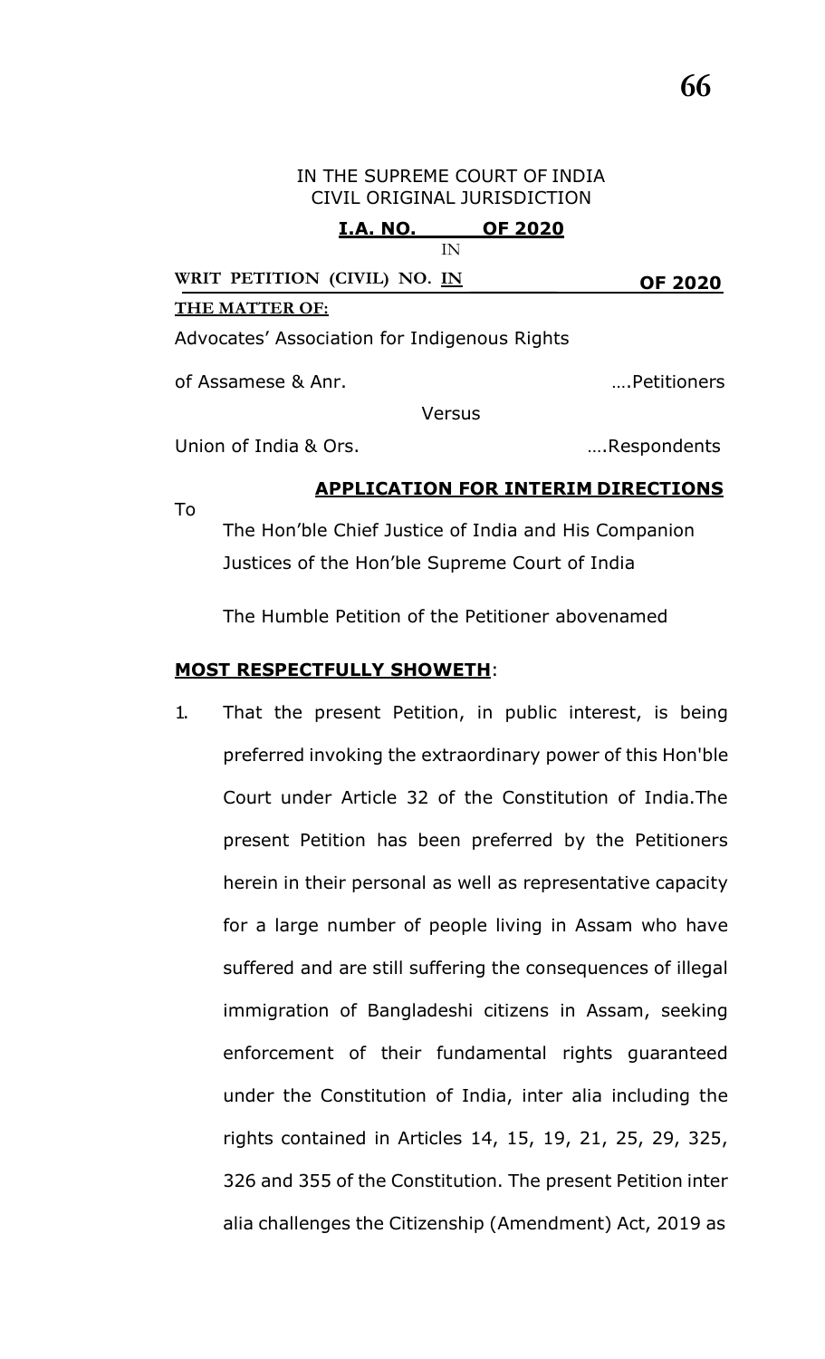IN THE SUPREME COURT OF INDIA
CIVIL ORIGINAL JURISDICTION

**I.A. NO. OF 2020**

IN

**WRIT PETITION (CIVIL) NO. IN OF 2020**

**THE MATTER OF:**

Advocates' Association for Indigenous Rights of Assamese & Anr. ….Petitioners

Versus

Union of India & Ors. ….Respondents

**APPLICATION FOR INTERIM DIRECTIONS**

To

The Hon'ble Chief Justice of India and His Companion Justices of the Hon'ble Supreme Court of India

The Humble Petition of the Petitioner abovenamed

**MOST RESPECTFULLY SHOWETH**:

1. That the present Petition, in public interest, is being preferred invoking the extraordinary power of this Hon'ble Court under Article 32 of the Constitution of India.The present Petition has been preferred by the Petitioners herein in their personal as well as representative capacity for a large number of people living in Assam who have suffered and are still suffering the consequences of illegal immigration of Bangladeshi citizens in Assam, seeking enforcement of their fundamental rights guaranteed under the Constitution of India, inter alia including the rights contained in Articles 14, 15, 19, 21, 25, 29, 325, 326 and 355 of the Constitution. The present Petition inter alia challenges the Citizenship (Amendment) Act, 2019 as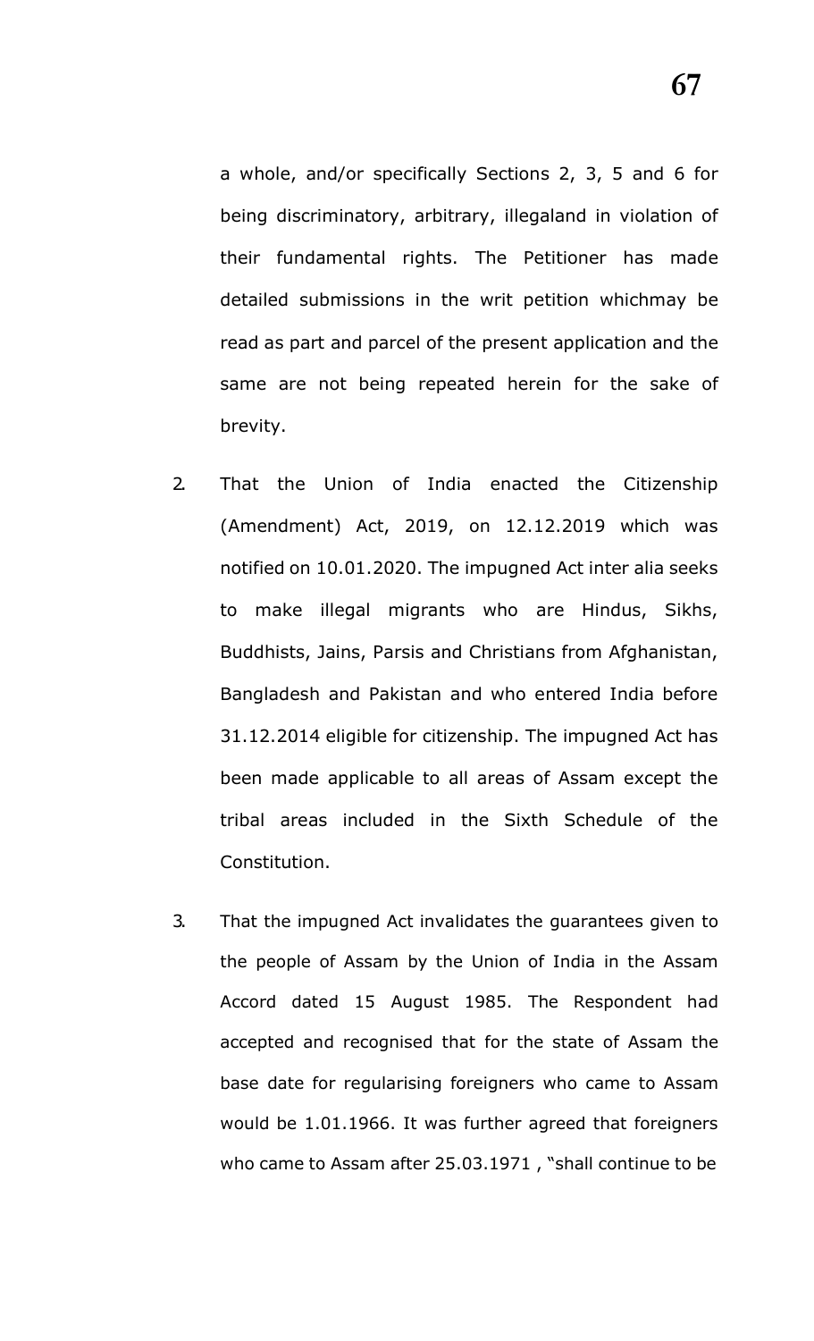a whole, and/or specifically Sections 2, 3, 5 and 6 for being discriminatory, arbitrary, illegaland in violation of their fundamental rights. The Petitioner has made detailed submissions in the writ petition whichmay be read as part and parcel of the present application and the same are not being repeated herein for the sake of brevity.

2. That the Union of India enacted the Citizenship (Amendment) Act, 2019, on 12.12.2019 which was notified on 10.01.2020. The impugned Act inter alia seeks to make illegal migrants who are Hindus, Sikhs, Buddhists, Jains, Parsis and Christians from Afghanistan, Bangladesh and Pakistan and who entered India before 31.12.2014 eligible for citizenship. The impugned Act has been made applicable to all areas of Assam except the tribal areas included in the Sixth Schedule of the Constitution.

3. That the impugned Act invalidates the guarantees given to the people of Assam by the Union of India in the Assam Accord dated 15 August 1985. The Respondent had accepted and recognised that for the state of Assam the base date for regularising foreigners who came to Assam would be 1.01.1966. It was further agreed that foreigners who came to Assam after 25.03.1971 , "shall continue to be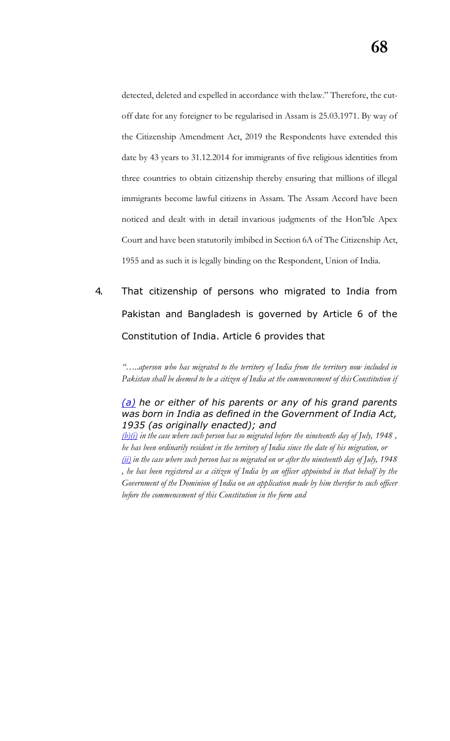detected, deleted and expelled in accordance with thelaw." Therefore, the cut-off date for any foreigner to be regularised in Assam is 25.03.1971. By way of the Citizenship Amendment Act, 2019 the Respondents have extended this date by 43 years to 31.12.2014 for immigrants of five religious identities from three countries to obtain citizenship thereby ensuring that millions of illegal immigrants become lawful citizens in Assam. The Assam Accord have been noticed and dealt with in detail invarious judgments of the Hon'ble Apex Court and have been statutorily imbibed in Section 6A of The Citizenship Act, 1955 and as such it is legally binding on the Respondent, Union of India.

4. That citizenship of persons who migrated to India from Pakistan and Bangladesh is governed by Article 6 of the Constitution of India. Article 6 provides that

*"…..aperson who has migrated to the territory of India from the territory now included in Pakistan shall be deemed to be a citizen of India at the commencement of this Constitution if*

*(a) he or either of his parents or any of his grand parents was born in India as defined in the Government of India Act, 1935 (as originally enacted); and*

*(b)(i) in the case where such person has so migrated before the nineteenth day of July, 1948 , he has been ordinarily resident in the territory of India since the date of his migration, or*

*(ii) in the case where such person has so migrated on or after the nineteenth day of July, 1948 , he has been registered as a citizen of India by an officer appointed in that behalf by the Government of the Dominion of India on an application made by him therefor to such officer before the commencement of this Constitution in the form and*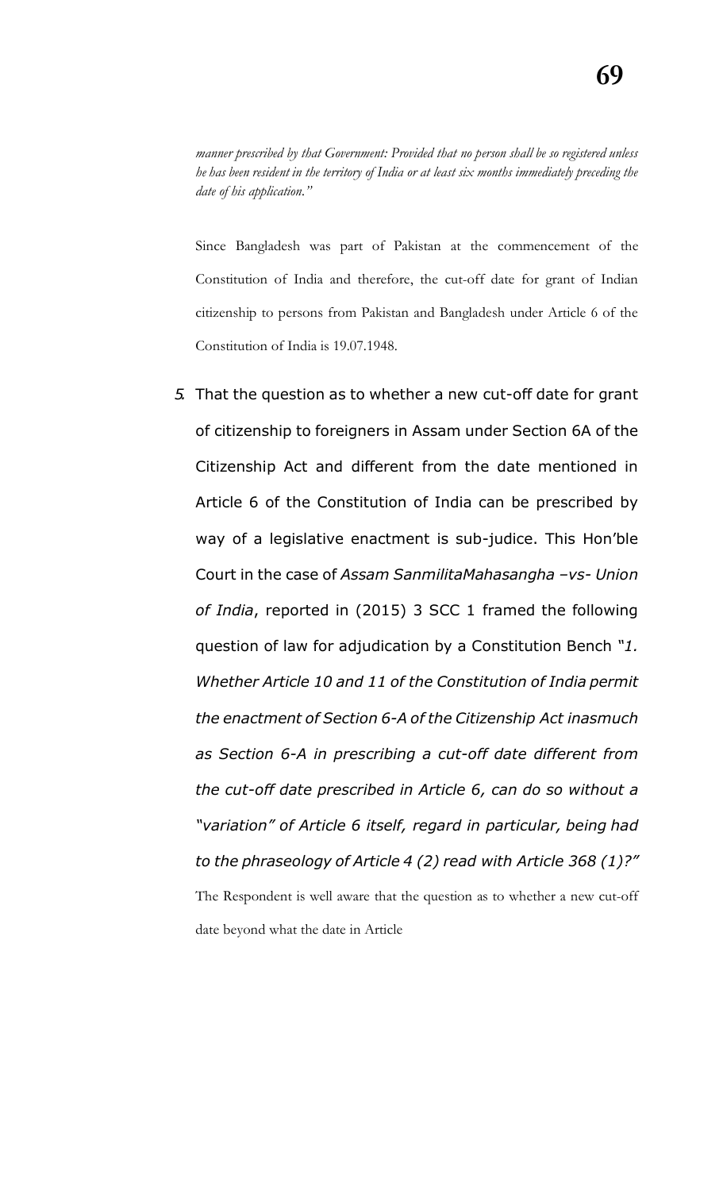*manner prescribed by that Government: Provided that no person shall be so registered unless he has been resident in the territory of India or at least six months immediately preceding the date of his application."*

Since Bangladesh was part of Pakistan at the commencement of the Constitution of India and therefore, the cut-off date for grant of Indian citizenship to persons from Pakistan and Bangladesh under Article 6 of the Constitution of India is 19.07.1948.

5. That the question as to whether a new cut-off date for grant of citizenship to foreigners in Assam under Section 6A of the Citizenship Act and different from the date mentioned in Article 6 of the Constitution of India can be prescribed by way of a legislative enactment is sub-judice. This Hon'ble Court in the case of *Assam SanmilitaMahasangha –vs- Union of India*, reported in (2015) 3 SCC 1 framed the following question of law for adjudication by a Constitution Bench "*1. Whether Article 10 and 11 of the Constitution of India permit the enactment of Section 6-A of the Citizenship Act inasmuch as Section 6-A in prescribing a cut-off date different from the cut-off date prescribed in Article 6, can do so without a "variation" of Article 6 itself, regard in particular, being had to the phraseology of Article 4 (2) read with Article 368 (1)?"*

The Respondent is well aware that the question as to whether a new cut-off date beyond what the date in Article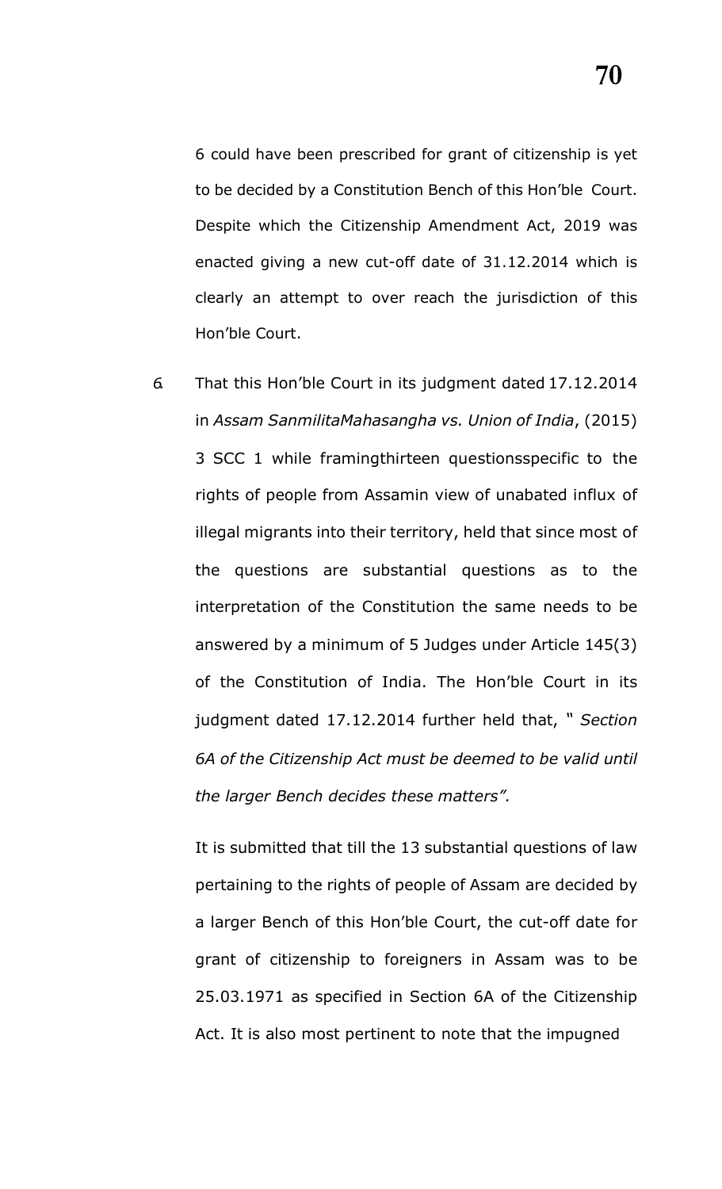6 could have been prescribed for grant of citizenship is yet to be decided by a Constitution Bench of this Hon'ble Court. Despite which the Citizenship Amendment Act, 2019 was enacted giving a new cut-off date of 31.12.2014 which is clearly an attempt to over reach the jurisdiction of this Hon'ble Court.

6. That this Hon'ble Court in its judgment dated 17.12.2014 in *Assam SanmilitaMahasangha vs. Union of India*, (2015) 3 SCC 1 while framingthirteen questionsspecific to the rights of people from Assamin view of unabated influx of illegal migrants into their territory, held that since most of the questions are substantial questions as to the interpretation of the Constitution the same needs to be answered by a minimum of 5 Judges under Article 145(3) of the Constitution of India. The Hon'ble Court in its judgment dated 17.12.2014 further held that, " *Section 6A of the Citizenship Act must be deemed to be valid until the larger Bench decides these matters".*

   It is submitted that till the 13 substantial questions of law pertaining to the rights of people of Assam are decided by a larger Bench of this Hon'ble Court, the cut-off date for grant of citizenship to foreigners in Assam was to be 25.03.1971 as specified in Section 6A of the Citizenship Act. It is also most pertinent to note that the impugned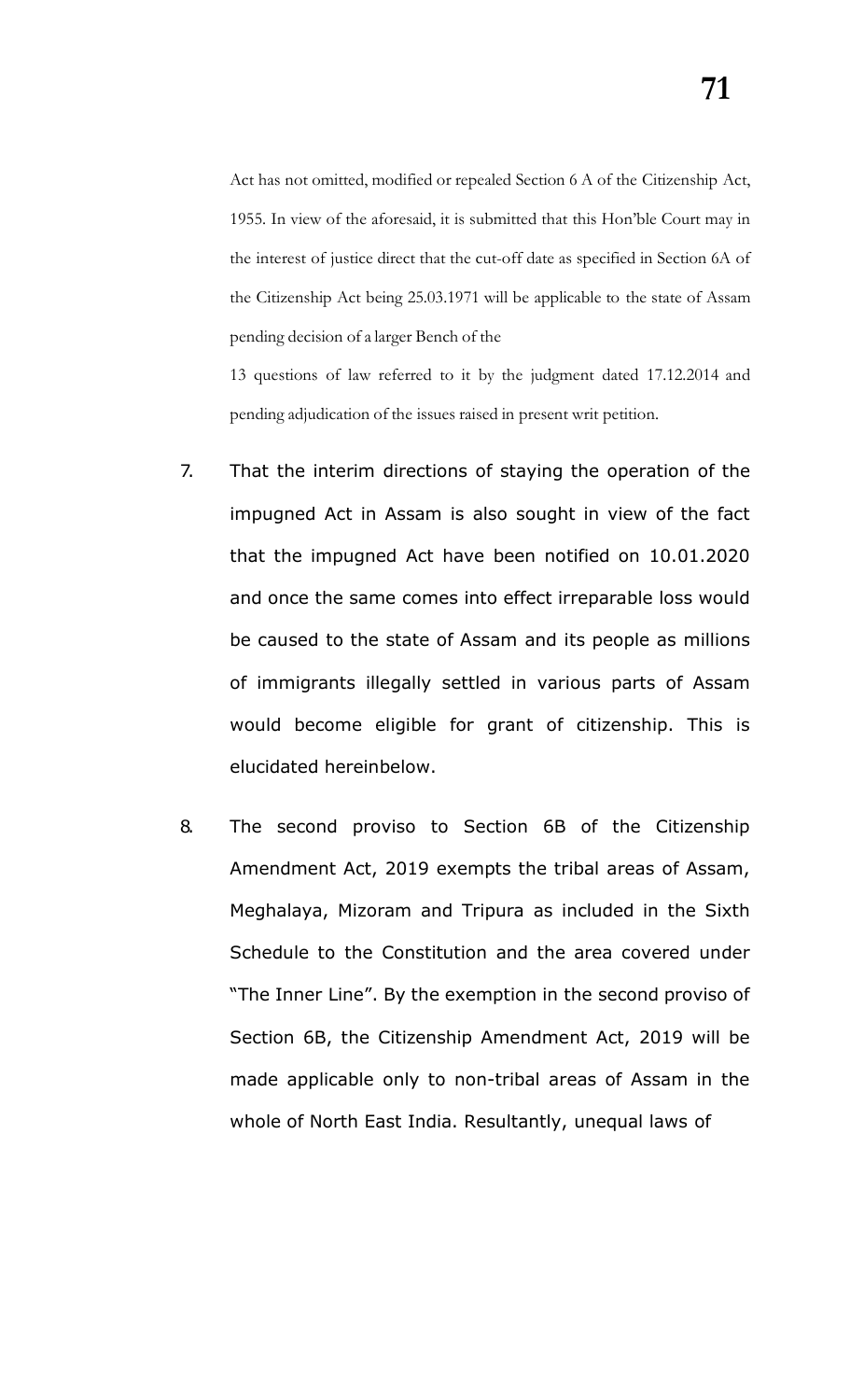Act has not omitted, modified or repealed Section 6 A of the Citizenship Act, 1955. In view of the aforesaid, it is submitted that this Hon'ble Court may in the interest of justice direct that the cut-off date as specified in Section 6A of the Citizenship Act being 25.03.1971 will be applicable to the state of Assam pending decision of a larger Bench of the

13 questions of law referred to it by the judgment dated 17.12.2014 and pending adjudication of the issues raised in present writ petition.

7. That the interim directions of staying the operation of the impugned Act in Assam is also sought in view of the fact that the impugned Act have been notified on 10.01.2020 and once the same comes into effect irreparable loss would be caused to the state of Assam and its people as millions of immigrants illegally settled in various parts of Assam would become eligible for grant of citizenship. This is elucidated hereinbelow.

8. The second proviso to Section 6B of the Citizenship Amendment Act, 2019 exempts the tribal areas of Assam, Meghalaya, Mizoram and Tripura as included in the Sixth Schedule to the Constitution and the area covered under "The Inner Line". By the exemption in the second proviso of Section 6B, the Citizenship Amendment Act, 2019 will be made applicable only to non-tribal areas of Assam in the whole of North East India. Resultantly, unequal laws of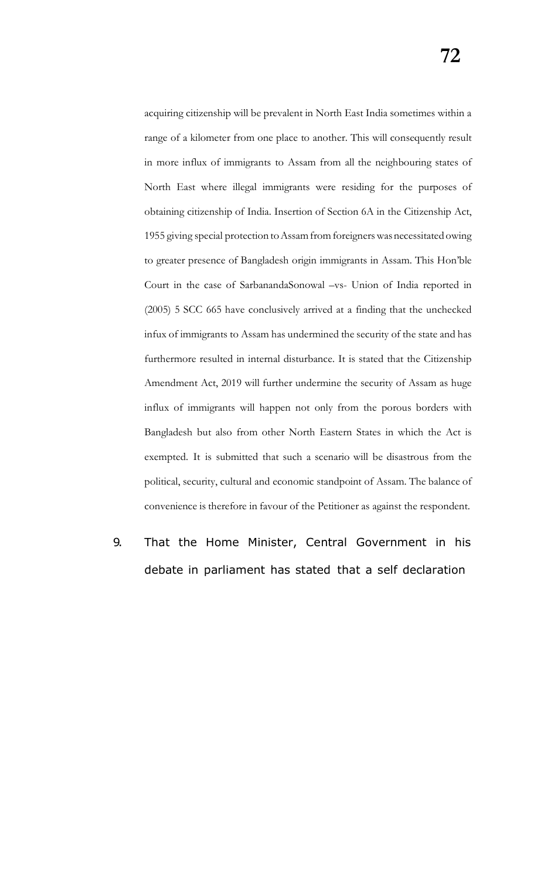acquiring citizenship will be prevalent in North East India sometimes within a range of a kilometer from one place to another. This will consequently result in more influx of immigrants to Assam from all the neighbouring states of North East where illegal immigrants were residing for the purposes of obtaining citizenship of India. Insertion of Section 6A in the Citizenship Act, 1955 giving special protection to Assam from foreigners was necessitated owing to greater presence of Bangladesh origin immigrants in Assam. This Hon'ble Court in the case of SarbanandaSonowal –vs- Union of India reported in (2005) 5 SCC 665 have conclusively arrived at a finding that the unchecked infux of immigrants to Assam has undermined the security of the state and has furthermore resulted in internal disturbance. It is stated that the Citizenship Amendment Act, 2019 will further undermine the security of Assam as huge influx of immigrants will happen not only from the porous borders with Bangladesh but also from other North Eastern States in which the Act is exempted. It is submitted that such a scenario will be disastrous from the political, security, cultural and economic standpoint of Assam. The balance of convenience is therefore in favour of the Petitioner as against the respondent.

9. That the Home Minister, Central Government in his debate in parliament has stated that a self declaration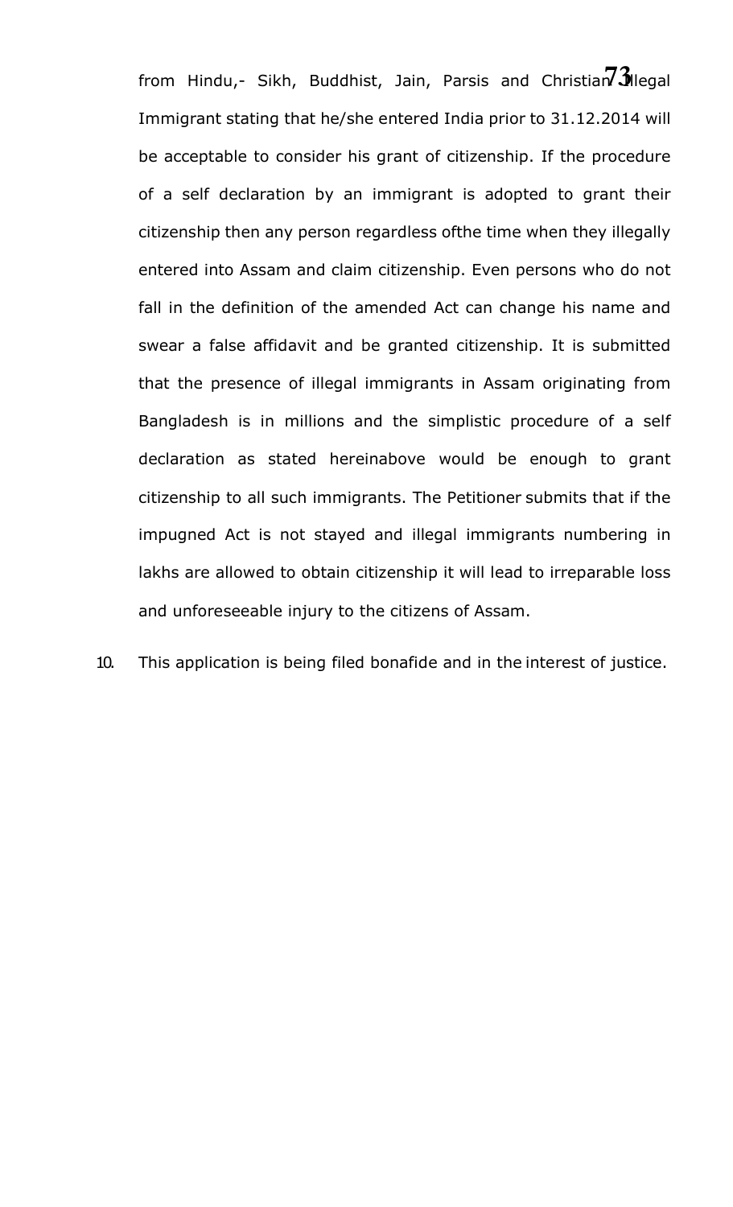from Hindu,- Sikh, Buddhist, Jain, Parsis and Christian Illegal Immigrant stating that he/she entered India prior to 31.12.2014 will be acceptable to consider his grant of citizenship. If the procedure of a self declaration by an immigrant is adopted to grant their citizenship then any person regardless ofthe time when they illegally entered into Assam and claim citizenship. Even persons who do not fall in the definition of the amended Act can change his name and swear a false affidavit and be granted citizenship. It is submitted that the presence of illegal immigrants in Assam originating from Bangladesh is in millions and the simplistic procedure of a self declaration as stated hereinabove would be enough to grant citizenship to all such immigrants. The Petitioner submits that if the impugned Act is not stayed and illegal immigrants numbering in lakhs are allowed to obtain citizenship it will lead to irreparable loss and unforeseeable injury to the citizens of Assam.

10. This application is being filed bonafide and in the interest of justice.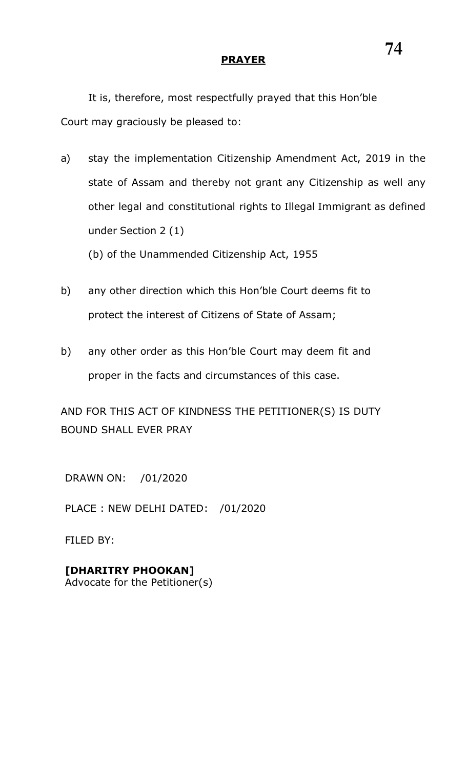## **PRAYER**

It is, therefore, most respectfully prayed that this Hon'ble Court may graciously be pleased to:

a) stay the implementation Citizenship Amendment Act, 2019 in the state of Assam and thereby not grant any Citizenship as well any other legal and constitutional rights to Illegal Immigrant as defined under Section 2 (1)

   (b) of the Unammended Citizenship Act, 1955

b) any other direction which this Hon'ble Court deems fit to protect the interest of Citizens of State of Assam;

b) any other order as this Hon'ble Court may deem fit and proper in the facts and circumstances of this case.

AND FOR THIS ACT OF KINDNESS THE PETITIONER(S) IS DUTY BOUND SHALL EVER PRAY

DRAWN ON: /01/2020

PLACE : NEW DELHI DATED: /01/2020

FILED BY:

**[DHARITRY PHOOKAN]**
Advocate for the Petitioner(s)